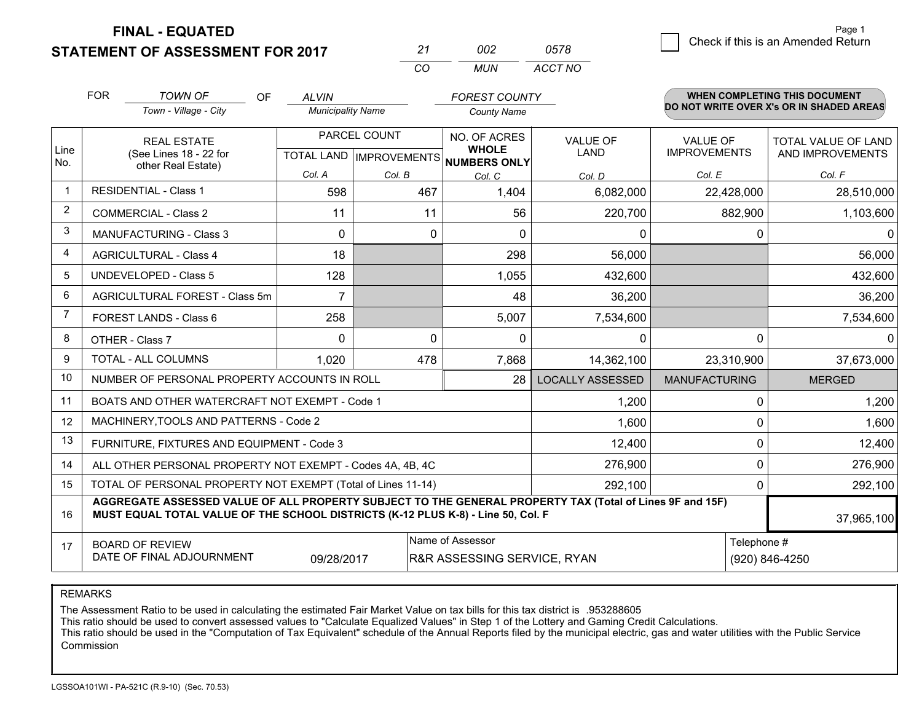# FINAL - EQUATED
## STATEMENT OF ASSESSMENT FOR 2017

| 21 | 002 | 0578 |
|---|---|---|
| CO | MUN | ACCT NO |

Page 1

☐ Check if this is an Amended Return

FOR *TOWN OF* (Town - Village - City) OF *ALVIN* (Municipality Name) *FOREST COUNTY* (County Name)

**WHEN COMPLETING THIS DOCUMENT DO NOT WRITE OVER X's OR IN SHADED AREAS**

| Line No. | REAL ESTATE (See Lines 18 - 22 for other Real Estate) | PARCEL COUNT TOTAL LAND Col. A | PARCEL COUNT IMPROVEMENTS Col. B | NO. OF ACRES WHOLE NUMBERS ONLY Col. C | VALUE OF LAND Col. D | VALUE OF IMPROVEMENTS Col. E | TOTAL VALUE OF LAND AND IMPROVEMENTS Col. F |
|---|---|---|---|---|---|---|---|
| 1 | RESIDENTIAL - Class 1 | 598 | 467 | 1,404 | 6,082,000 | 22,428,000 | 28,510,000 |
| 2 | COMMERCIAL - Class 2 | 11 | 11 | 56 | 220,700 | 882,900 | 1,103,600 |
| 3 | MANUFACTURING - Class 3 | 0 | 0 | 0 | 0 | 0 | 0 |
| 4 | AGRICULTURAL - Class 4 | 18 | | 298 | 56,000 | | 56,000 |
| 5 | UNDEVELOPED - Class 5 | 128 | | 1,055 | 432,600 | | 432,600 |
| 6 | AGRICULTURAL FOREST - Class 5m | 7 | | 48 | 36,200 | | 36,200 |
| 7 | FOREST LANDS - Class 6 | 258 | | 5,007 | 7,534,600 | | 7,534,600 |
| 8 | OTHER - Class 7 | 0 | 0 | 0 | 0 | 0 | 0 |
| 9 | TOTAL - ALL COLUMNS | 1,020 | 478 | 7,868 | 14,362,100 | 23,310,900 | 37,673,000 |
| 10 | NUMBER OF PERSONAL PROPERTY ACCOUNTS IN ROLL | | | 28 | LOCALLY ASSESSED | MANUFACTURING | MERGED |
| 11 | BOATS AND OTHER WATERCRAFT NOT EXEMPT - Code 1 | | | | 1,200 | 0 | 1,200 |
| 12 | MACHINERY,TOOLS AND PATTERNS - Code 2 | | | | 1,600 | 0 | 1,600 |
| 13 | FURNITURE, FIXTURES AND EQUIPMENT - Code 3 | | | | 12,400 | 0 | 12,400 |
| 14 | ALL OTHER PERSONAL PROPERTY NOT EXEMPT - Codes 4A, 4B, 4C | | | | 276,900 | 0 | 276,900 |
| 15 | TOTAL OF PERSONAL PROPERTY NOT EXEMPT (Total of Lines 11-14) | | | | 292,100 | 0 | 292,100 |
| 16 | **AGGREGATE ASSESSED VALUE OF ALL PROPERTY SUBJECT TO THE GENERAL PROPERTY TAX (Total of Lines 9F and 15F) MUST EQUAL TOTAL VALUE OF THE SCHOOL DISTRICTS (K-12 PLUS K-8) - Line 50, Col. F** | | | | | | 37,965,100 |
| 17 | BOARD OF REVIEW DATE OF FINAL ADJOURNMENT | 09/28/2017 | | Name of Assessor: R&R ASSESSING SERVICE, RYAN | | | Telephone #: (920) 846-4250 |

REMARKS

The Assessment Ratio to be used in calculating the estimated Fair Market Value on tax bills for this tax district is .953288605
This ratio should be used to convert assessed values to "Calculate Equalized Values" in Step 1 of the Lottery and Gaming Credit Calculations.
This ratio should be used in the "Computation of Tax Equivalent" schedule of the Annual Reports filed by the municipal electric, gas and water utilities with the Public Service Commission

LGSSOA101WI - PA-521C (R.9-10) (Sec. 70.53)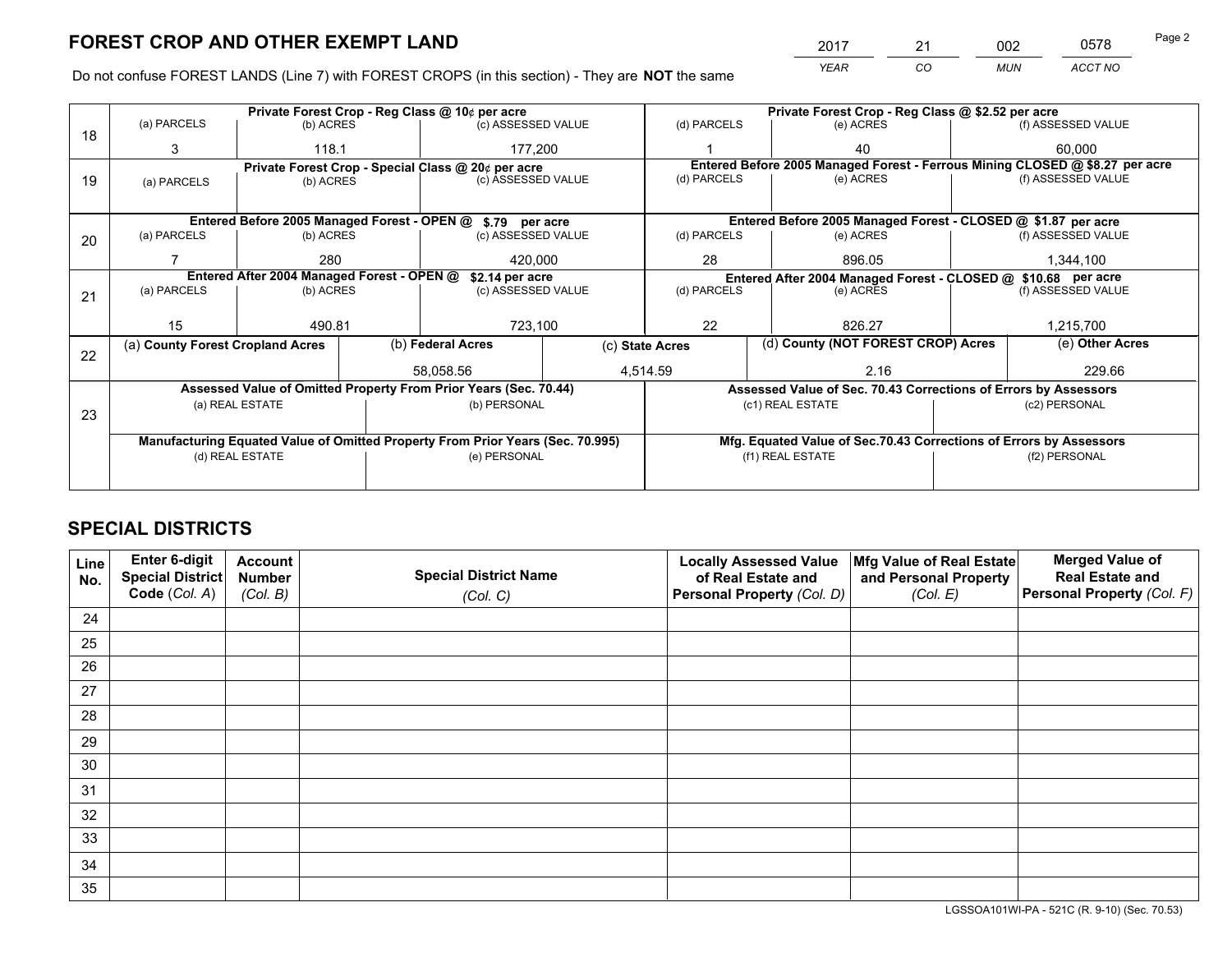# FOREST CROP AND OTHER EXEMPT LAND

| 2017 | 21 | 002 | 0578 |
|---|---|---|---|
| *YEAR* | *CO* | *MUN* | *ACCT NO* |

Do not confuse FOREST LANDS (Line 7) with FOREST CROPS (in this section) - They are **NOT** the same

| Line | | | | | | |
|---|---|---|---|---|---|---|
| 18 | **Private Forest Crop - Reg Class @ 10¢ per acre** | | | **Private Forest Crop - Reg Class @ $2.52 per acre** | | |
| | (a) PARCELS | (b) ACRES | (c) ASSESSED VALUE | (d) PARCELS | (e) ACRES | (f) ASSESSED VALUE |
| | 3 | 118.1 | 177,200 | 1 | 40 | 60,000 |
| 19 | **Private Forest Crop - Special Class @ 20¢ per acre** | | | **Entered Before 2005 Managed Forest - Ferrous Mining CLOSED @ $8.27 per acre** | | |
| | (a) PARCELS | (b) ACRES | (c) ASSESSED VALUE | (d) PARCELS | (e) ACRES | (f) ASSESSED VALUE |
| | | | | | | |
| 20 | **Entered Before 2005 Managed Forest - OPEN @ $.79 per acre** | | | **Entered Before 2005 Managed Forest - CLOSED @ $1.87 per acre** | | |
| | (a) PARCELS | (b) ACRES | (c) ASSESSED VALUE | (d) PARCELS | (e) ACRES | (f) ASSESSED VALUE |
| | 7 | 280 | 420,000 | 28 | 896.05 | 1,344,100 |
| 21 | **Entered After 2004 Managed Forest - OPEN @ $2.14 per acre** | | | **Entered After 2004 Managed Forest - CLOSED @ $10.68 per acre** | | |
| | (a) PARCELS | (b) ACRES | (c) ASSESSED VALUE | (d) PARCELS | (e) ACRES | (f) ASSESSED VALUE |
| | 15 | 490.81 | 723,100 | 22 | 826.27 | 1,215,700 |

| Line | (a) County Forest Cropland Acres | (b) Federal Acres | (c) State Acres | (d) County (NOT FOREST CROP) Acres | (e) Other Acres |
|---|---|---|---|---|---|
| 22 | | 58,058.56 | 4,514.59 | 2.16 | 229.66 |

| Line | | | | |
|---|---|---|---|---|
| 23 | **Assessed Value of Omitted Property From Prior Years (Sec. 70.44)** | | **Assessed Value of Sec. 70.43 Corrections of Errors by Assessors** | |
| | (a) REAL ESTATE | (b) PERSONAL | (c1) REAL ESTATE | (c2) PERSONAL |
| | | | | |
| | **Manufacturing Equated Value of Omitted Property From Prior Years (Sec. 70.995)** | | **Mfg. Equated Value of Sec.70.43 Corrections of Errors by Assessors** | |
| | (d) REAL ESTATE | (e) PERSONAL | (f1) REAL ESTATE | (f2) PERSONAL |
| | | | | |

# SPECIAL DISTRICTS

| Line No. | Enter 6-digit Special District Code (*Col. A*) | Account Number (*Col. B*) | Special District Name (*Col. C*) | Locally Assessed Value of Real Estate and Personal Property (*Col. D*) | Mfg Value of Real Estate and Personal Property (*Col. E*) | Merged Value of Real Estate and Personal Property (*Col. F*) |
|---|---|---|---|---|---|---|
| 24 | | | | | | |
| 25 | | | | | | |
| 26 | | | | | | |
| 27 | | | | | | |
| 28 | | | | | | |
| 29 | | | | | | |
| 30 | | | | | | |
| 31 | | | | | | |
| 32 | | | | | | |
| 33 | | | | | | |
| 34 | | | | | | |
| 35 | | | | | | |

LGSSOA101WI-PA - 521C (R. 9-10) (Sec. 70.53)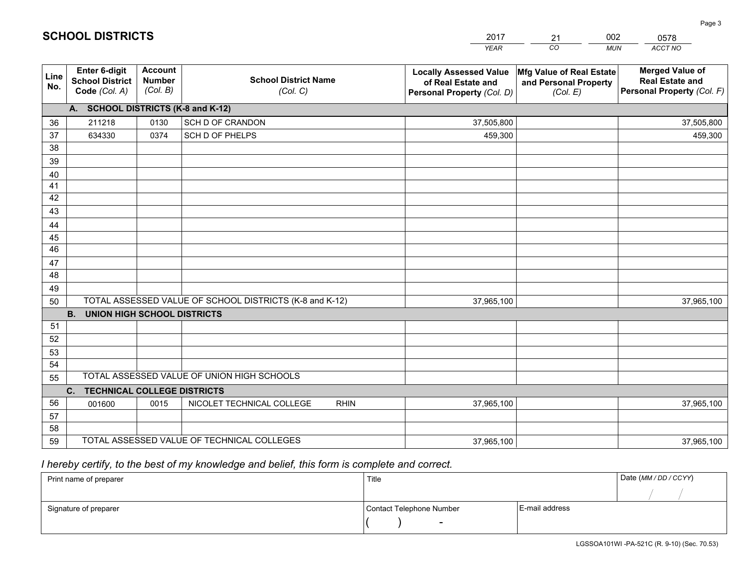# SCHOOL DISTRICTS

| YEAR | CO | MUN | ACCT NO |
|---|---|---|---|
| 2017 | 21 | 002 | 0578 |

| Line No. | Enter 6-digit School District Code (Col. A) | Account Number (Col. B) | School District Name (Col. C) | Locally Assessed Value of Real Estate and Personal Property (Col. D) | Mfg Value of Real Estate and Personal Property (Col. E) | Merged Value of Real Estate and Personal Property (Col. F) |
|---|---|---|---|---|---|---|
| | **A. SCHOOL DISTRICTS (K-8 and K-12)** | | | | | |
| 36 | 211218 | 0130 | SCH D OF CRANDON | 37,505,800 | | 37,505,800 |
| 37 | 634330 | 0374 | SCH D OF PHELPS | 459,300 | | 459,300 |
| 38 | | | | | | |
| 39 | | | | | | |
| 40 | | | | | | |
| 41 | | | | | | |
| 42 | | | | | | |
| 43 | | | | | | |
| 44 | | | | | | |
| 45 | | | | | | |
| 46 | | | | | | |
| 47 | | | | | | |
| 48 | | | | | | |
| 49 | | | | | | |
| 50 | TOTAL ASSESSED VALUE OF SCHOOL DISTRICTS (K-8 and K-12) | | | 37,965,100 | | 37,965,100 |
| | **B. UNION HIGH SCHOOL DISTRICTS** | | | | | |
| 51 | | | | | | |
| 52 | | | | | | |
| 53 | | | | | | |
| 54 | | | | | | |
| 55 | TOTAL ASSESSED VALUE OF UNION HIGH SCHOOLS | | | | | |
| | **C. TECHNICAL COLLEGE DISTRICTS** | | | | | |
| 56 | 001600 | 0015 | NICOLET TECHNICAL COLLEGE RHIN | 37,965,100 | | 37,965,100 |
| 57 | | | | | | |
| 58 | | | | | | |
| 59 | TOTAL ASSESSED VALUE OF TECHNICAL COLLEGES | | | 37,965,100 | | 37,965,100 |

*I hereby certify, to the best of my knowledge and belief, this form is complete and correct.*

| Print name of preparer | Title | | Date (MM / DD / CCYY) |
|---|---|---|---|
| | | | / / |
| Signature of preparer | Contact Telephone Number | E-mail address | |
| | ( ) - | | |

LGSSOA101WI -PA-521C (R. 9-10) (Sec. 70.53)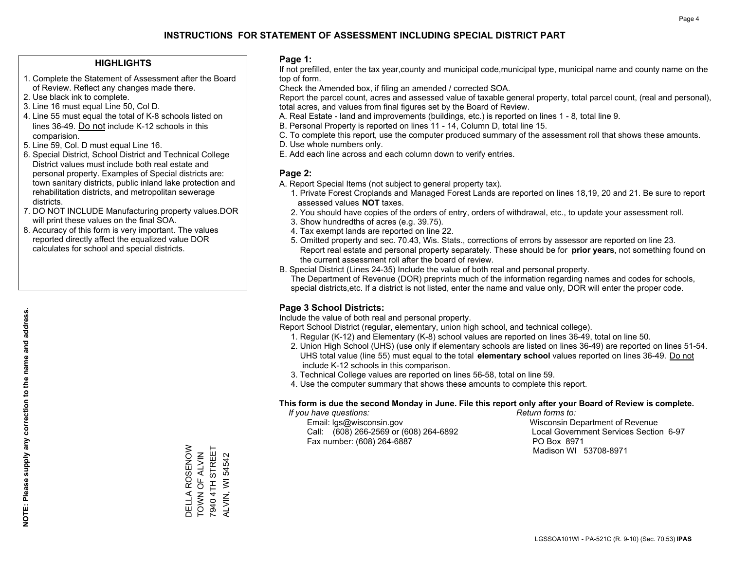# INSTRUCTIONS FOR STATEMENT OF ASSESSMENT INCLUDING SPECIAL DISTRICT PART

## HIGHLIGHTS

1. Complete the Statement of Assessment after the Board of Review. Reflect any changes made there.
2. Use black ink to complete.
3. Line 16 must equal Line 50, Col D.
4. Line 55 must equal the total of K-8 schools listed on lines 36-49. Do not include K-12 schools in this comparision.
5. Line 59, Col. D must equal Line 16.
6. Special District, School District and Technical College District values must include both real estate and personal property. Examples of Special districts are: town sanitary districts, public inland lake protection and rehabilitation districts, and metropolitan sewerage districts.
7. DO NOT INCLUDE Manufacturing property values.DOR will print these values on the final SOA.
8. Accuracy of this form is very important. The values reported directly affect the equalized value DOR calculates for school and special districts.

**NOTE: Please supply any correction to the name and address.**

DELLA ROSENOW
TOWN OF ALVIN
7940 4TH STREET
ALVIN, WI 54542

### Page 1:

If not prefilled, enter the tax year,county and municipal code,municipal type, municipal name and county name on the top of form.

Check the Amended box, if filing an amended / corrected SOA.

Report the parcel count, acres and assessed value of taxable general property, total parcel count, (real and personal), total acres, and values from final figures set by the Board of Review.

A. Real Estate - land and improvements (buildings, etc.) is reported on lines 1 - 8, total line 9.
B. Personal Property is reported on lines 11 - 14, Column D, total line 15.
C. To complete this report, use the computer produced summary of the assessment roll that shows these amounts.
D. Use whole numbers only.
E. Add each line across and each column down to verify entries.

### Page 2:

A. Report Special Items (not subject to general property tax).
1. Private Forest Croplands and Managed Forest Lands are reported on lines 18,19, 20 and 21. Be sure to report assessed values **NOT** taxes.
2. You should have copies of the orders of entry, orders of withdrawal, etc., to update your assessment roll.
3. Show hundredths of acres (e.g. 39.75).
4. Tax exempt lands are reported on line 22.
5. Omitted property and sec. 70.43, Wis. Stats., corrections of errors by assessor are reported on line 23. Report real estate and personal property separately. These should be for **prior years**, not something found on the current assessment roll after the board of review.

B. Special District (Lines 24-35) Include the value of both real and personal property.
The Department of Revenue (DOR) preprints much of the information regarding names and codes for schools, special districts,etc. If a district is not listed, enter the name and value only, DOR will enter the proper code.

### Page 3 School Districts:

Include the value of both real and personal property.

Report School District (regular, elementary, union high school, and technical college).

1. Regular (K-12) and Elementary (K-8) school values are reported on lines 36-49, total on line 50.
2. Union High School (UHS) (use only if elementary schools are listed on lines 36-49) are reported on lines 51-54. UHS total value (line 55) must equal to the total **elementary school** values reported on lines 36-49. Do not include K-12 schools in this comparison.
3. Technical College values are reported on lines 56-58, total on line 59.
4. Use the computer summary that shows these amounts to complete this report.

**This form is due the second Monday in June. File this report only after your Board of Review is complete.**

*If you have questions:*
Email: lgs@wisconsin.gov
Call: (608) 266-2569 or (608) 264-6892
Fax number: (608) 264-6887

*Return forms to:*
Wisconsin Department of Revenue
Local Government Services Section 6-97
PO Box 8971
Madison WI 53708-8971

LGSSOA101WI - PA-521C (R. 9-10) (Sec. 70.53) **IPAS**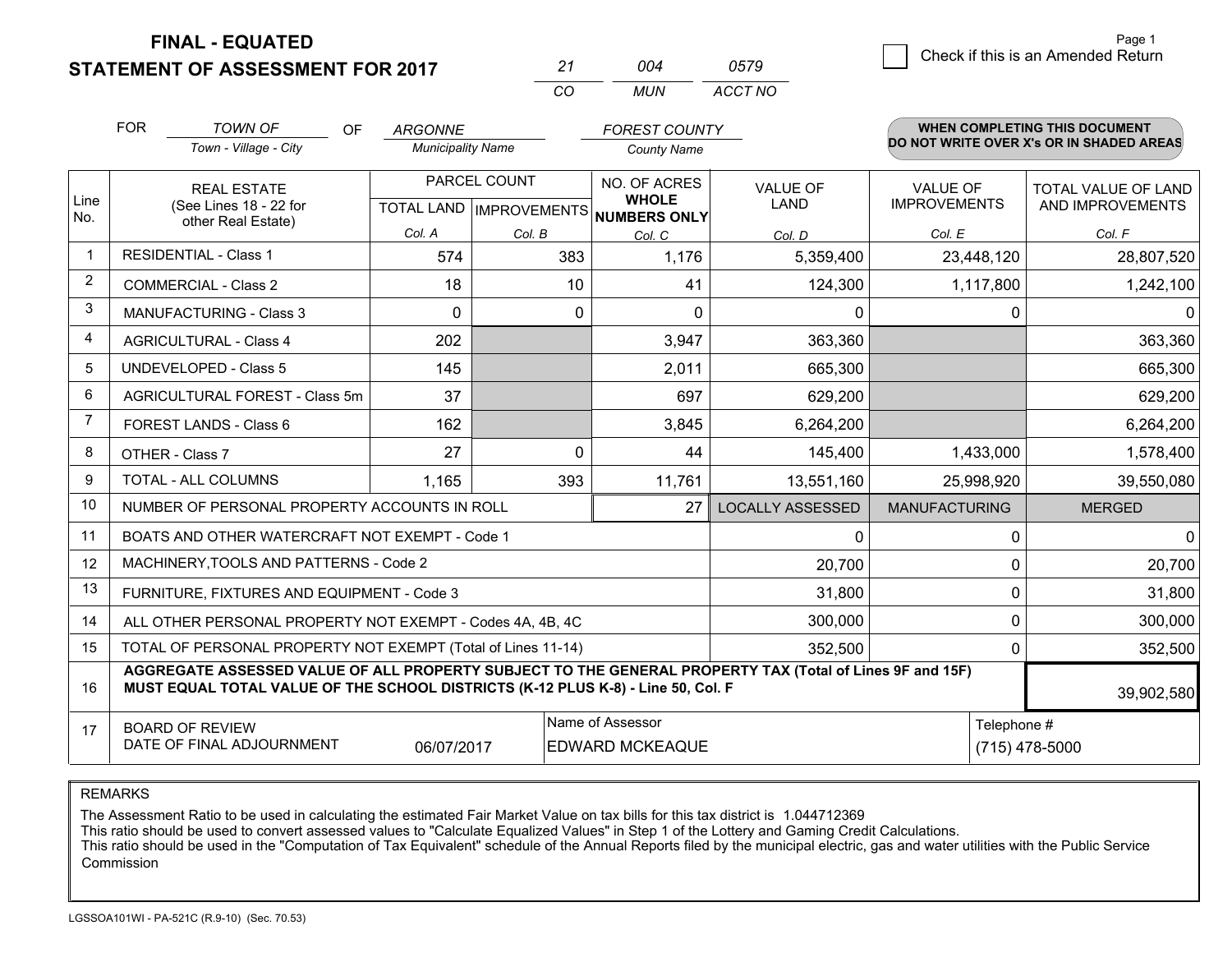# FINAL - EQUATED
# STATEMENT OF ASSESSMENT FOR 2017

| 21 | 004 | 0579 |
|---|---|---|
| CO | MUN | ACCT NO |

Page 1

☐ Check if this is an Amended Return

FOR *TOWN OF* (Town - Village - City) OF *ARGONNE* (Municipality Name) *FOREST COUNTY* (County Name)

**WHEN COMPLETING THIS DOCUMENT DO NOT WRITE OVER X's OR IN SHADED AREAS**

| Line No. | REAL ESTATE (See Lines 18 - 22 for other Real Estate) | PARCEL COUNT TOTAL LAND Col. A | PARCEL COUNT IMPROVEMENTS Col. B | NO. OF ACRES WHOLE NUMBERS ONLY Col. C | VALUE OF LAND Col. D | VALUE OF IMPROVEMENTS Col. E | TOTAL VALUE OF LAND AND IMPROVEMENTS Col. F |
|---|---|---|---|---|---|---|---|
| 1 | RESIDENTIAL - Class 1 | 574 | 383 | 1,176 | 5,359,400 | 23,448,120 | 28,807,520 |
| 2 | COMMERCIAL - Class 2 | 18 | 10 | 41 | 124,300 | 1,117,800 | 1,242,100 |
| 3 | MANUFACTURING - Class 3 | 0 | 0 | 0 | 0 | 0 | 0 |
| 4 | AGRICULTURAL - Class 4 | 202 | | 3,947 | 363,360 | | 363,360 |
| 5 | UNDEVELOPED - Class 5 | 145 | | 2,011 | 665,300 | | 665,300 |
| 6 | AGRICULTURAL FOREST - Class 5m | 37 | | 697 | 629,200 | | 629,200 |
| 7 | FOREST LANDS - Class 6 | 162 | | 3,845 | 6,264,200 | | 6,264,200 |
| 8 | OTHER - Class 7 | 27 | 0 | 44 | 145,400 | 1,433,000 | 1,578,400 |
| 9 | TOTAL - ALL COLUMNS | 1,165 | 393 | 11,761 | 13,551,160 | 25,998,920 | 39,550,080 |
| 10 | NUMBER OF PERSONAL PROPERTY ACCOUNTS IN ROLL | | | 27 | LOCALLY ASSESSED | MANUFACTURING | MERGED |
| 11 | BOATS AND OTHER WATERCRAFT NOT EXEMPT - Code 1 | | | | 0 | 0 | 0 |
| 12 | MACHINERY,TOOLS AND PATTERNS - Code 2 | | | | 20,700 | 0 | 20,700 |
| 13 | FURNITURE, FIXTURES AND EQUIPMENT - Code 3 | | | | 31,800 | 0 | 31,800 |
| 14 | ALL OTHER PERSONAL PROPERTY NOT EXEMPT - Codes 4A, 4B, 4C | | | | 300,000 | 0 | 300,000 |
| 15 | TOTAL OF PERSONAL PROPERTY NOT EXEMPT (Total of Lines 11-14) | | | | 352,500 | 0 | 352,500 |
| 16 | **AGGREGATE ASSESSED VALUE OF ALL PROPERTY SUBJECT TO THE GENERAL PROPERTY TAX (Total of Lines 9F and 15F) MUST EQUAL TOTAL VALUE OF THE SCHOOL DISTRICTS (K-12 PLUS K-8) - Line 50, Col. F** | | | | | | 39,902,580 |
| 17 | BOARD OF REVIEW DATE OF FINAL ADJOURNMENT | 06/07/2017 | | Name of Assessor: EDWARD MCKEAQUE | | Telephone #: (715) 478-5000 | |

REMARKS

The Assessment Ratio to be used in calculating the estimated Fair Market Value on tax bills for this tax district is 1.044712369
This ratio should be used to convert assessed values to "Calculate Equalized Values" in Step 1 of the Lottery and Gaming Credit Calculations.
This ratio should be used in the "Computation of Tax Equivalent" schedule of the Annual Reports filed by the municipal electric, gas and water utilities with the Public Service Commission

LGSSOA101WI - PA-521C (R.9-10) (Sec. 70.53)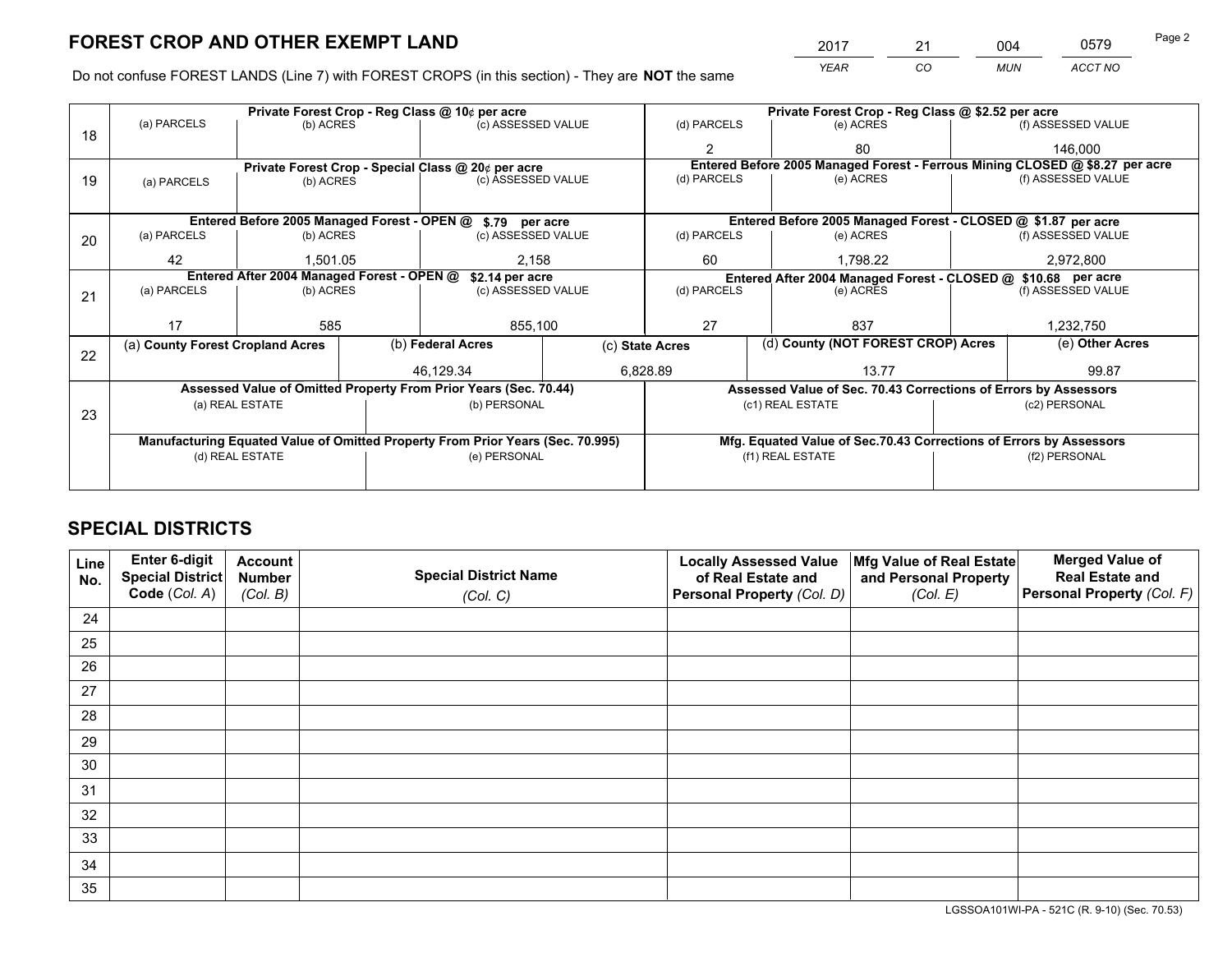# FOREST CROP AND OTHER EXEMPT LAND

| 2017 | 21 | 004 | 0579 |
|---|---|---|---|
| *YEAR* | *CO* | *MUN* | *ACCT NO* |

Do not confuse FOREST LANDS (Line 7) with FOREST CROPS (in this section) - They are **NOT** the same

| Line | Private Forest Crop - Reg Class @ 10¢ per acre | | | Private Forest Crop - Reg Class @ $2.52 per acre | | |
|---|---|---|---|---|---|---|
| 18 | (a) PARCELS | (b) ACRES | (c) ASSESSED VALUE | (d) PARCELS | (e) ACRES | (f) ASSESSED VALUE |
| | | | | 2 | 80 | 146,000 |
| | **Private Forest Crop - Special Class @ 20¢ per acre** | | | **Entered Before 2005 Managed Forest - Ferrous Mining CLOSED @ $8.27 per acre** | | |
| 19 | (a) PARCELS | (b) ACRES | (c) ASSESSED VALUE | (d) PARCELS | (e) ACRES | (f) ASSESSED VALUE |
| | | | | | | |
| | **Entered Before 2005 Managed Forest - OPEN @ $.79 per acre** | | | **Entered Before 2005 Managed Forest - CLOSED @ $1.87 per acre** | | |
| 20 | (a) PARCELS | (b) ACRES | (c) ASSESSED VALUE | (d) PARCELS | (e) ACRES | (f) ASSESSED VALUE |
| | 42 | 1,501.05 | 2,158 | 60 | 1,798.22 | 2,972,800 |
| | **Entered After 2004 Managed Forest - OPEN @ $2.14 per acre** | | | **Entered After 2004 Managed Forest - CLOSED @ $10.68 per acre** | | |
| 21 | (a) PARCELS | (b) ACRES | (c) ASSESSED VALUE | (d) PARCELS | (e) ACRES | (f) ASSESSED VALUE |
| | 17 | 585 | 855,100 | 27 | 837 | 1,232,750 |

| Line | (a) County Forest Cropland Acres | (b) Federal Acres | (c) State Acres | (d) County (NOT FOREST CROP) Acres | (e) Other Acres |
|---|---|---|---|---|---|
| 22 | | 46,129.34 | 6,828.89 | 13.77 | 99.87 |

| Line | Assessed Value of Omitted Property From Prior Years (Sec. 70.44) | | Assessed Value of Sec. 70.43 Corrections of Errors by Assessors | |
|---|---|---|---|---|
| 23 | (a) REAL ESTATE | (b) PERSONAL | (c1) REAL ESTATE | (c2) PERSONAL |
| | | | | |
| | **Manufacturing Equated Value of Omitted Property From Prior Years (Sec. 70.995)** | | **Mfg. Equated Value of Sec.70.43 Corrections of Errors by Assessors** | |
| | (d) REAL ESTATE | (e) PERSONAL | (f1) REAL ESTATE | (f2) PERSONAL |
| | | | | |

# SPECIAL DISTRICTS

| Line No. | Enter 6-digit Special District Code (*Col. A*) | Account Number (*Col. B*) | Special District Name (*Col. C*) | Locally Assessed Value of Real Estate and Personal Property (*Col. D*) | Mfg Value of Real Estate and Personal Property (*Col. E*) | Merged Value of Real Estate and Personal Property (*Col. F*) |
|---|---|---|---|---|---|---|
| 24 | | | | | | |
| 25 | | | | | | |
| 26 | | | | | | |
| 27 | | | | | | |
| 28 | | | | | | |
| 29 | | | | | | |
| 30 | | | | | | |
| 31 | | | | | | |
| 32 | | | | | | |
| 33 | | | | | | |
| 34 | | | | | | |
| 35 | | | | | | |

LGSSOA101WI-PA - 521C (R. 9-10) (Sec. 70.53)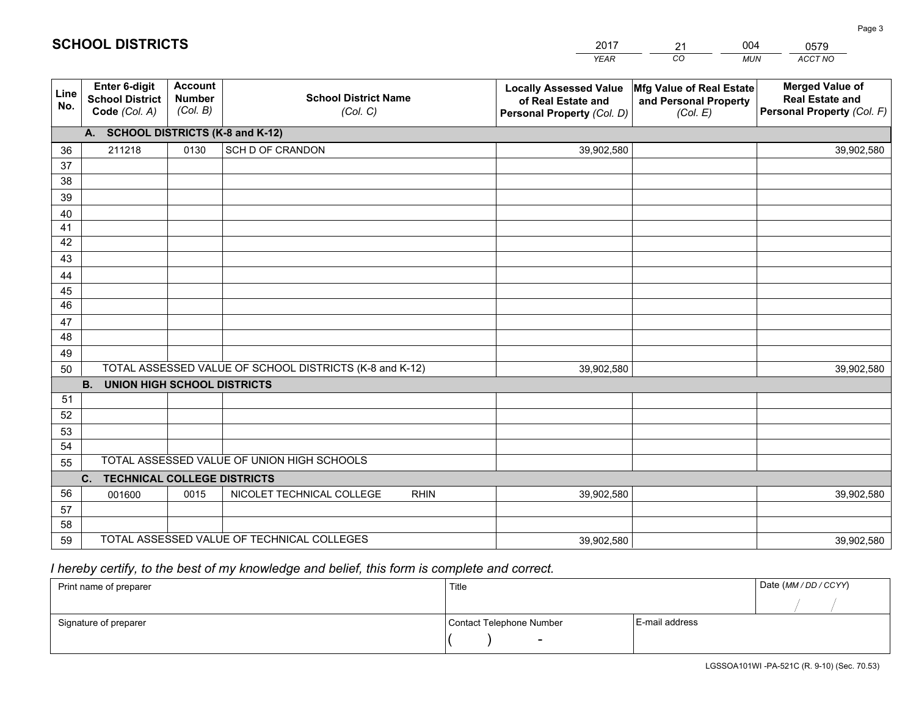# SCHOOL DISTRICTS

| 2017 | 21 | 004 | 0579 |
|---|---|---|---|
| *YEAR* | *CO* | *MUN* | *ACCT NO* |

| Line No. | Enter 6-digit School District Code *(Col. A)* | Account Number *(Col. B)* | School District Name *(Col. C)* | Locally Assessed Value of Real Estate and Personal Property *(Col. D)* | Mfg Value of Real Estate and Personal Property *(Col. E)* | Merged Value of Real Estate and Personal Property *(Col. F)* |
|---|---|---|---|---|---|---|
| **A. SCHOOL DISTRICTS (K-8 and K-12)** | | | | | | |
| 36 | 211218 | 0130 | SCH D OF CRANDON | 39,902,580 | | 39,902,580 |
| 37 | | | | | | |
| 38 | | | | | | |
| 39 | | | | | | |
| 40 | | | | | | |
| 41 | | | | | | |
| 42 | | | | | | |
| 43 | | | | | | |
| 44 | | | | | | |
| 45 | | | | | | |
| 46 | | | | | | |
| 47 | | | | | | |
| 48 | | | | | | |
| 49 | | | | | | |
| 50 | TOTAL ASSESSED VALUE OF SCHOOL DISTRICTS (K-8 and K-12) | | | 39,902,580 | | 39,902,580 |
| **B. UNION HIGH SCHOOL DISTRICTS** | | | | | | |
| 51 | | | | | | |
| 52 | | | | | | |
| 53 | | | | | | |
| 54 | | | | | | |
| 55 | TOTAL ASSESSED VALUE OF UNION HIGH SCHOOLS | | | | | |
| **C. TECHNICAL COLLEGE DISTRICTS** | | | | | | |
| 56 | 001600 | 0015 | NICOLET TECHNICAL COLLEGE RHIN | 39,902,580 | | 39,902,580 |
| 57 | | | | | | |
| 58 | | | | | | |
| 59 | TOTAL ASSESSED VALUE OF TECHNICAL COLLEGES | | | 39,902,580 | | 39,902,580 |

*I hereby certify, to the best of my knowledge and belief, this form is complete and correct.*

| Print name of preparer | Title | | Date *(MM / DD / CCYY)* |
|---|---|---|---|
| | | | / / |
| Signature of preparer | Contact Telephone Number | E-mail address | |
| | ( ) - | | |

LGSSOA101WI -PA-521C (R. 9-10) (Sec. 70.53)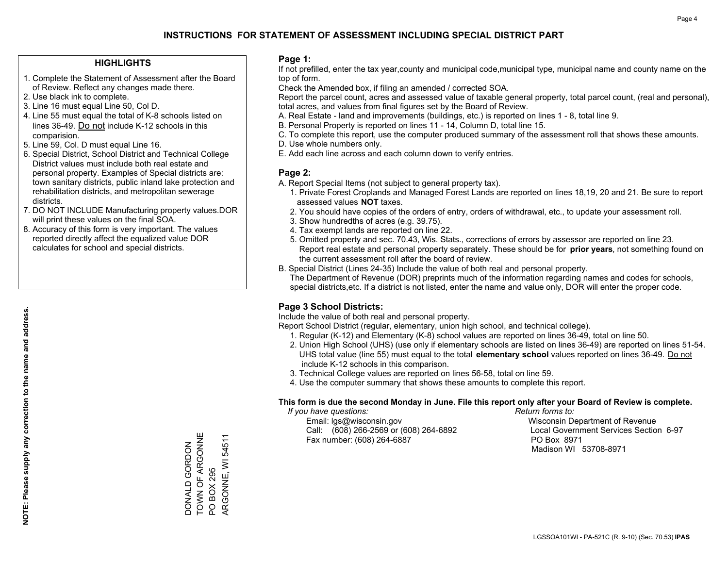# INSTRUCTIONS FOR STATEMENT OF ASSESSMENT INCLUDING SPECIAL DISTRICT PART

## HIGHLIGHTS

1. Complete the Statement of Assessment after the Board of Review. Reflect any changes made there.
2. Use black ink to complete.
3. Line 16 must equal Line 50, Col D.
4. Line 55 must equal the total of K-8 schools listed on lines 36-49. Do not include K-12 schools in this comparision.
5. Line 59, Col. D must equal Line 16.
6. Special District, School District and Technical College District values must include both real estate and personal property. Examples of Special districts are: town sanitary districts, public inland lake protection and rehabilitation districts, and metropolitan sewerage districts.
7. DO NOT INCLUDE Manufacturing property values.DOR will print these values on the final SOA.
8. Accuracy of this form is very important. The values reported directly affect the equalized value DOR calculates for school and special districts.

**NOTE: Please supply any correction to the name and address.**

DONALD GORDON
TOWN OF ARGONNE
PO BOX 295
ARGONNE, WI 54511

## Page 1:

If not prefilled, enter the tax year,county and municipal code,municipal type, municipal name and county name on the top of form.

Check the Amended box, if filing an amended / corrected SOA.

Report the parcel count, acres and assessed value of taxable general property, total parcel count, (real and personal), total acres, and values from final figures set by the Board of Review.

A. Real Estate - land and improvements (buildings, etc.) is reported on lines 1 - 8, total line 9.
B. Personal Property is reported on lines 11 - 14, Column D, total line 15.
C. To complete this report, use the computer produced summary of the assessment roll that shows these amounts.
D. Use whole numbers only.
E. Add each line across and each column down to verify entries.

## Page 2:

A. Report Special Items (not subject to general property tax).
   1. Private Forest Croplands and Managed Forest Lands are reported on lines 18,19, 20 and 21. Be sure to report assessed values **NOT** taxes.
   2. You should have copies of the orders of entry, orders of withdrawal, etc., to update your assessment roll.
   3. Show hundredths of acres (e.g. 39.75).
   4. Tax exempt lands are reported on line 22.
   5. Omitted property and sec. 70.43, Wis. Stats., corrections of errors by assessor are reported on line 23. Report real estate and personal property separately. These should be for **prior years**, not something found on the current assessment roll after the board of review.
B. Special District (Lines 24-35) Include the value of both real and personal property.
   The Department of Revenue (DOR) preprints much of the information regarding names and codes for schools, special districts,etc. If a district is not listed, enter the name and value only, DOR will enter the proper code.

## Page 3 School Districts:

Include the value of both real and personal property.

Report School District (regular, elementary, union high school, and technical college).

1. Regular (K-12) and Elementary (K-8) school values are reported on lines 36-49, total on line 50.
2. Union High School (UHS) (use only if elementary schools are listed on lines 36-49) are reported on lines 51-54. UHS total value (line 55) must equal to the total **elementary school** values reported on lines 36-49. Do not include K-12 schools in this comparison.
3. Technical College values are reported on lines 56-58, total on line 59.
4. Use the computer summary that shows these amounts to complete this report.

**This form is due the second Monday in June. File this report only after your Board of Review is complete.**

*If you have questions:*
Email: lgs@wisconsin.gov
Call: (608) 266-2569 or (608) 264-6892
Fax number: (608) 264-6887

*Return forms to:*
Wisconsin Department of Revenue
Local Government Services Section 6-97
PO Box 8971
Madison WI 53708-8971

LGSSOA101WI - PA-521C (R. 9-10) (Sec. 70.53) **IPAS**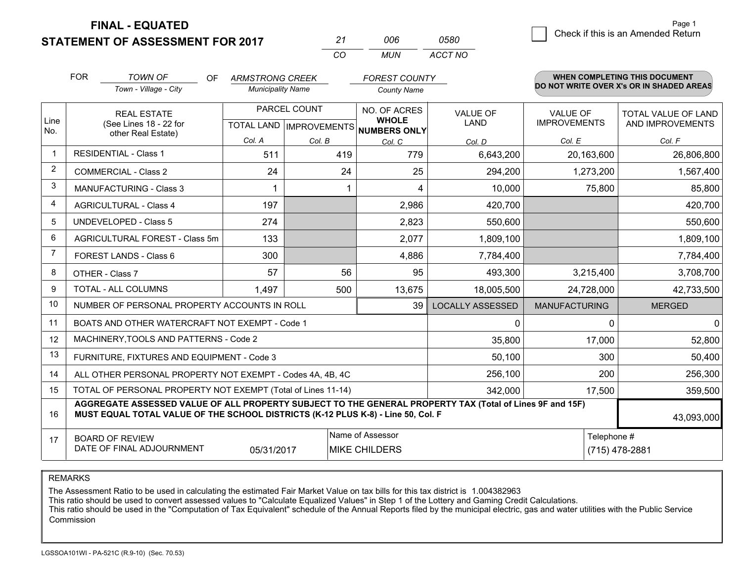# FINAL - EQUATED
## STATEMENT OF ASSESSMENT FOR 2017

| 21 | 006 | 0580 |
|---|---|---|
| CO | MUN | ACCT NO |

Page 1

☐ Check if this is an Amended Return

FOR *TOWN OF* (Town - Village - City) OF *ARMSTRONG CREEK* (Municipality Name) *FOREST COUNTY* (County Name)

**WHEN COMPLETING THIS DOCUMENT DO NOT WRITE OVER X's OR IN SHADED AREAS**

| Line No. | REAL ESTATE (See Lines 18 - 22 for other Real Estate) | PARCEL COUNT TOTAL LAND Col. A | PARCEL COUNT IMPROVEMENTS Col. B | NO. OF ACRES WHOLE NUMBERS ONLY Col. C | VALUE OF LAND Col. D | VALUE OF IMPROVEMENTS Col. E | TOTAL VALUE OF LAND AND IMPROVEMENTS Col. F |
|---|---|---|---|---|---|---|---|
| 1 | RESIDENTIAL - Class 1 | 511 | 419 | 779 | 6,643,200 | 20,163,600 | 26,806,800 |
| 2 | COMMERCIAL - Class 2 | 24 | 24 | 25 | 294,200 | 1,273,200 | 1,567,400 |
| 3 | MANUFACTURING - Class 3 | 1 | 1 | 4 | 10,000 | 75,800 | 85,800 |
| 4 | AGRICULTURAL - Class 4 | 197 | | 2,986 | 420,700 | | 420,700 |
| 5 | UNDEVELOPED - Class 5 | 274 | | 2,823 | 550,600 | | 550,600 |
| 6 | AGRICULTURAL FOREST - Class 5m | 133 | | 2,077 | 1,809,100 | | 1,809,100 |
| 7 | FOREST LANDS - Class 6 | 300 | | 4,886 | 7,784,400 | | 7,784,400 |
| 8 | OTHER - Class 7 | 57 | 56 | 95 | 493,300 | 3,215,400 | 3,708,700 |
| 9 | TOTAL - ALL COLUMNS | 1,497 | 500 | 13,675 | 18,005,500 | 24,728,000 | 42,733,500 |
| 10 | NUMBER OF PERSONAL PROPERTY ACCOUNTS IN ROLL | | | 39 | LOCALLY ASSESSED | MANUFACTURING | MERGED |
| 11 | BOATS AND OTHER WATERCRAFT NOT EXEMPT - Code 1 | | | | 0 | 0 | 0 |
| 12 | MACHINERY,TOOLS AND PATTERNS - Code 2 | | | | 35,800 | 17,000 | 52,800 |
| 13 | FURNITURE, FIXTURES AND EQUIPMENT - Code 3 | | | | 50,100 | 300 | 50,400 |
| 14 | ALL OTHER PERSONAL PROPERTY NOT EXEMPT - Codes 4A, 4B, 4C | | | | 256,100 | 200 | 256,300 |
| 15 | TOTAL OF PERSONAL PROPERTY NOT EXEMPT (Total of Lines 11-14) | | | | 342,000 | 17,500 | 359,500 |
| 16 | **AGGREGATE ASSESSED VALUE OF ALL PROPERTY SUBJECT TO THE GENERAL PROPERTY TAX (Total of Lines 9F and 15F) MUST EQUAL TOTAL VALUE OF THE SCHOOL DISTRICTS (K-12 PLUS K-8) - Line 50, Col. F** | | | | | | 43,093,000 |
| 17 | BOARD OF REVIEW DATE OF FINAL ADJOURNMENT | 05/31/2017 | | Name of Assessor: MIKE CHILDERS | | | Telephone #: (715) 478-2881 |

REMARKS

The Assessment Ratio to be used in calculating the estimated Fair Market Value on tax bills for this tax district is 1.004382963
This ratio should be used to convert assessed values to "Calculate Equalized Values" in Step 1 of the Lottery and Gaming Credit Calculations.
This ratio should be used in the "Computation of Tax Equivalent" schedule of the Annual Reports filed by the municipal electric, gas and water utilities with the Public Service Commission

LGSSOA101WI - PA-521C (R.9-10) (Sec. 70.53)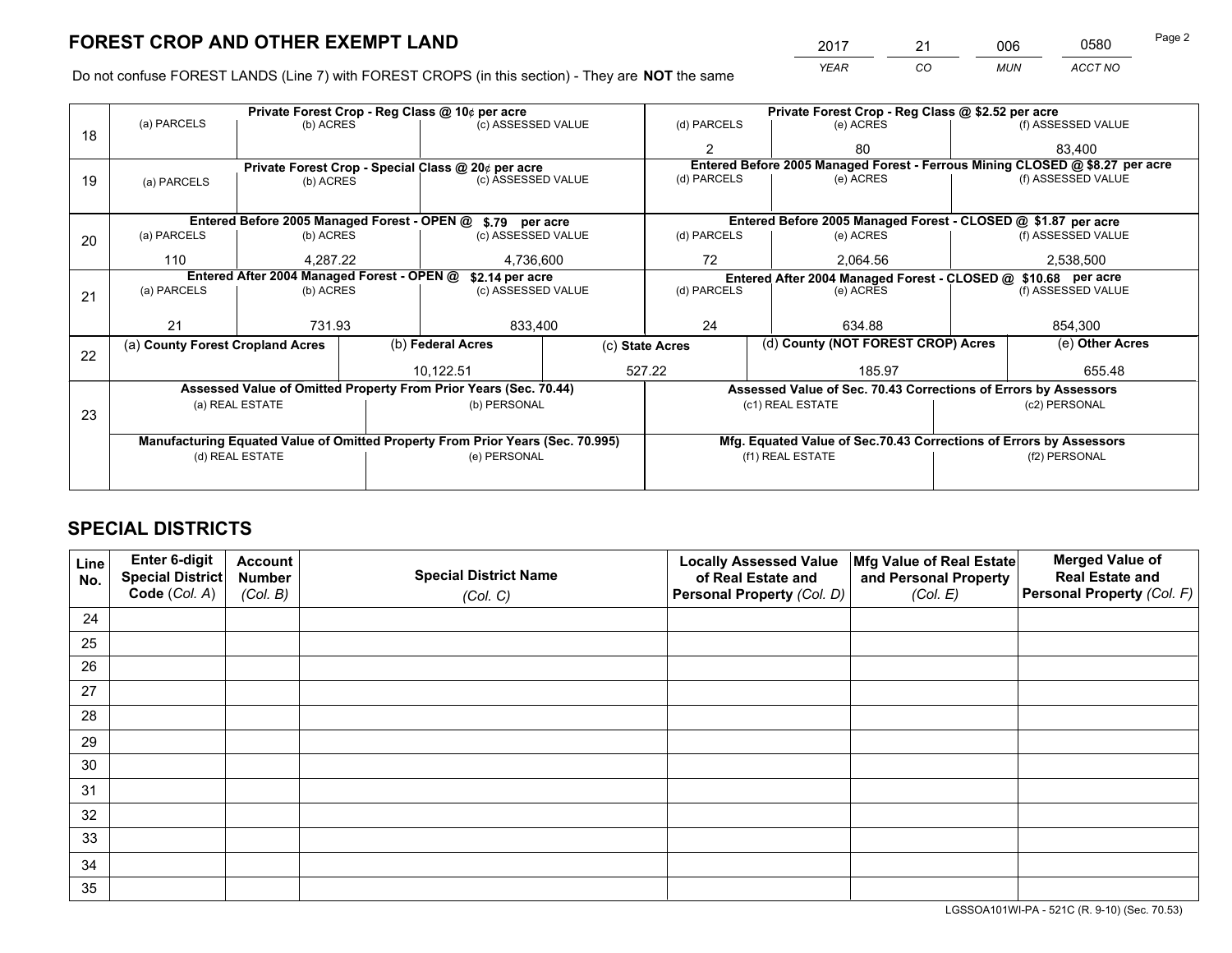# FOREST CROP AND OTHER EXEMPT LAND

| 2017 | 21 | 006 | 0580 |
|---|---|---|---|
| *YEAR* | *CO* | *MUN* | *ACCT NO* |

Do not confuse FOREST LANDS (Line 7) with FOREST CROPS (in this section) - They are **NOT** the same

| Line | Private Forest Crop - Reg Class @ 10¢ per acre | | | Private Forest Crop - Reg Class @ \$2.52 per acre | | |
|---|---|---|---|---|---|---|
| 18 | (a) PARCELS | (b) ACRES | (c) ASSESSED VALUE | (d) PARCELS | (e) ACRES | (f) ASSESSED VALUE |
| | | | | 2 | 80 | 83,400 |
| | **Private Forest Crop - Special Class @ 20¢ per acre** | | | **Entered Before 2005 Managed Forest - Ferrous Mining CLOSED @ \$8.27 per acre** | | |
| 19 | (a) PARCELS | (b) ACRES | (c) ASSESSED VALUE | (d) PARCELS | (e) ACRES | (f) ASSESSED VALUE |
| | | | | | | |
| | **Entered Before 2005 Managed Forest - OPEN @ \$.79 per acre** | | | **Entered Before 2005 Managed Forest - CLOSED @ \$1.87 per acre** | | |
| 20 | (a) PARCELS | (b) ACRES | (c) ASSESSED VALUE | (d) PARCELS | (e) ACRES | (f) ASSESSED VALUE |
| | 110 | 4,287.22 | 4,736,600 | 72 | 2,064.56 | 2,538,500 |
| | **Entered After 2004 Managed Forest - OPEN @ \$2.14 per acre** | | | **Entered After 2004 Managed Forest - CLOSED @ \$10.68 per acre** | | |
| 21 | (a) PARCELS | (b) ACRES | (c) ASSESSED VALUE | (d) PARCELS | (e) ACRES | (f) ASSESSED VALUE |
| | 21 | 731.93 | 833,400 | 24 | 634.88 | 854,300 |

| Line | (a) County Forest Cropland Acres | (b) Federal Acres | (c) State Acres | (d) County (NOT FOREST CROP) Acres | (e) Other Acres |
|---|---|---|---|---|---|
| 22 | | 10,122.51 | 527.22 | 185.97 | 655.48 |

| Line | Assessed Value of Omitted Property From Prior Years (Sec. 70.44) | | Assessed Value of Sec. 70.43 Corrections of Errors by Assessors | |
|---|---|---|---|---|
| 23 | (a) REAL ESTATE | (b) PERSONAL | (c1) REAL ESTATE | (c2) PERSONAL |
| | | | | |
| | **Manufacturing Equated Value of Omitted Property From Prior Years (Sec. 70.995)** | | **Mfg. Equated Value of Sec.70.43 Corrections of Errors by Assessors** | |
| | (d) REAL ESTATE | (e) PERSONAL | (f1) REAL ESTATE | (f2) PERSONAL |
| | | | | |

# SPECIAL DISTRICTS

| Line No. | Enter 6-digit Special District Code (*Col. A*) | Account Number (*Col. B*) | Special District Name (*Col. C*) | Locally Assessed Value of Real Estate and Personal Property (*Col. D*) | Mfg Value of Real Estate and Personal Property (*Col. E*) | Merged Value of Real Estate and Personal Property (*Col. F*) |
|---|---|---|---|---|---|---|
| 24 | | | | | | |
| 25 | | | | | | |
| 26 | | | | | | |
| 27 | | | | | | |
| 28 | | | | | | |
| 29 | | | | | | |
| 30 | | | | | | |
| 31 | | | | | | |
| 32 | | | | | | |
| 33 | | | | | | |
| 34 | | | | | | |
| 35 | | | | | | |

LGSSOA101WI-PA - 521C (R. 9-10) (Sec. 70.53)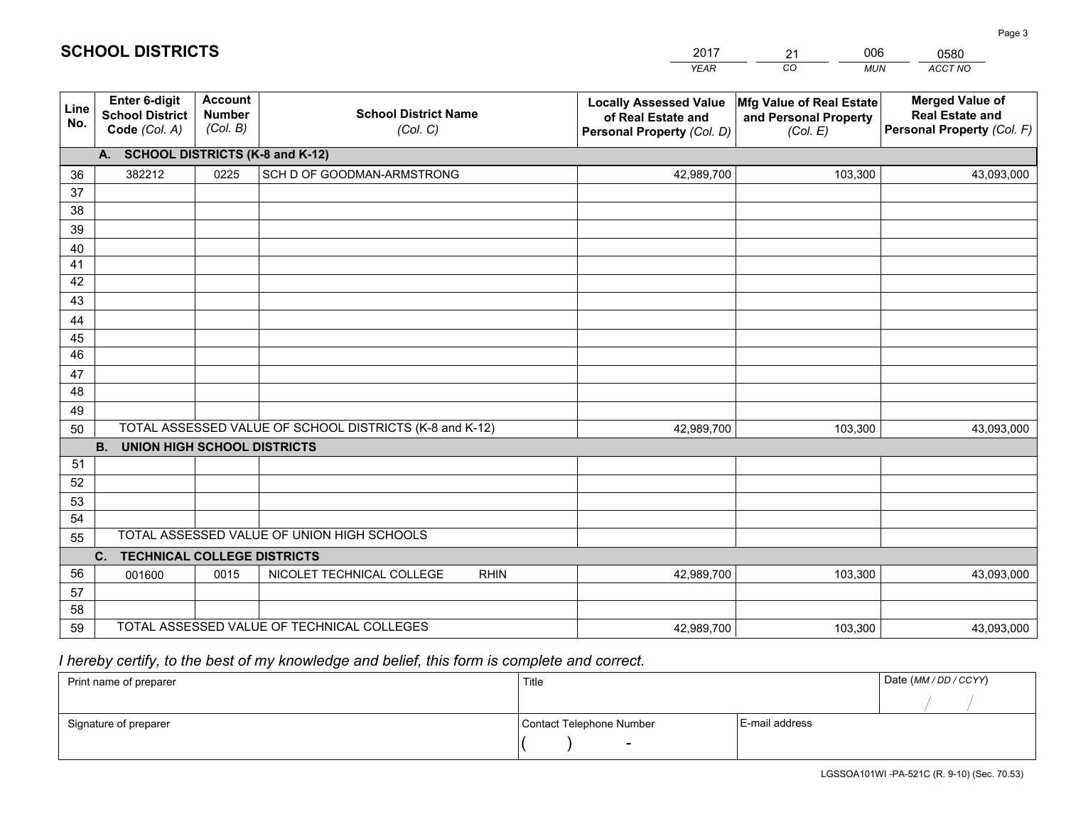# SCHOOL DISTRICTS

| 2017 | 21 | 006 | 0580 |
|---|---|---|---|
| *YEAR* | *CO* | *MUN* | *ACCT NO* |

| Line No. | Enter 6-digit School District Code *(Col. A)* | Account Number *(Col. B)* | School District Name *(Col. C)* | Locally Assessed Value of Real Estate and Personal Property *(Col. D)* | Mfg Value of Real Estate and Personal Property *(Col. E)* | Merged Value of Real Estate and Personal Property *(Col. F)* |
|---|---|---|---|---|---|---|
| **A. SCHOOL DISTRICTS (K-8 and K-12)** | | | | | | |
| 36 | 382212 | 0225 | SCH D OF GOODMAN-ARMSTRONG | 42,989,700 | 103,300 | 43,093,000 |
| 37 | | | | | | |
| 38 | | | | | | |
| 39 | | | | | | |
| 40 | | | | | | |
| 41 | | | | | | |
| 42 | | | | | | |
| 43 | | | | | | |
| 44 | | | | | | |
| 45 | | | | | | |
| 46 | | | | | | |
| 47 | | | | | | |
| 48 | | | | | | |
| 49 | | | | | | |
| 50 | TOTAL ASSESSED VALUE OF SCHOOL DISTRICTS (K-8 and K-12) | | | 42,989,700 | 103,300 | 43,093,000 |
| **B. UNION HIGH SCHOOL DISTRICTS** | | | | | | |
| 51 | | | | | | |
| 52 | | | | | | |
| 53 | | | | | | |
| 54 | | | | | | |
| 55 | TOTAL ASSESSED VALUE OF UNION HIGH SCHOOLS | | | | | |
| **C. TECHNICAL COLLEGE DISTRICTS** | | | | | | |
| 56 | 001600 | 0015 | NICOLET TECHNICAL COLLEGE RHIN | 42,989,700 | 103,300 | 43,093,000 |
| 57 | | | | | | |
| 58 | | | | | | |
| 59 | TOTAL ASSESSED VALUE OF TECHNICAL COLLEGES | | | 42,989,700 | 103,300 | 43,093,000 |

*I hereby certify, to the best of my knowledge and belief, this form is complete and correct.*

| Print name of preparer | Title | | Date *(MM / DD / CCYY)* |
|---|---|---|---|
| | | | / / |
| Signature of preparer | Contact Telephone Number | E-mail address | |
| | ( ) - | | |

LGSSOA101WI -PA-521C (R. 9-10) (Sec. 70.53)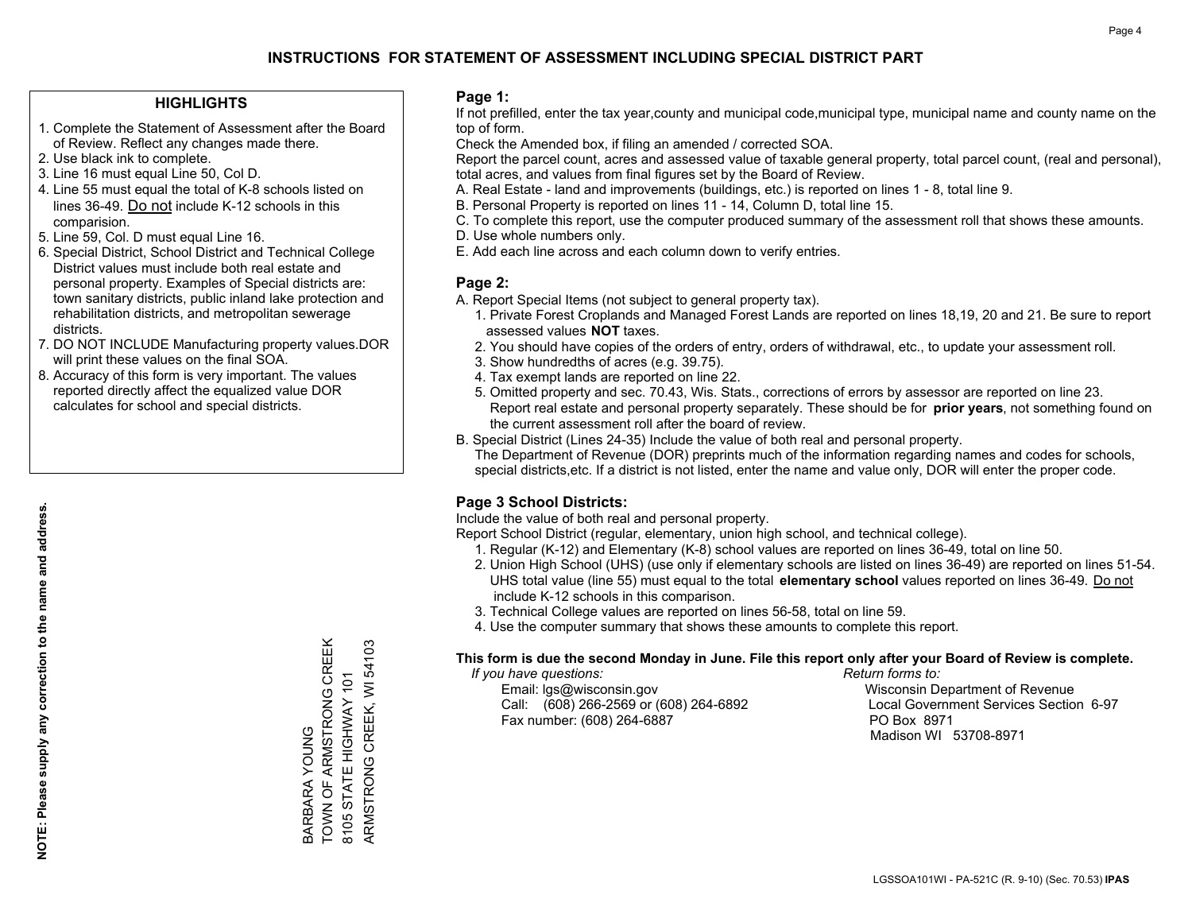# INSTRUCTIONS FOR STATEMENT OF ASSESSMENT INCLUDING SPECIAL DISTRICT PART

## HIGHLIGHTS

1. Complete the Statement of Assessment after the Board of Review. Reflect any changes made there.
2. Use black ink to complete.
3. Line 16 must equal Line 50, Col D.
4. Line 55 must equal the total of K-8 schools listed on lines 36-49. Do not include K-12 schools in this comparision.
5. Line 59, Col. D must equal Line 16.
6. Special District, School District and Technical College District values must include both real estate and personal property. Examples of Special districts are: town sanitary districts, public inland lake protection and rehabilitation districts, and metropolitan sewerage districts.
7. DO NOT INCLUDE Manufacturing property values.DOR will print these values on the final SOA.
8. Accuracy of this form is very important. The values reported directly affect the equalized value DOR calculates for school and special districts.

**NOTE: Please supply any correction to the name and address.**

BARBARA YOUNG
TOWN OF ARMSTRONG CREEK
8105 STATE HIGHWAY 101
ARMSTRONG CREEK, WI 54103

## Page 1:

If not prefilled, enter the tax year,county and municipal code,municipal type, municipal name and county name on the top of form.

Check the Amended box, if filing an amended / corrected SOA.

Report the parcel count, acres and assessed value of taxable general property, total parcel count, (real and personal), total acres, and values from final figures set by the Board of Review.

A. Real Estate - land and improvements (buildings, etc.) is reported on lines 1 - 8, total line 9.
B. Personal Property is reported on lines 11 - 14, Column D, total line 15.
C. To complete this report, use the computer produced summary of the assessment roll that shows these amounts.
D. Use whole numbers only.
E. Add each line across and each column down to verify entries.

## Page 2:

A. Report Special Items (not subject to general property tax).
   1. Private Forest Croplands and Managed Forest Lands are reported on lines 18,19, 20 and 21. Be sure to report assessed values **NOT** taxes.
   2. You should have copies of the orders of entry, orders of withdrawal, etc., to update your assessment roll.
   3. Show hundredths of acres (e.g. 39.75).
   4. Tax exempt lands are reported on line 22.
   5. Omitted property and sec. 70.43, Wis. Stats., corrections of errors by assessor are reported on line 23. Report real estate and personal property separately. These should be for **prior years**, not something found on the current assessment roll after the board of review.
B. Special District (Lines 24-35) Include the value of both real and personal property.
   The Department of Revenue (DOR) preprints much of the information regarding names and codes for schools, special districts,etc. If a district is not listed, enter the name and value only, DOR will enter the proper code.

## Page 3 School Districts:

Include the value of both real and personal property.

Report School District (regular, elementary, union high school, and technical college).

1. Regular (K-12) and Elementary (K-8) school values are reported on lines 36-49, total on line 50.
2. Union High School (UHS) (use only if elementary schools are listed on lines 36-49) are reported on lines 51-54. UHS total value (line 55) must equal to the total **elementary school** values reported on lines 36-49. Do not include K-12 schools in this comparison.
3. Technical College values are reported on lines 56-58, total on line 59.
4. Use the computer summary that shows these amounts to complete this report.

**This form is due the second Monday in June. File this report only after your Board of Review is complete.**

*If you have questions:*
Email: lgs@wisconsin.gov
Call: (608) 266-2569 or (608) 264-6892
Fax number: (608) 264-6887

*Return forms to:*
Wisconsin Department of Revenue
Local Government Services Section 6-97
PO Box 8971
Madison WI 53708-8971

LGSSOA101WI - PA-521C (R. 9-10) (Sec. 70.53) **IPAS**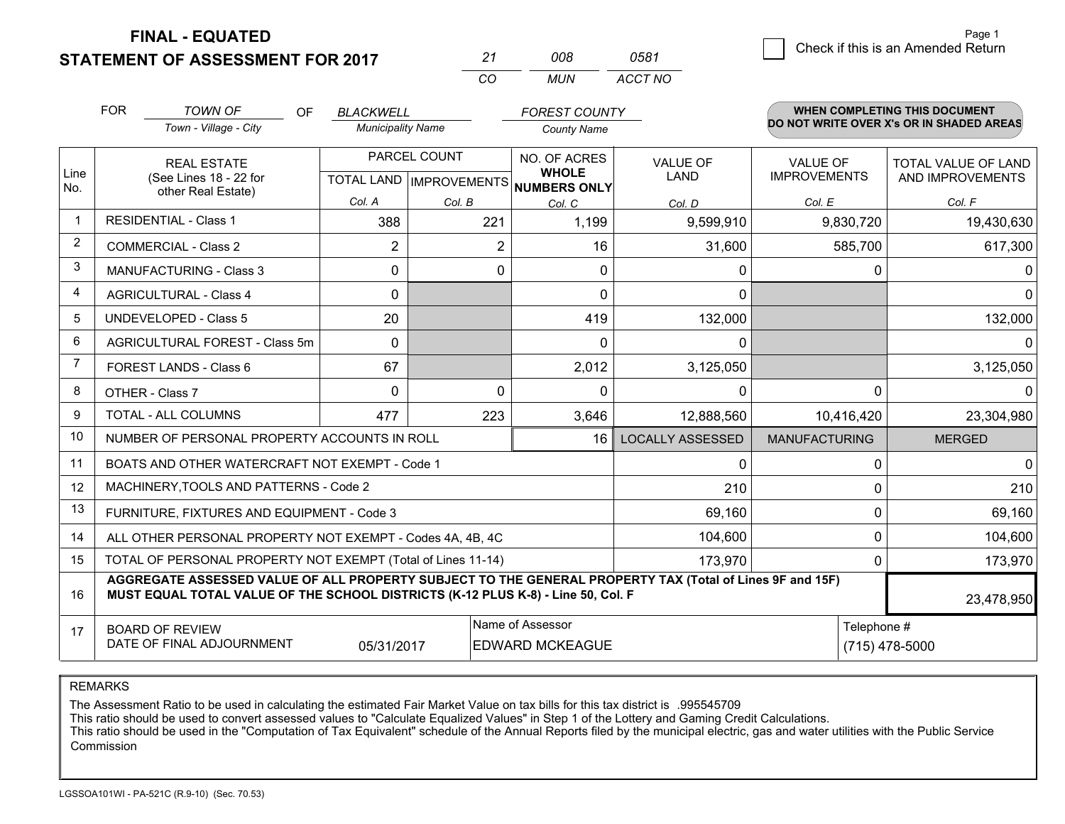# FINAL - EQUATED
## STATEMENT OF ASSESSMENT FOR 2017

| 21 | 008 | 0581 |
|---|---|---|
| CO | MUN | ACCT NO |

Check if this is an Amended Return

FOR *TOWN OF* (Town - Village - City) OF *BLACKWELL* (Municipality Name) *FOREST COUNTY* (County Name)

**WHEN COMPLETING THIS DOCUMENT DO NOT WRITE OVER X's OR IN SHADED AREAS**

| Line No. | REAL ESTATE (See Lines 18 - 22 for other Real Estate) | PARCEL COUNT TOTAL LAND Col. A | PARCEL COUNT IMPROVEMENTS Col. B | NO. OF ACRES WHOLE NUMBERS ONLY Col. C | VALUE OF LAND Col. D | VALUE OF IMPROVEMENTS Col. E | TOTAL VALUE OF LAND AND IMPROVEMENTS Col. F |
|---|---|---|---|---|---|---|---|
| 1 | RESIDENTIAL - Class 1 | 388 | 221 | 1,199 | 9,599,910 | 9,830,720 | 19,430,630 |
| 2 | COMMERCIAL - Class 2 | 2 | 2 | 16 | 31,600 | 585,700 | 617,300 |
| 3 | MANUFACTURING - Class 3 | 0 | 0 | 0 | 0 | 0 | 0 |
| 4 | AGRICULTURAL - Class 4 | 0 | | 0 | 0 | | 0 |
| 5 | UNDEVELOPED - Class 5 | 20 | | 419 | 132,000 | | 132,000 |
| 6 | AGRICULTURAL FOREST - Class 5m | 0 | | 0 | 0 | | 0 |
| 7 | FOREST LANDS - Class 6 | 67 | | 2,012 | 3,125,050 | | 3,125,050 |
| 8 | OTHER - Class 7 | 0 | 0 | 0 | 0 | 0 | 0 |
| 9 | TOTAL - ALL COLUMNS | 477 | 223 | 3,646 | 12,888,560 | 10,416,420 | 23,304,980 |
| 10 | NUMBER OF PERSONAL PROPERTY ACCOUNTS IN ROLL | | | 16 | LOCALLY ASSESSED | MANUFACTURING | MERGED |
| 11 | BOATS AND OTHER WATERCRAFT NOT EXEMPT - Code 1 | | | | 0 | 0 | 0 |
| 12 | MACHINERY,TOOLS AND PATTERNS - Code 2 | | | | 210 | 0 | 210 |
| 13 | FURNITURE, FIXTURES AND EQUIPMENT - Code 3 | | | | 69,160 | 0 | 69,160 |
| 14 | ALL OTHER PERSONAL PROPERTY NOT EXEMPT - Codes 4A, 4B, 4C | | | | 104,600 | 0 | 104,600 |
| 15 | TOTAL OF PERSONAL PROPERTY NOT EXEMPT (Total of Lines 11-14) | | | | 173,970 | 0 | 173,970 |
| 16 | **AGGREGATE ASSESSED VALUE OF ALL PROPERTY SUBJECT TO THE GENERAL PROPERTY TAX (Total of Lines 9F and 15F) MUST EQUAL TOTAL VALUE OF THE SCHOOL DISTRICTS (K-12 PLUS K-8) - Line 50, Col. F** | | | | | | 23,478,950 |
| 17 | BOARD OF REVIEW DATE OF FINAL ADJOURNMENT | 05/31/2017 | Name of Assessor | EDWARD MCKEAGUE | | Telephone # | (715) 478-5000 |

REMARKS

The Assessment Ratio to be used in calculating the estimated Fair Market Value on tax bills for this tax district is .995545709
This ratio should be used to convert assessed values to "Calculate Equalized Values" in Step 1 of the Lottery and Gaming Credit Calculations.
This ratio should be used in the "Computation of Tax Equivalent" schedule of the Annual Reports filed by the municipal electric, gas and water utilities with the Public Service Commission

LGSSOA101WI - PA-521C (R.9-10) (Sec. 70.53)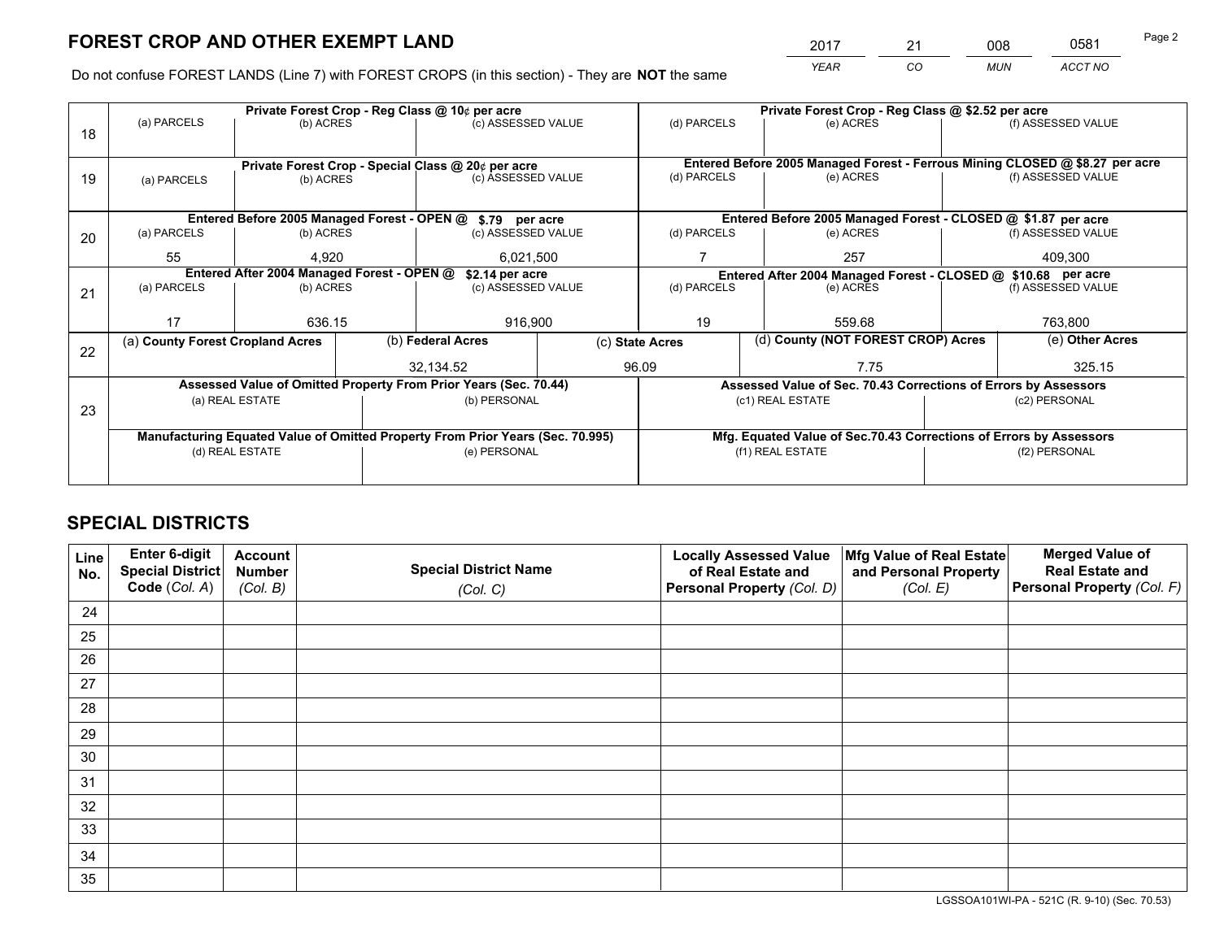# FOREST CROP AND OTHER EXEMPT LAND

| 2017 | 21 | 008 | 0581 |
|---|---|---|---|
| *YEAR* | *CO* | *MUN* | *ACCT NO* |

Do not confuse FOREST LANDS (Line 7) with FOREST CROPS (in this section) - They are **NOT** the same

| Line | | | | | | |
|---|---|---|---|---|---|---|
| 18 | Private Forest Crop - Reg Class @ 10¢ per acre | | | Private Forest Crop - Reg Class @ $2.52 per acre | | |
| | (a) PARCELS | (b) ACRES | (c) ASSESSED VALUE | (d) PARCELS | (e) ACRES | (f) ASSESSED VALUE |
| | | | | | | |
| 19 | Private Forest Crop - Special Class @ 20¢ per acre | | | Entered Before 2005 Managed Forest - Ferrous Mining CLOSED @ $8.27 per acre | | |
| | (a) PARCELS | (b) ACRES | (c) ASSESSED VALUE | (d) PARCELS | (e) ACRES | (f) ASSESSED VALUE |
| | | | | | | |
| 20 | Entered Before 2005 Managed Forest - OPEN @ $.79 per acre | | | Entered Before 2005 Managed Forest - CLOSED @ $1.87 per acre | | |
| | (a) PARCELS | (b) ACRES | (c) ASSESSED VALUE | (d) PARCELS | (e) ACRES | (f) ASSESSED VALUE |
| | 55 | 4,920 | 6,021,500 | 7 | 257 | 409,300 |
| 21 | Entered After 2004 Managed Forest - OPEN @ $2.14 per acre | | | Entered After 2004 Managed Forest - CLOSED @ $10.68 per acre | | |
| | (a) PARCELS | (b) ACRES | (c) ASSESSED VALUE | (d) PARCELS | (e) ACRES | (f) ASSESSED VALUE |
| | 17 | 636.15 | 916,900 | 19 | 559.68 | 763,800 |

| Line | (a) County Forest Cropland Acres | (b) Federal Acres | (c) State Acres | (d) County (NOT FOREST CROP) Acres | (e) Other Acres |
|---|---|---|---|---|---|
| 22 | | 32,134.52 | 96.09 | 7.75 | 325.15 |

| Line | Assessed Value of Omitted Property From Prior Years (Sec. 70.44) | | Assessed Value of Sec. 70.43 Corrections of Errors by Assessors | |
|---|---|---|---|---|
| 23 | (a) REAL ESTATE | (b) PERSONAL | (c1) REAL ESTATE | (c2) PERSONAL |
| | | | | |
| | Manufacturing Equated Value of Omitted Property From Prior Years (Sec. 70.995) | | Mfg. Equated Value of Sec.70.43 Corrections of Errors by Assessors | |
| | (d) REAL ESTATE | (e) PERSONAL | (f1) REAL ESTATE | (f2) PERSONAL |
| | | | | |

# SPECIAL DISTRICTS

| Line No. | Enter 6-digit Special District Code (*Col. A*) | Account Number (*Col. B*) | Special District Name (*Col. C*) | Locally Assessed Value of Real Estate and Personal Property (*Col. D*) | Mfg Value of Real Estate and Personal Property (*Col. E*) | Merged Value of Real Estate and Personal Property (*Col. F*) |
|---|---|---|---|---|---|---|
| 24 | | | | | | |
| 25 | | | | | | |
| 26 | | | | | | |
| 27 | | | | | | |
| 28 | | | | | | |
| 29 | | | | | | |
| 30 | | | | | | |
| 31 | | | | | | |
| 32 | | | | | | |
| 33 | | | | | | |
| 34 | | | | | | |
| 35 | | | | | | |

LGSSOA101WI-PA - 521C (R. 9-10) (Sec. 70.53)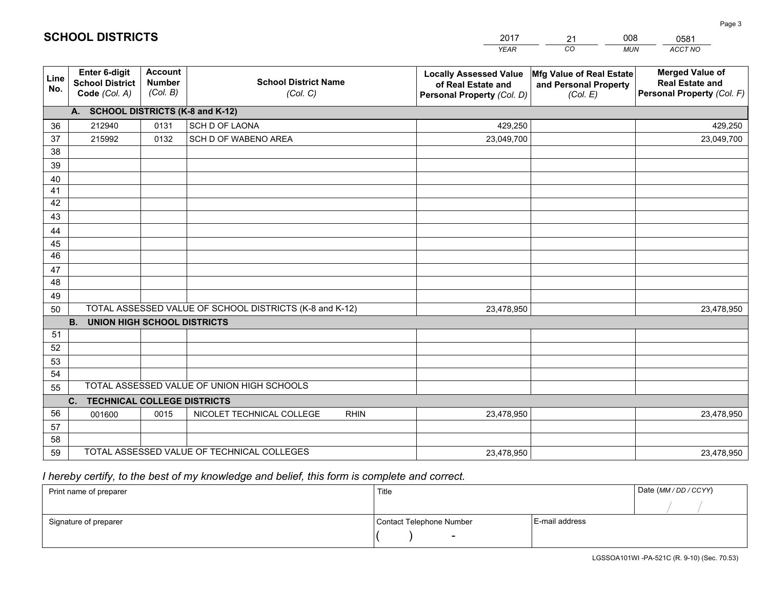# SCHOOL DISTRICTS

| 2017 | 21 | 008 | 0581 |
|---|---|---|---|
| *YEAR* | *CO* | *MUN* | *ACCT NO* |

| Line No. | Enter 6-digit School District Code (Col. A) | Account Number (Col. B) | School District Name (Col. C) | Locally Assessed Value of Real Estate and Personal Property (Col. D) | Mfg Value of Real Estate and Personal Property (Col. E) | Merged Value of Real Estate and Personal Property (Col. F) |
|---|---|---|---|---|---|---|
| | **A. SCHOOL DISTRICTS (K-8 and K-12)** | | | | | |
| 36 | 212940 | 0131 | SCH D OF LAONA | 429,250 | | 429,250 |
| 37 | 215992 | 0132 | SCH D OF WABENO AREA | 23,049,700 | | 23,049,700 |
| 38 | | | | | | |
| 39 | | | | | | |
| 40 | | | | | | |
| 41 | | | | | | |
| 42 | | | | | | |
| 43 | | | | | | |
| 44 | | | | | | |
| 45 | | | | | | |
| 46 | | | | | | |
| 47 | | | | | | |
| 48 | | | | | | |
| 49 | | | | | | |
| 50 | TOTAL ASSESSED VALUE OF SCHOOL DISTRICTS (K-8 and K-12) | | | 23,478,950 | | 23,478,950 |
| | **B. UNION HIGH SCHOOL DISTRICTS** | | | | | |
| 51 | | | | | | |
| 52 | | | | | | |
| 53 | | | | | | |
| 54 | | | | | | |
| 55 | TOTAL ASSESSED VALUE OF UNION HIGH SCHOOLS | | | | | |
| | **C. TECHNICAL COLLEGE DISTRICTS** | | | | | |
| 56 | 001600 | 0015 | NICOLET TECHNICAL COLLEGE RHIN | 23,478,950 | | 23,478,950 |
| 57 | | | | | | |
| 58 | | | | | | |
| 59 | TOTAL ASSESSED VALUE OF TECHNICAL COLLEGES | | | 23,478,950 | | 23,478,950 |

*I hereby certify, to the best of my knowledge and belief, this form is complete and correct.*

| Print name of preparer | Title | | Date (MM / DD / CCYY) |
|---|---|---|---|
| | | | / / |
| **Signature of preparer** | **Contact Telephone Number** | **E-mail address** | |
| | ( ) - | | |

LGSSOA101WI -PA-521C (R. 9-10) (Sec. 70.53)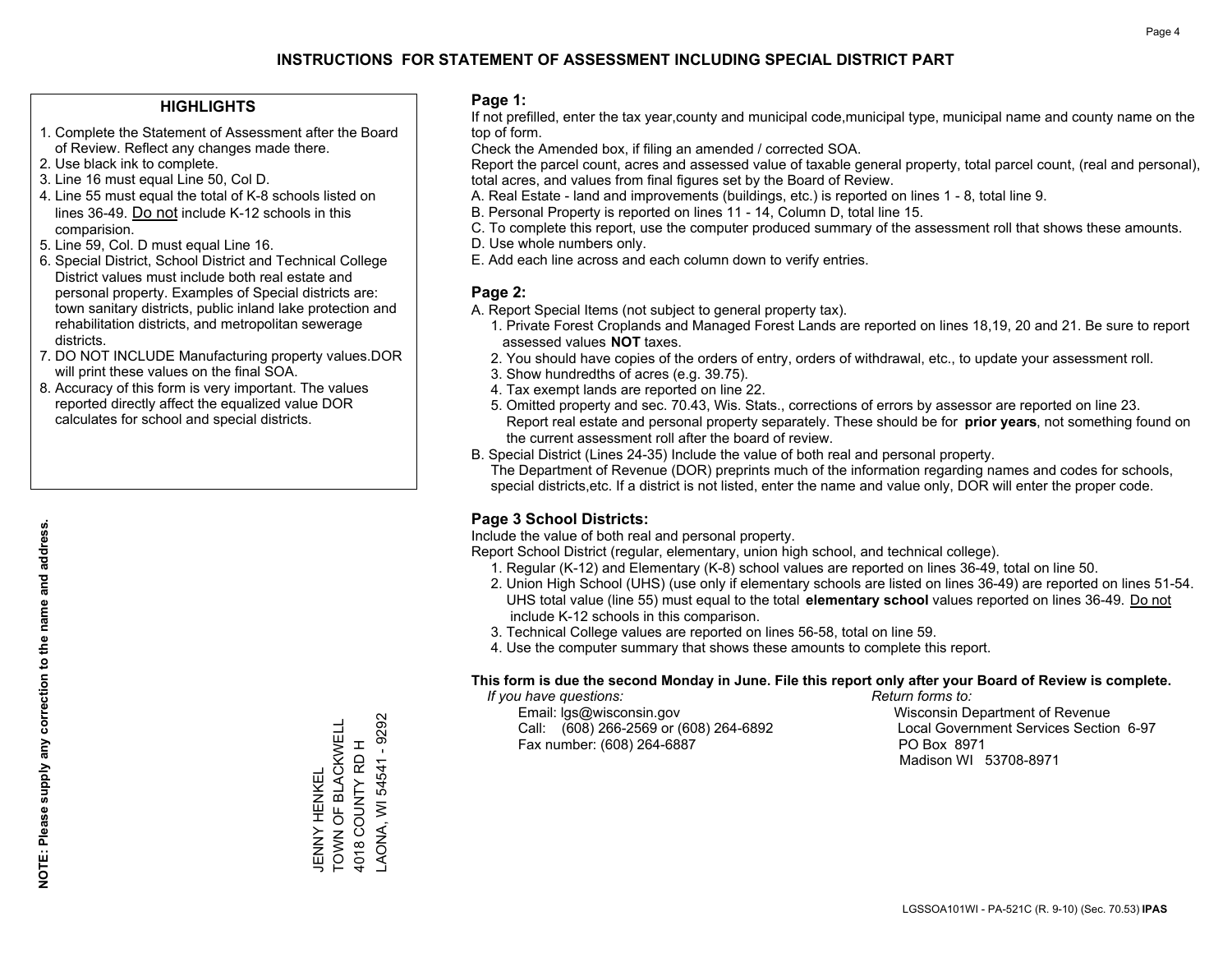# INSTRUCTIONS FOR STATEMENT OF ASSESSMENT INCLUDING SPECIAL DISTRICT PART

### HIGHLIGHTS

1. Complete the Statement of Assessment after the Board of Review. Reflect any changes made there.
2. Use black ink to complete.
3. Line 16 must equal Line 50, Col D.
4. Line 55 must equal the total of K-8 schools listed on lines 36-49. Do not include K-12 schools in this comparision.
5. Line 59, Col. D must equal Line 16.
6. Special District, School District and Technical College District values must include both real estate and personal property. Examples of Special districts are: town sanitary districts, public inland lake protection and rehabilitation districts, and metropolitan sewerage districts.
7. DO NOT INCLUDE Manufacturing property values.DOR will print these values on the final SOA.
8. Accuracy of this form is very important. The values reported directly affect the equalized value DOR calculates for school and special districts.

**NOTE: Please supply any correction to the name and address.**

JENNY HENKEL
TOWN OF BLACKWELL
4018 COUNTY RD H
LAONA, WI 54541 - 9292

### Page 1:

If not prefilled, enter the tax year,county and municipal code,municipal type, municipal name and county name on the top of form.

Check the Amended box, if filing an amended / corrected SOA.

Report the parcel count, acres and assessed value of taxable general property, total parcel count, (real and personal), total acres, and values from final figures set by the Board of Review.

A. Real Estate - land and improvements (buildings, etc.) is reported on lines 1 - 8, total line 9.
B. Personal Property is reported on lines 11 - 14, Column D, total line 15.
C. To complete this report, use the computer produced summary of the assessment roll that shows these amounts.
D. Use whole numbers only.
E. Add each line across and each column down to verify entries.

### Page 2:

A. Report Special Items (not subject to general property tax).
   1. Private Forest Croplands and Managed Forest Lands are reported on lines 18,19, 20 and 21. Be sure to report assessed values **NOT** taxes.
   2. You should have copies of the orders of entry, orders of withdrawal, etc., to update your assessment roll.
   3. Show hundredths of acres (e.g. 39.75).
   4. Tax exempt lands are reported on line 22.
   5. Omitted property and sec. 70.43, Wis. Stats., corrections of errors by assessor are reported on line 23. Report real estate and personal property separately. These should be for **prior years**, not something found on the current assessment roll after the board of review.
B. Special District (Lines 24-35) Include the value of both real and personal property.
   The Department of Revenue (DOR) preprints much of the information regarding names and codes for schools, special districts,etc. If a district is not listed, enter the name and value only, DOR will enter the proper code.

### Page 3 School Districts:

Include the value of both real and personal property.

Report School District (regular, elementary, union high school, and technical college).

1. Regular (K-12) and Elementary (K-8) school values are reported on lines 36-49, total on line 50.
2. Union High School (UHS) (use only if elementary schools are listed on lines 36-49) are reported on lines 51-54. UHS total value (line 55) must equal to the total **elementary school** values reported on lines 36-49. Do not include K-12 schools in this comparison.
3. Technical College values are reported on lines 56-58, total on line 59.
4. Use the computer summary that shows these amounts to complete this report.

**This form is due the second Monday in June. File this report only after your Board of Review is complete.**

*If you have questions:*
Email: lgs@wisconsin.gov
Call: (608) 266-2569 or (608) 264-6892
Fax number: (608) 264-6887

*Return forms to:*
Wisconsin Department of Revenue
Local Government Services Section 6-97
PO Box 8971
Madison WI 53708-8971

LGSSOA101WI - PA-521C (R. 9-10) (Sec. 70.53) **IPAS**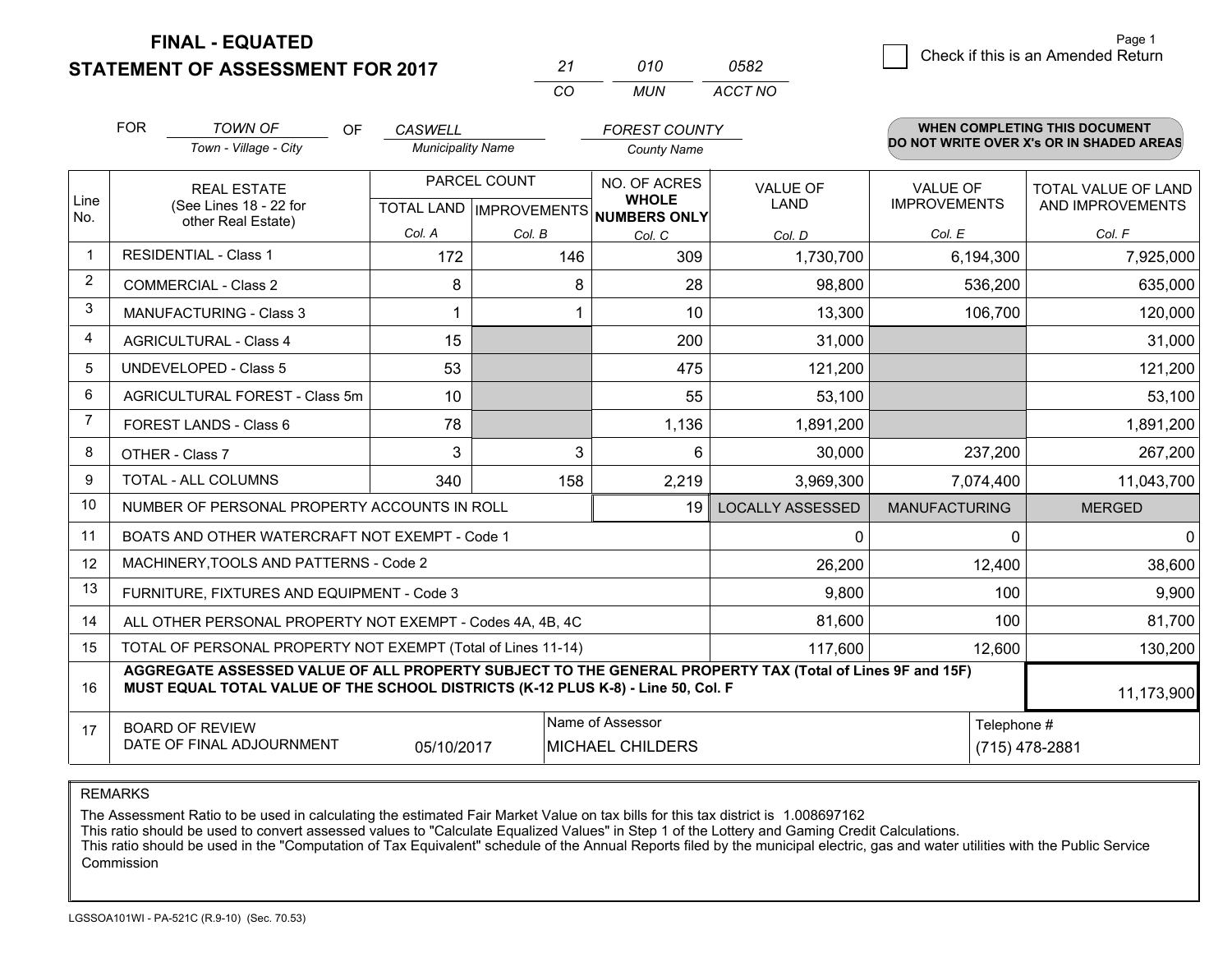**FINAL - EQUATED**

**STATEMENT OF ASSESSMENT FOR 2017**

| 21 | 010 | 0582 |
|---|---|---|
| CO | MUN | ACCT NO |

☐ Check if this is an Amended Return

FOR *TOWN OF* (Town - Village - City) OF *CASWELL* (Municipality Name) *FOREST COUNTY* (County Name)

**WHEN COMPLETING THIS DOCUMENT DO NOT WRITE OVER X's OR IN SHADED AREAS**

| Line No. | REAL ESTATE (See Lines 18 - 22 for other Real Estate) | PARCEL COUNT TOTAL LAND Col. A | PARCEL COUNT IMPROVEMENTS Col. B | NO. OF ACRES WHOLE NUMBERS ONLY Col. C | VALUE OF LAND Col. D | VALUE OF IMPROVEMENTS Col. E | TOTAL VALUE OF LAND AND IMPROVEMENTS Col. F |
|---|---|---|---|---|---|---|---|
| 1 | RESIDENTIAL - Class 1 | 172 | 146 | 309 | 1,730,700 | 6,194,300 | 7,925,000 |
| 2 | COMMERCIAL - Class 2 | 8 | 8 | 28 | 98,800 | 536,200 | 635,000 |
| 3 | MANUFACTURING - Class 3 | 1 | 1 | 10 | 13,300 | 106,700 | 120,000 |
| 4 | AGRICULTURAL - Class 4 | 15 | | 200 | 31,000 | | 31,000 |
| 5 | UNDEVELOPED - Class 5 | 53 | | 475 | 121,200 | | 121,200 |
| 6 | AGRICULTURAL FOREST - Class 5m | 10 | | 55 | 53,100 | | 53,100 |
| 7 | FOREST LANDS - Class 6 | 78 | | 1,136 | 1,891,200 | | 1,891,200 |
| 8 | OTHER - Class 7 | 3 | 3 | 6 | 30,000 | 237,200 | 267,200 |
| 9 | TOTAL - ALL COLUMNS | 340 | 158 | 2,219 | 3,969,300 | 7,074,400 | 11,043,700 |
| 10 | NUMBER OF PERSONAL PROPERTY ACCOUNTS IN ROLL | | | 19 | LOCALLY ASSESSED | MANUFACTURING | MERGED |
| 11 | BOATS AND OTHER WATERCRAFT NOT EXEMPT - Code 1 | | | | 0 | 0 | 0 |
| 12 | MACHINERY,TOOLS AND PATTERNS - Code 2 | | | | 26,200 | 12,400 | 38,600 |
| 13 | FURNITURE, FIXTURES AND EQUIPMENT - Code 3 | | | | 9,800 | 100 | 9,900 |
| 14 | ALL OTHER PERSONAL PROPERTY NOT EXEMPT - Codes 4A, 4B, 4C | | | | 81,600 | 100 | 81,700 |
| 15 | TOTAL OF PERSONAL PROPERTY NOT EXEMPT (Total of Lines 11-14) | | | | 117,600 | 12,600 | 130,200 |
| 16 | **AGGREGATE ASSESSED VALUE OF ALL PROPERTY SUBJECT TO THE GENERAL PROPERTY TAX (Total of Lines 9F and 15F) MUST EQUAL TOTAL VALUE OF THE SCHOOL DISTRICTS (K-12 PLUS K-8) - Line 50, Col. F** | | | | | | 11,173,900 |
| 17 | BOARD OF REVIEW DATE OF FINAL ADJOURNMENT | 05/10/2017 | | Name of Assessor: MICHAEL CHILDERS | | Telephone #: (715) 478-2881 | |

REMARKS

The Assessment Ratio to be used in calculating the estimated Fair Market Value on tax bills for this tax district is 1.008697162
This ratio should be used to convert assessed values to "Calculate Equalized Values" in Step 1 of the Lottery and Gaming Credit Calculations.
This ratio should be used in the "Computation of Tax Equivalent" schedule of the Annual Reports filed by the municipal electric, gas and water utilities with the Public Service Commission

LGSSOA101WI - PA-521C (R.9-10) (Sec. 70.53)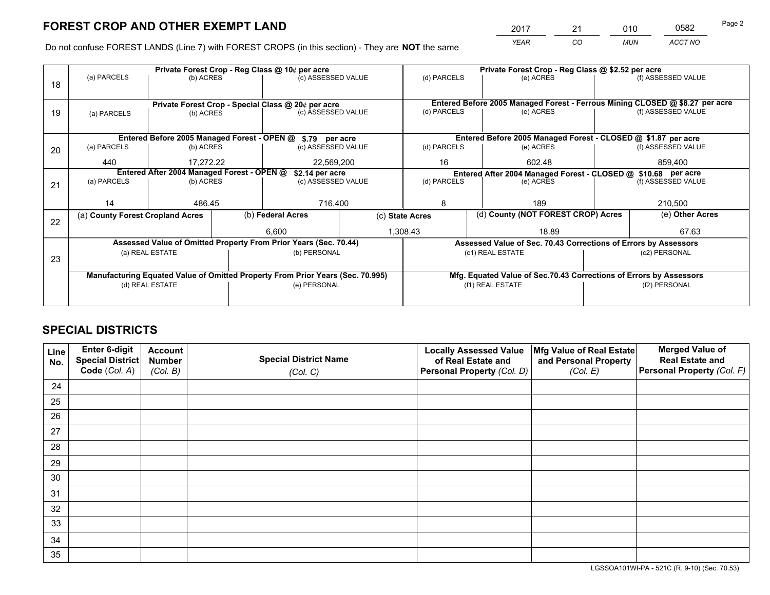# FOREST CROP AND OTHER EXEMPT LAND

| 2017 | 21 | 010 | 0582 |
|---|---|---|---|
| *YEAR* | *CO* | *MUN* | *ACCT NO* |

Do not confuse FOREST LANDS (Line 7) with FOREST CROPS (in this section) - They are **NOT** the same

| Line | Private Forest Crop - Reg Class @ 10¢ per acre | | | Private Forest Crop - Reg Class @ $2.52 per acre | | |
|---|---|---|---|---|---|---|
| 18 | (a) PARCELS | (b) ACRES | (c) ASSESSED VALUE | (d) PARCELS | (e) ACRES | (f) ASSESSED VALUE |
| | | | | | | |
| | **Private Forest Crop - Special Class @ 20¢ per acre** | | | **Entered Before 2005 Managed Forest - Ferrous Mining CLOSED @ $8.27 per acre** | | |
| 19 | (a) PARCELS | (b) ACRES | (c) ASSESSED VALUE | (d) PARCELS | (e) ACRES | (f) ASSESSED VALUE |
| | | | | | | |
| | **Entered Before 2005 Managed Forest - OPEN @ $.79 per acre** | | | **Entered Before 2005 Managed Forest - CLOSED @ $1.87 per acre** | | |
| 20 | (a) PARCELS | (b) ACRES | (c) ASSESSED VALUE | (d) PARCELS | (e) ACRES | (f) ASSESSED VALUE |
| | 440 | 17,272.22 | 22,569,200 | 16 | 602.48 | 859,400 |
| | **Entered After 2004 Managed Forest - OPEN @ $2.14 per acre** | | | **Entered After 2004 Managed Forest - CLOSED @ $10.68 per acre** | | |
| 21 | (a) PARCELS | (b) ACRES | (c) ASSESSED VALUE | (d) PARCELS | (e) ACRES | (f) ASSESSED VALUE |
| | 14 | 486.45 | 716,400 | 8 | 189 | 210,500 |

| Line | (a) County Forest Cropland Acres | (b) Federal Acres | (c) State Acres | (d) County (NOT FOREST CROP) Acres | (e) Other Acres |
|---|---|---|---|---|---|
| 22 | | 6,600 | 1,308.43 | 18.89 | 67.63 |

| Line | Assessed Value of Omitted Property From Prior Years (Sec. 70.44) | | Assessed Value of Sec. 70.43 Corrections of Errors by Assessors | |
|---|---|---|---|---|
| 23 | (a) REAL ESTATE | (b) PERSONAL | (c1) REAL ESTATE | (c2) PERSONAL |
| | | | | |
| | **Manufacturing Equated Value of Omitted Property From Prior Years (Sec. 70.995)** | | **Mfg. Equated Value of Sec.70.43 Corrections of Errors by Assessors** | |
| | (d) REAL ESTATE | (e) PERSONAL | (f1) REAL ESTATE | (f2) PERSONAL |
| | | | | |

# SPECIAL DISTRICTS

| Line No. | Enter 6-digit Special District Code (*Col. A*) | Account Number (*Col. B*) | Special District Name (*Col. C*) | Locally Assessed Value of Real Estate and Personal Property (*Col. D*) | Mfg Value of Real Estate and Personal Property (*Col. E*) | Merged Value of Real Estate and Personal Property (*Col. F*) |
|---|---|---|---|---|---|---|
| 24 | | | | | | |
| 25 | | | | | | |
| 26 | | | | | | |
| 27 | | | | | | |
| 28 | | | | | | |
| 29 | | | | | | |
| 30 | | | | | | |
| 31 | | | | | | |
| 32 | | | | | | |
| 33 | | | | | | |
| 34 | | | | | | |
| 35 | | | | | | |

LGSSOA101WI-PA - 521C (R. 9-10) (Sec. 70.53)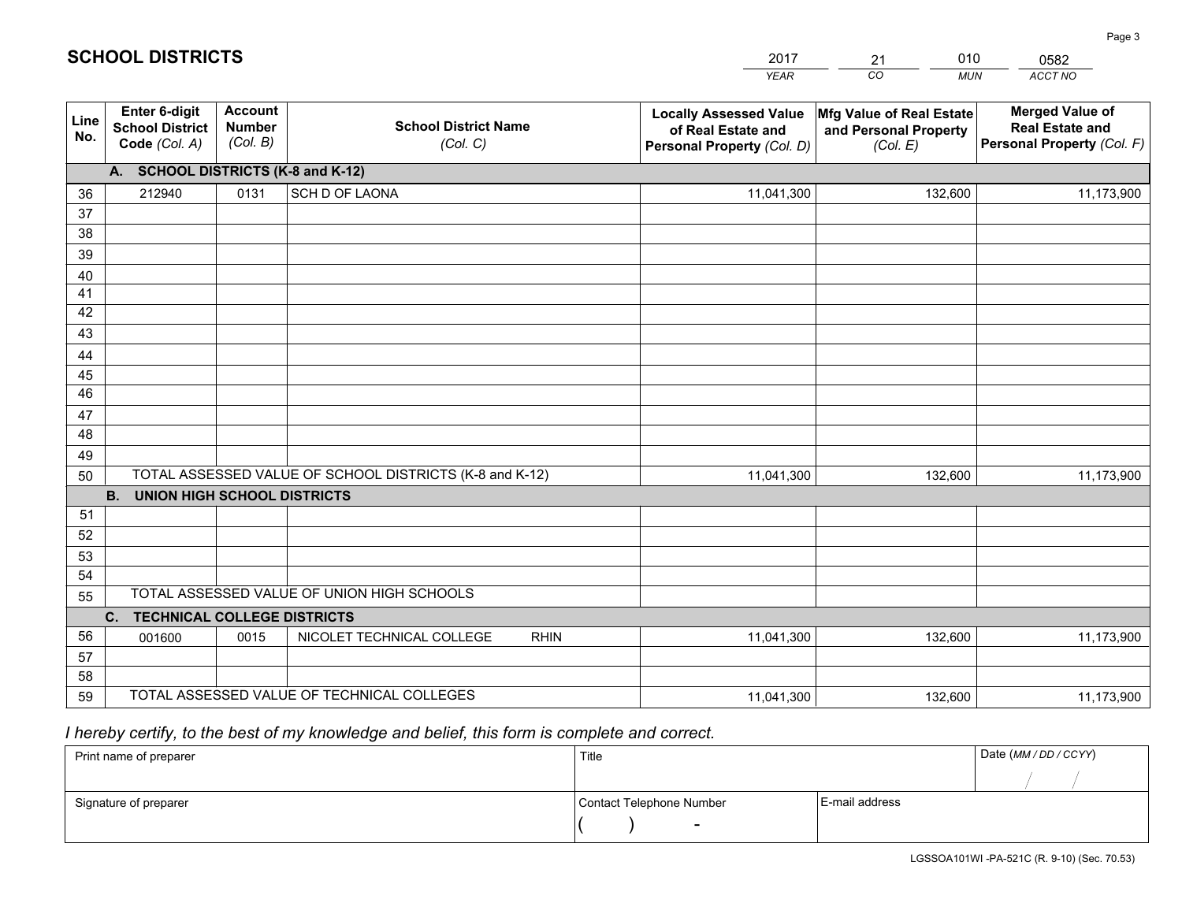# SCHOOL DISTRICTS

| 2017 | 21 | 010 | 0582 |
|---|---|---|---|
| *YEAR* | *CO* | *MUN* | *ACCT NO* |

| Line No. | Enter 6-digit School District Code *(Col. A)* | Account Number *(Col. B)* | School District Name *(Col. C)* | Locally Assessed Value of Real Estate and Personal Property *(Col. D)* | Mfg Value of Real Estate and Personal Property *(Col. E)* | Merged Value of Real Estate and Personal Property *(Col. F)* |
|---|---|---|---|---|---|---|
| | **A. SCHOOL DISTRICTS (K-8 and K-12)** | | | | | |
| 36 | 212940 | 0131 | SCH D OF LAONA | 11,041,300 | 132,600 | 11,173,900 |
| 37 | | | | | | |
| 38 | | | | | | |
| 39 | | | | | | |
| 40 | | | | | | |
| 41 | | | | | | |
| 42 | | | | | | |
| 43 | | | | | | |
| 44 | | | | | | |
| 45 | | | | | | |
| 46 | | | | | | |
| 47 | | | | | | |
| 48 | | | | | | |
| 49 | | | | | | |
| 50 | TOTAL ASSESSED VALUE OF SCHOOL DISTRICTS (K-8 and K-12) | | | 11,041,300 | 132,600 | 11,173,900 |
| | **B. UNION HIGH SCHOOL DISTRICTS** | | | | | |
| 51 | | | | | | |
| 52 | | | | | | |
| 53 | | | | | | |
| 54 | | | | | | |
| 55 | TOTAL ASSESSED VALUE OF UNION HIGH SCHOOLS | | | | | |
| | **C. TECHNICAL COLLEGE DISTRICTS** | | | | | |
| 56 | 001600 | 0015 | NICOLET TECHNICAL COLLEGE RHIN | 11,041,300 | 132,600 | 11,173,900 |
| 57 | | | | | | |
| 58 | | | | | | |
| 59 | TOTAL ASSESSED VALUE OF TECHNICAL COLLEGES | | | 11,041,300 | 132,600 | 11,173,900 |

*I hereby certify, to the best of my knowledge and belief, this form is complete and correct.*

| Print name of preparer | Title | | Date *(MM / DD / CCYY)* |
|---|---|---|---|
| | | | / / |
| Signature of preparer | Contact Telephone Number | E-mail address | |
| | ( ) - | | |

LGSSOA101WI -PA-521C (R. 9-10) (Sec. 70.53)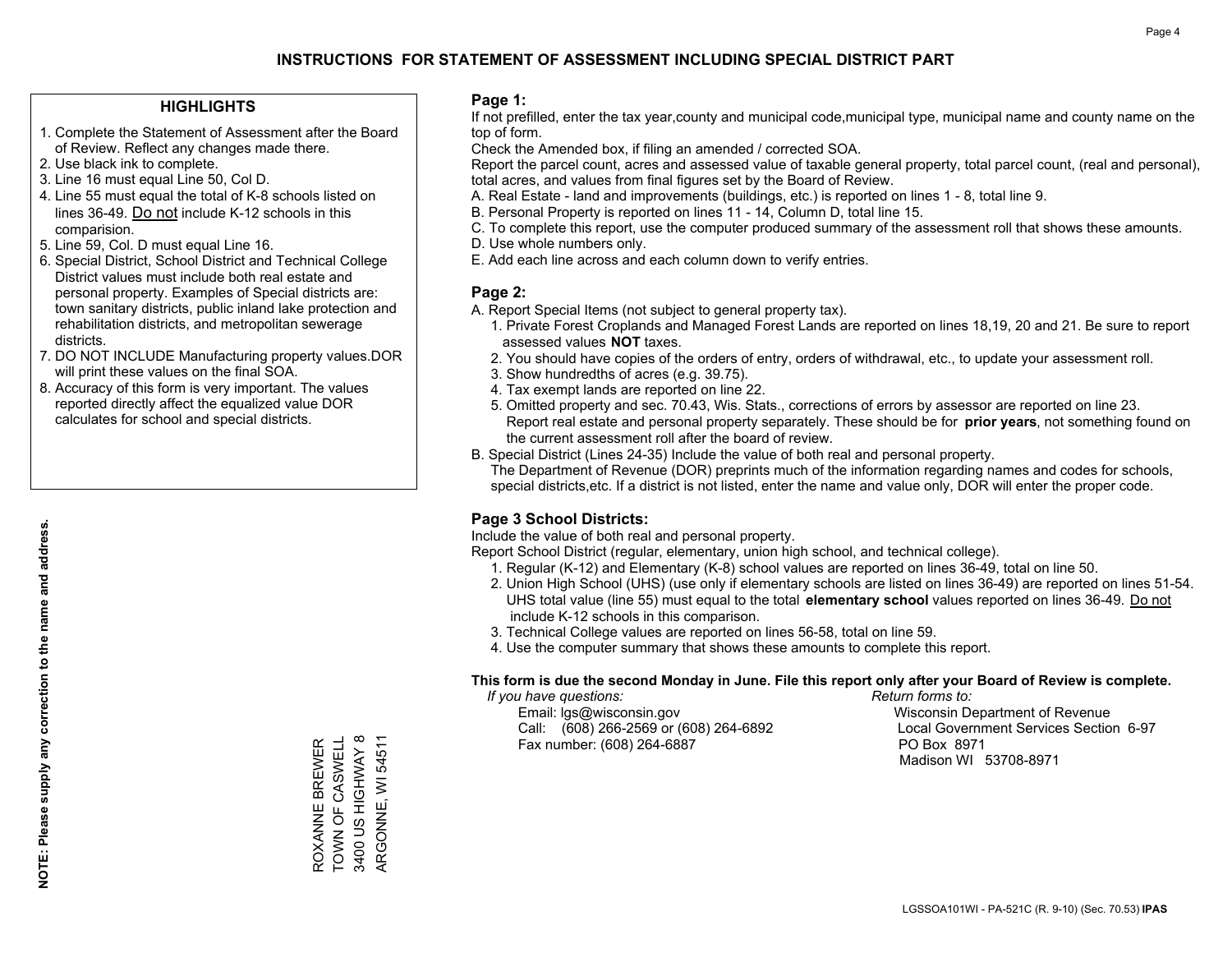# INSTRUCTIONS FOR STATEMENT OF ASSESSMENT INCLUDING SPECIAL DISTRICT PART

## HIGHLIGHTS

1. Complete the Statement of Assessment after the Board of Review. Reflect any changes made there.
2. Use black ink to complete.
3. Line 16 must equal Line 50, Col D.
4. Line 55 must equal the total of K-8 schools listed on lines 36-49. Do not include K-12 schools in this comparision.
5. Line 59, Col. D must equal Line 16.
6. Special District, School District and Technical College District values must include both real estate and personal property. Examples of Special districts are: town sanitary districts, public inland lake protection and rehabilitation districts, and metropolitan sewerage districts.
7. DO NOT INCLUDE Manufacturing property values.DOR will print these values on the final SOA.
8. Accuracy of this form is very important. The values reported directly affect the equalized value DOR calculates for school and special districts.

**NOTE: Please supply any correction to the name and address.**

ROXANNE BREWER
TOWN OF CASWELL
3400 US HIGHWAY 8
ARGONNE, WI 54511

## Page 1:

If not prefilled, enter the tax year,county and municipal code,municipal type, municipal name and county name on the top of form.

Check the Amended box, if filing an amended / corrected SOA.

Report the parcel count, acres and assessed value of taxable general property, total parcel count, (real and personal), total acres, and values from final figures set by the Board of Review.

A. Real Estate - land and improvements (buildings, etc.) is reported on lines 1 - 8, total line 9.
B. Personal Property is reported on lines 11 - 14, Column D, total line 15.
C. To complete this report, use the computer produced summary of the assessment roll that shows these amounts.
D. Use whole numbers only.
E. Add each line across and each column down to verify entries.

## Page 2:

A. Report Special Items (not subject to general property tax).
   1. Private Forest Croplands and Managed Forest Lands are reported on lines 18,19, 20 and 21. Be sure to report assessed values **NOT** taxes.
   2. You should have copies of the orders of entry, orders of withdrawal, etc., to update your assessment roll.
   3. Show hundredths of acres (e.g. 39.75).
   4. Tax exempt lands are reported on line 22.
   5. Omitted property and sec. 70.43, Wis. Stats., corrections of errors by assessor are reported on line 23. Report real estate and personal property separately. These should be for **prior years**, not something found on the current assessment roll after the board of review.
B. Special District (Lines 24-35) Include the value of both real and personal property.
   The Department of Revenue (DOR) preprints much of the information regarding names and codes for schools, special districts,etc. If a district is not listed, enter the name and value only, DOR will enter the proper code.

## Page 3 School Districts:

Include the value of both real and personal property.

Report School District (regular, elementary, union high school, and technical college).

1. Regular (K-12) and Elementary (K-8) school values are reported on lines 36-49, total on line 50.
2. Union High School (UHS) (use only if elementary schools are listed on lines 36-49) are reported on lines 51-54. UHS total value (line 55) must equal to the total **elementary school** values reported on lines 36-49. Do not include K-12 schools in this comparison.
3. Technical College values are reported on lines 56-58, total on line 59.
4. Use the computer summary that shows these amounts to complete this report.

**This form is due the second Monday in June. File this report only after your Board of Review is complete.**

*If you have questions:*
Email: lgs@wisconsin.gov
Call: (608) 266-2569 or (608) 264-6892
Fax number: (608) 264-6887

*Return forms to:*
Wisconsin Department of Revenue
Local Government Services Section 6-97
PO Box 8971
Madison WI 53708-8971

LGSSOA101WI - PA-521C (R. 9-10) (Sec. 70.53) **IPAS**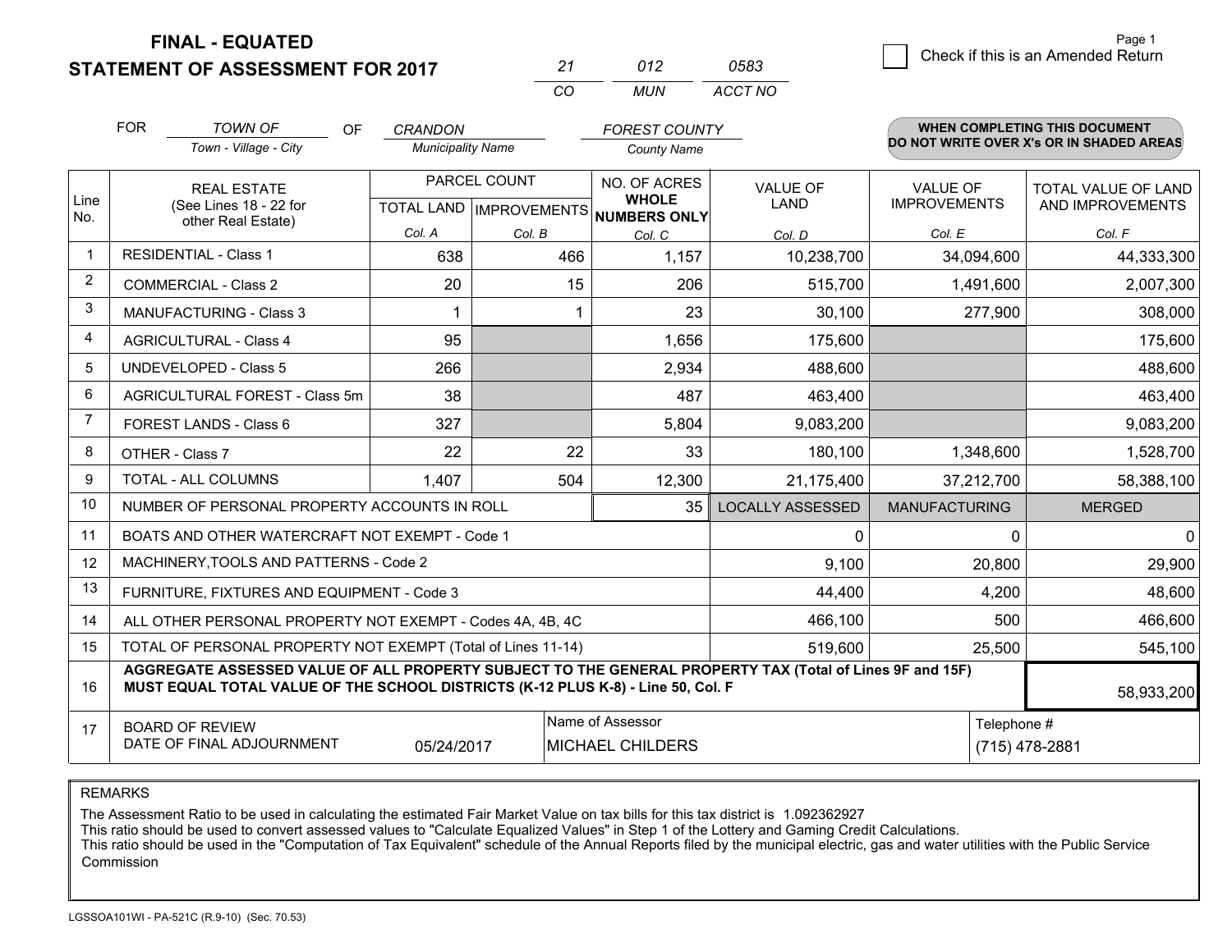# FINAL - EQUATED
# STATEMENT OF ASSESSMENT FOR 2017

| 21 | 012 | 0583 |
|---|---|---|
| CO | MUN | ACCT NO |

Page 1

☐ Check if this is an Amended Return

FOR *TOWN OF* (Town - Village - City) OF *CRANDON* (Municipality Name) *FOREST COUNTY* (County Name)

**WHEN COMPLETING THIS DOCUMENT DO NOT WRITE OVER X's OR IN SHADED AREAS**

| Line No. | REAL ESTATE (See Lines 18 - 22 for other Real Estate) | PARCEL COUNT TOTAL LAND Col. A | PARCEL COUNT IMPROVEMENTS Col. B | NO. OF ACRES WHOLE NUMBERS ONLY Col. C | VALUE OF LAND Col. D | VALUE OF IMPROVEMENTS Col. E | TOTAL VALUE OF LAND AND IMPROVEMENTS Col. F |
|---|---|---|---|---|---|---|---|
| 1 | RESIDENTIAL - Class 1 | 638 | 466 | 1,157 | 10,238,700 | 34,094,600 | 44,333,300 |
| 2 | COMMERCIAL - Class 2 | 20 | 15 | 206 | 515,700 | 1,491,600 | 2,007,300 |
| 3 | MANUFACTURING - Class 3 | 1 | 1 | 23 | 30,100 | 277,900 | 308,000 |
| 4 | AGRICULTURAL - Class 4 | 95 | | 1,656 | 175,600 | | 175,600 |
| 5 | UNDEVELOPED - Class 5 | 266 | | 2,934 | 488,600 | | 488,600 |
| 6 | AGRICULTURAL FOREST - Class 5m | 38 | | 487 | 463,400 | | 463,400 |
| 7 | FOREST LANDS - Class 6 | 327 | | 5,804 | 9,083,200 | | 9,083,200 |
| 8 | OTHER - Class 7 | 22 | 22 | 33 | 180,100 | 1,348,600 | 1,528,700 |
| 9 | TOTAL - ALL COLUMNS | 1,407 | 504 | 12,300 | 21,175,400 | 37,212,700 | 58,388,100 |
| 10 | NUMBER OF PERSONAL PROPERTY ACCOUNTS IN ROLL | | | 35 | LOCALLY ASSESSED | MANUFACTURING | MERGED |
| 11 | BOATS AND OTHER WATERCRAFT NOT EXEMPT - Code 1 | | | | 0 | 0 | 0 |
| 12 | MACHINERY,TOOLS AND PATTERNS - Code 2 | | | | 9,100 | 20,800 | 29,900 |
| 13 | FURNITURE, FIXTURES AND EQUIPMENT - Code 3 | | | | 44,400 | 4,200 | 48,600 |
| 14 | ALL OTHER PERSONAL PROPERTY NOT EXEMPT - Codes 4A, 4B, 4C | | | | 466,100 | 500 | 466,600 |
| 15 | TOTAL OF PERSONAL PROPERTY NOT EXEMPT (Total of Lines 11-14) | | | | 519,600 | 25,500 | 545,100 |
| 16 | **AGGREGATE ASSESSED VALUE OF ALL PROPERTY SUBJECT TO THE GENERAL PROPERTY TAX (Total of Lines 9F and 15F) MUST EQUAL TOTAL VALUE OF THE SCHOOL DISTRICTS (K-12 PLUS K-8) - Line 50, Col. F** | | | | | | 58,933,200 |
| 17 | BOARD OF REVIEW DATE OF FINAL ADJOURNMENT | 05/24/2017 | Name of Assessor: MICHAEL CHILDERS | | | Telephone #: (715) 478-2881 | |

REMARKS

The Assessment Ratio to be used in calculating the estimated Fair Market Value on tax bills for this tax district is 1.092362927
This ratio should be used to convert assessed values to "Calculate Equalized Values" in Step 1 of the Lottery and Gaming Credit Calculations.
This ratio should be used in the "Computation of Tax Equivalent" schedule of the Annual Reports filed by the municipal electric, gas and water utilities with the Public Service Commission

LGSSOA101WI - PA-521C (R.9-10) (Sec. 70.53)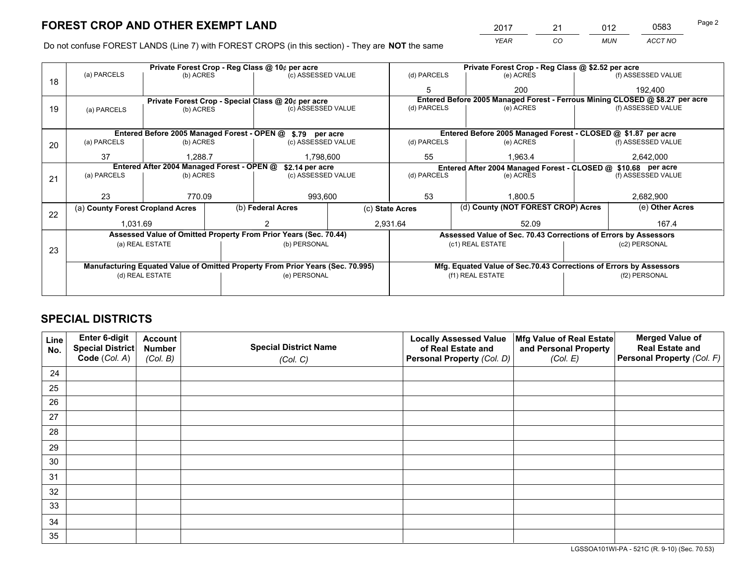# FOREST CROP AND OTHER EXEMPT LAND

| 2017 | 21 | 012 | 0583 |
|---|---|---|---|
| YEAR | CO | MUN | ACCT NO |

Do not confuse FOREST LANDS (Line 7) with FOREST CROPS (in this section) - They are **NOT** the same

| Line | Private Forest Crop - Reg Class @ 10¢ per acre | | | Private Forest Crop - Reg Class @ $2.52 per acre | | |
|---|---|---|---|---|---|---|
| 18 | (a) PARCELS | (b) ACRES | (c) ASSESSED VALUE | (d) PARCELS | (e) ACRES | (f) ASSESSED VALUE |
| | | | | 5 | 200 | 192,400 |
| | **Private Forest Crop - Special Class @ 20¢ per acre** | | | **Entered Before 2005 Managed Forest - Ferrous Mining CLOSED @ $8.27 per acre** | | |
| 19 | (a) PARCELS | (b) ACRES | (c) ASSESSED VALUE | (d) PARCELS | (e) ACRES | (f) ASSESSED VALUE |
| | | | | | | |
| | **Entered Before 2005 Managed Forest - OPEN @ $.79 per acre** | | | **Entered Before 2005 Managed Forest - CLOSED @ $1.87 per acre** | | |
| 20 | (a) PARCELS | (b) ACRES | (c) ASSESSED VALUE | (d) PARCELS | (e) ACRES | (f) ASSESSED VALUE |
| | 37 | 1,288.7 | 1,798,600 | 55 | 1,963.4 | 2,642,000 |
| | **Entered After 2004 Managed Forest - OPEN @ $2.14 per acre** | | | **Entered After 2004 Managed Forest - CLOSED @ $10.68 per acre** | | |
| 21 | (a) PARCELS | (b) ACRES | (c) ASSESSED VALUE | (d) PARCELS | (e) ACRES | (f) ASSESSED VALUE |
| | 23 | 770.09 | 993,600 | 53 | 1,800.5 | 2,682,900 |

| Line | (a) County Forest Cropland Acres | (b) Federal Acres | (c) State Acres | (d) County (NOT FOREST CROP) Acres | (e) Other Acres |
|---|---|---|---|---|---|
| 22 | 1,031.69 | 2 | 2,931.64 | 52.09 | 167.4 |

| Line | Assessed Value of Omitted Property From Prior Years (Sec. 70.44) | | Assessed Value of Sec. 70.43 Corrections of Errors by Assessors | |
|---|---|---|---|---|
| 23 | (a) REAL ESTATE | (b) PERSONAL | (c1) REAL ESTATE | (c2) PERSONAL |
| | | | | |
| | **Manufacturing Equated Value of Omitted Property From Prior Years (Sec. 70.995)** | | **Mfg. Equated Value of Sec.70.43 Corrections of Errors by Assessors** | |
| | (d) REAL ESTATE | (e) PERSONAL | (f1) REAL ESTATE | (f2) PERSONAL |
| | | | | |

# SPECIAL DISTRICTS

| Line No. | Enter 6-digit Special District Code (Col. A) | Account Number (Col. B) | Special District Name (Col. C) | Locally Assessed Value of Real Estate and Personal Property (Col. D) | Mfg Value of Real Estate and Personal Property (Col. E) | Merged Value of Real Estate and Personal Property (Col. F) |
|---|---|---|---|---|---|---|
| 24 | | | | | | |
| 25 | | | | | | |
| 26 | | | | | | |
| 27 | | | | | | |
| 28 | | | | | | |
| 29 | | | | | | |
| 30 | | | | | | |
| 31 | | | | | | |
| 32 | | | | | | |
| 33 | | | | | | |
| 34 | | | | | | |
| 35 | | | | | | |

LGSSOA101WI-PA - 521C (R. 9-10) (Sec. 70.53)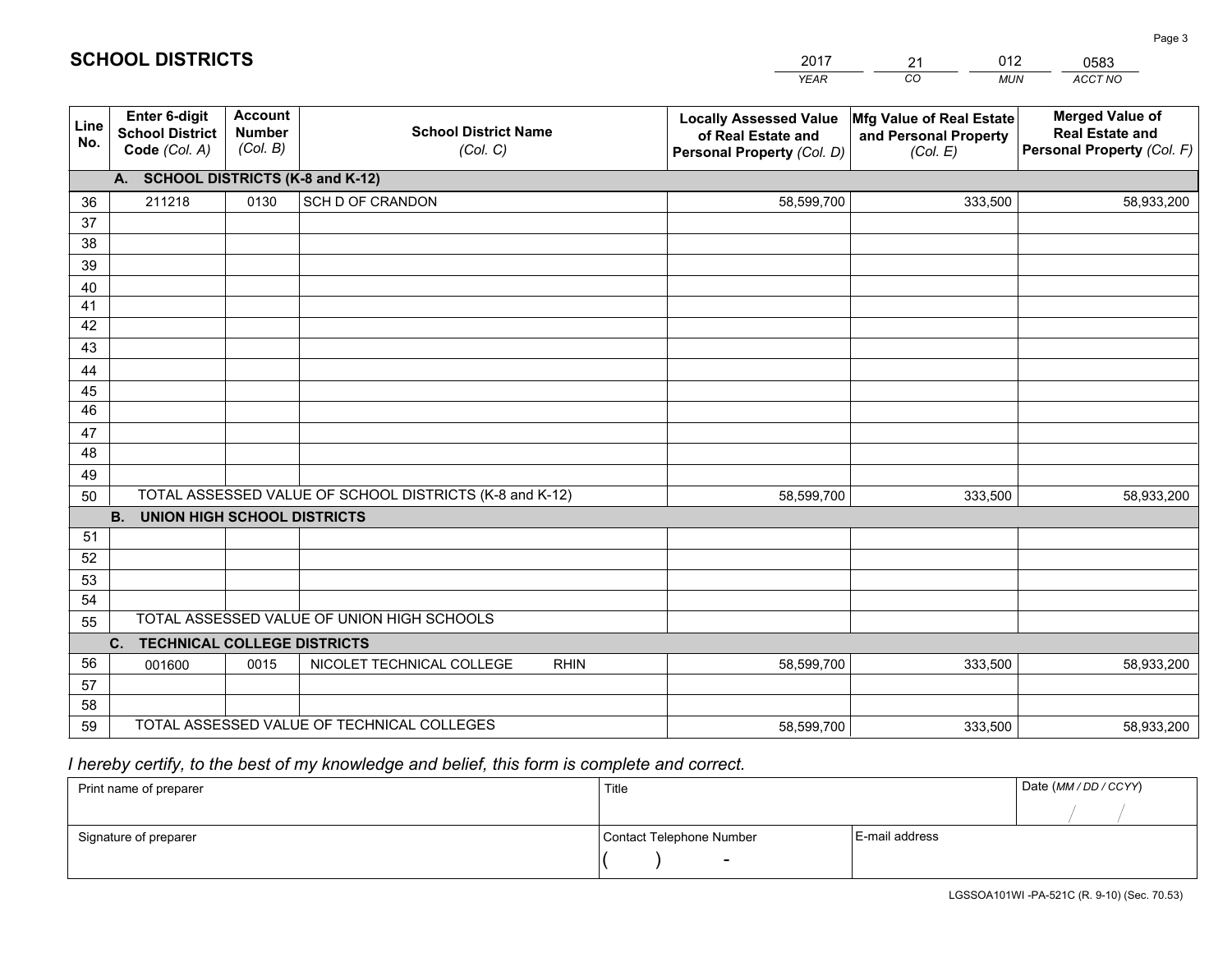# SCHOOL DISTRICTS

| 2017 | 21 | 012 | 0583 |
|---|---|---|---|
| YEAR | CO | MUN | ACCT NO |

| Line No. | Enter 6-digit School District Code (Col. A) | Account Number (Col. B) | School District Name (Col. C) | Locally Assessed Value of Real Estate and Personal Property (Col. D) | Mfg Value of Real Estate and Personal Property (Col. E) | Merged Value of Real Estate and Personal Property (Col. F) |
|---|---|---|---|---|---|---|
| | **A. SCHOOL DISTRICTS (K-8 and K-12)** | | | | | |
| 36 | 211218 | 0130 | SCH D OF CRANDON | 58,599,700 | 333,500 | 58,933,200 |
| 37 | | | | | | |
| 38 | | | | | | |
| 39 | | | | | | |
| 40 | | | | | | |
| 41 | | | | | | |
| 42 | | | | | | |
| 43 | | | | | | |
| 44 | | | | | | |
| 45 | | | | | | |
| 46 | | | | | | |
| 47 | | | | | | |
| 48 | | | | | | |
| 49 | | | | | | |
| 50 | TOTAL ASSESSED VALUE OF SCHOOL DISTRICTS (K-8 and K-12) | | | 58,599,700 | 333,500 | 58,933,200 |
| | **B. UNION HIGH SCHOOL DISTRICTS** | | | | | |
| 51 | | | | | | |
| 52 | | | | | | |
| 53 | | | | | | |
| 54 | | | | | | |
| 55 | TOTAL ASSESSED VALUE OF UNION HIGH SCHOOLS | | | | | |
| | **C. TECHNICAL COLLEGE DISTRICTS** | | | | | |
| 56 | 001600 | 0015 | NICOLET TECHNICAL COLLEGE RHIN | 58,599,700 | 333,500 | 58,933,200 |
| 57 | | | | | | |
| 58 | | | | | | |
| 59 | TOTAL ASSESSED VALUE OF TECHNICAL COLLEGES | | | 58,599,700 | 333,500 | 58,933,200 |

*I hereby certify, to the best of my knowledge and belief, this form is complete and correct.*

| Print name of preparer | Title | | Date (MM / DD / CCYY) |
|---|---|---|---|
| | | | / / |
| Signature of preparer | Contact Telephone Number | E-mail address | |
| | ( ) - | | |

LGSSOA101WI -PA-521C (R. 9-10) (Sec. 70.53)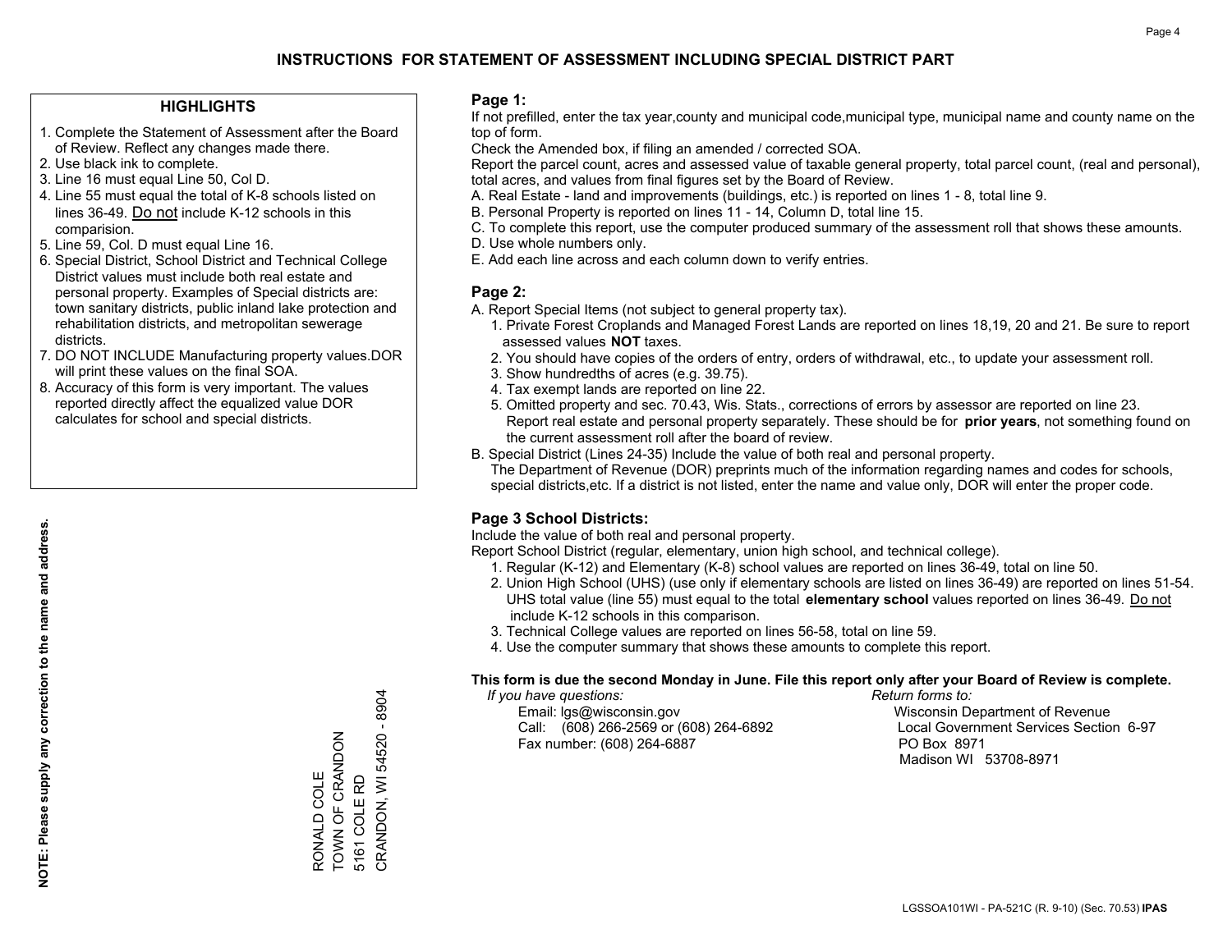# INSTRUCTIONS FOR STATEMENT OF ASSESSMENT INCLUDING SPECIAL DISTRICT PART

## HIGHLIGHTS

1. Complete the Statement of Assessment after the Board of Review. Reflect any changes made there.
2. Use black ink to complete.
3. Line 16 must equal Line 50, Col D.
4. Line 55 must equal the total of K-8 schools listed on lines 36-49. Do not include K-12 schools in this comparision.
5. Line 59, Col. D must equal Line 16.
6. Special District, School District and Technical College District values must include both real estate and personal property. Examples of Special districts are: town sanitary districts, public inland lake protection and rehabilitation districts, and metropolitan sewerage districts.
7. DO NOT INCLUDE Manufacturing property values.DOR will print these values on the final SOA.
8. Accuracy of this form is very important. The values reported directly affect the equalized value DOR calculates for school and special districts.

**NOTE: Please supply any correction to the name and address.**

RONALD COLE
TOWN OF CRANDON
5161 COLE RD
CRANDON, WI 54520 - 8904

## Page 1:

If not prefilled, enter the tax year,county and municipal code,municipal type, municipal name and county name on the top of form.

Check the Amended box, if filing an amended / corrected SOA.

Report the parcel count, acres and assessed value of taxable general property, total parcel count, (real and personal), total acres, and values from final figures set by the Board of Review.

A. Real Estate - land and improvements (buildings, etc.) is reported on lines 1 - 8, total line 9.
B. Personal Property is reported on lines 11 - 14, Column D, total line 15.
C. To complete this report, use the computer produced summary of the assessment roll that shows these amounts.
D. Use whole numbers only.
E. Add each line across and each column down to verify entries.

## Page 2:

A. Report Special Items (not subject to general property tax).
   1. Private Forest Croplands and Managed Forest Lands are reported on lines 18,19, 20 and 21. Be sure to report assessed values **NOT** taxes.
   2. You should have copies of the orders of entry, orders of withdrawal, etc., to update your assessment roll.
   3. Show hundredths of acres (e.g. 39.75).
   4. Tax exempt lands are reported on line 22.
   5. Omitted property and sec. 70.43, Wis. Stats., corrections of errors by assessor are reported on line 23. Report real estate and personal property separately. These should be for **prior years**, not something found on the current assessment roll after the board of review.
B. Special District (Lines 24-35) Include the value of both real and personal property.
   The Department of Revenue (DOR) preprints much of the information regarding names and codes for schools, special districts,etc. If a district is not listed, enter the name and value only, DOR will enter the proper code.

## Page 3 School Districts:

Include the value of both real and personal property.

Report School District (regular, elementary, union high school, and technical college).

1. Regular (K-12) and Elementary (K-8) school values are reported on lines 36-49, total on line 50.
2. Union High School (UHS) (use only if elementary schools are listed on lines 36-49) are reported on lines 51-54. UHS total value (line 55) must equal to the total **elementary school** values reported on lines 36-49. Do not include K-12 schools in this comparison.
3. Technical College values are reported on lines 56-58, total on line 59.
4. Use the computer summary that shows these amounts to complete this report.

**This form is due the second Monday in June. File this report only after your Board of Review is complete.**

*If you have questions:*
Email: lgs@wisconsin.gov
Call: (608) 266-2569 or (608) 264-6892
Fax number: (608) 264-6887

*Return forms to:*
Wisconsin Department of Revenue
Local Government Services Section 6-97
PO Box 8971
Madison WI 53708-8971

LGSSOA101WI - PA-521C (R. 9-10) (Sec. 70.53) **IPAS**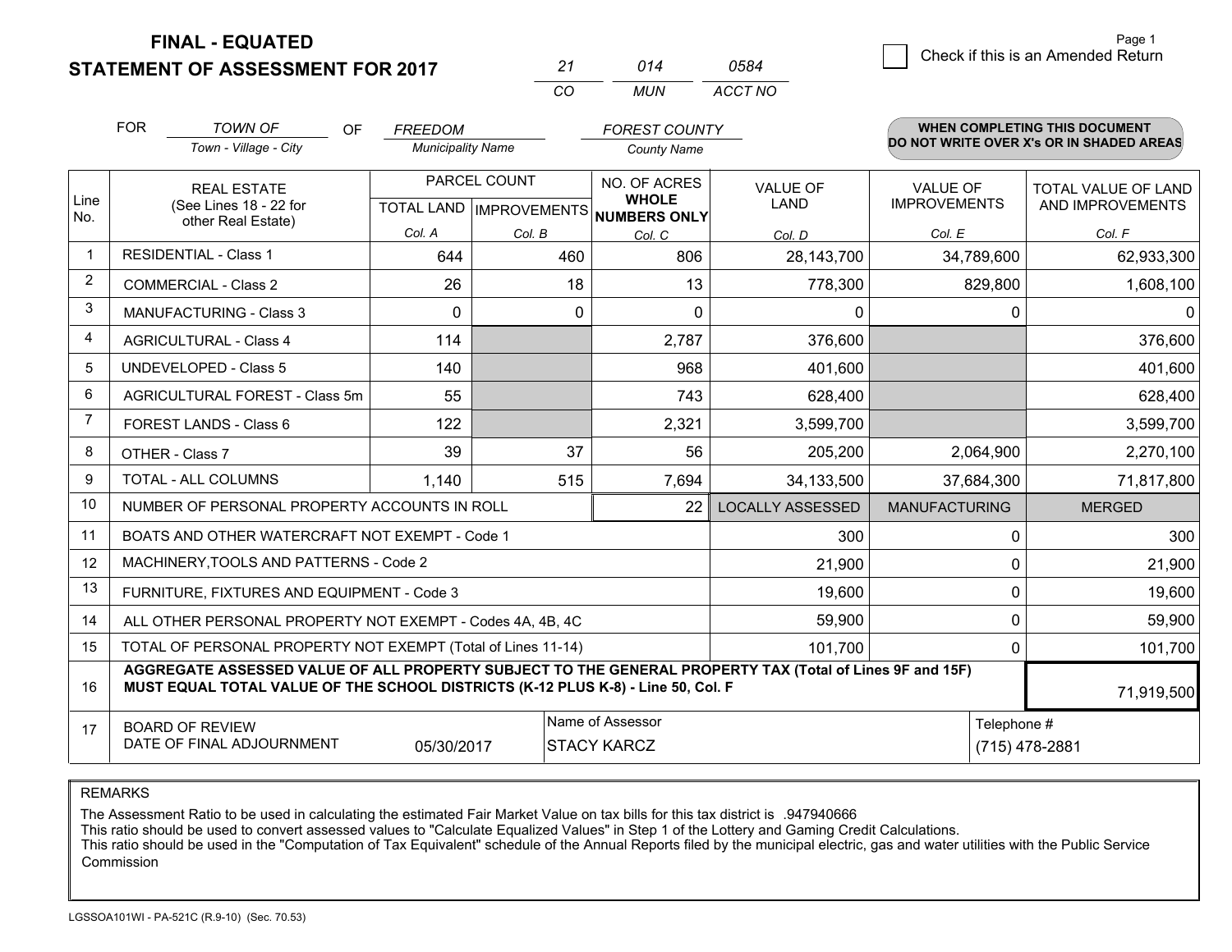# FINAL - EQUATED
# STATEMENT OF ASSESSMENT FOR 2017

| 21 | 014 | 0584 |
|---|---|---|
| CO | MUN | ACCT NO |

Page 1

☐ Check if this is an Amended Return

FOR *TOWN OF* (Town - Village - City) OF *FREEDOM* (Municipality Name) *FOREST COUNTY* (County Name)

**WHEN COMPLETING THIS DOCUMENT DO NOT WRITE OVER X's OR IN SHADED AREAS**

| Line No. | REAL ESTATE (See Lines 18 - 22 for other Real Estate) | PARCEL COUNT TOTAL LAND Col. A | PARCEL COUNT IMPROVEMENTS Col. B | NO. OF ACRES WHOLE NUMBERS ONLY Col. C | VALUE OF LAND Col. D | VALUE OF IMPROVEMENTS Col. E | TOTAL VALUE OF LAND AND IMPROVEMENTS Col. F |
|---|---|---|---|---|---|---|---|
| 1 | RESIDENTIAL - Class 1 | 644 | 460 | 806 | 28,143,700 | 34,789,600 | 62,933,300 |
| 2 | COMMERCIAL - Class 2 | 26 | 18 | 13 | 778,300 | 829,800 | 1,608,100 |
| 3 | MANUFACTURING - Class 3 | 0 | 0 | 0 | 0 | 0 | 0 |
| 4 | AGRICULTURAL - Class 4 | 114 | | 2,787 | 376,600 | | 376,600 |
| 5 | UNDEVELOPED - Class 5 | 140 | | 968 | 401,600 | | 401,600 |
| 6 | AGRICULTURAL FOREST - Class 5m | 55 | | 743 | 628,400 | | 628,400 |
| 7 | FOREST LANDS - Class 6 | 122 | | 2,321 | 3,599,700 | | 3,599,700 |
| 8 | OTHER - Class 7 | 39 | 37 | 56 | 205,200 | 2,064,900 | 2,270,100 |
| 9 | TOTAL - ALL COLUMNS | 1,140 | 515 | 7,694 | 34,133,500 | 37,684,300 | 71,817,800 |
| 10 | NUMBER OF PERSONAL PROPERTY ACCOUNTS IN ROLL | | | 22 | LOCALLY ASSESSED | MANUFACTURING | MERGED |
| 11 | BOATS AND OTHER WATERCRAFT NOT EXEMPT - Code 1 | | | | 300 | 0 | 300 |
| 12 | MACHINERY,TOOLS AND PATTERNS - Code 2 | | | | 21,900 | 0 | 21,900 |
| 13 | FURNITURE, FIXTURES AND EQUIPMENT - Code 3 | | | | 19,600 | 0 | 19,600 |
| 14 | ALL OTHER PERSONAL PROPERTY NOT EXEMPT - Codes 4A, 4B, 4C | | | | 59,900 | 0 | 59,900 |
| 15 | TOTAL OF PERSONAL PROPERTY NOT EXEMPT (Total of Lines 11-14) | | | | 101,700 | 0 | 101,700 |
| 16 | **AGGREGATE ASSESSED VALUE OF ALL PROPERTY SUBJECT TO THE GENERAL PROPERTY TAX (Total of Lines 9F and 15F) MUST EQUAL TOTAL VALUE OF THE SCHOOL DISTRICTS (K-12 PLUS K-8) - Line 50, Col. F** | | | | | | 71,919,500 |
| 17 | BOARD OF REVIEW DATE OF FINAL ADJOURNMENT | 05/30/2017 | Name of Assessor | STACY KARCZ | | Telephone # | (715) 478-2881 |

REMARKS

The Assessment Ratio to be used in calculating the estimated Fair Market Value on tax bills for this tax district is .947940666
This ratio should be used to convert assessed values to "Calculate Equalized Values" in Step 1 of the Lottery and Gaming Credit Calculations.
This ratio should be used in the "Computation of Tax Equivalent" schedule of the Annual Reports filed by the municipal electric, gas and water utilities with the Public Service Commission

LGSSOA101WI - PA-521C (R.9-10) (Sec. 70.53)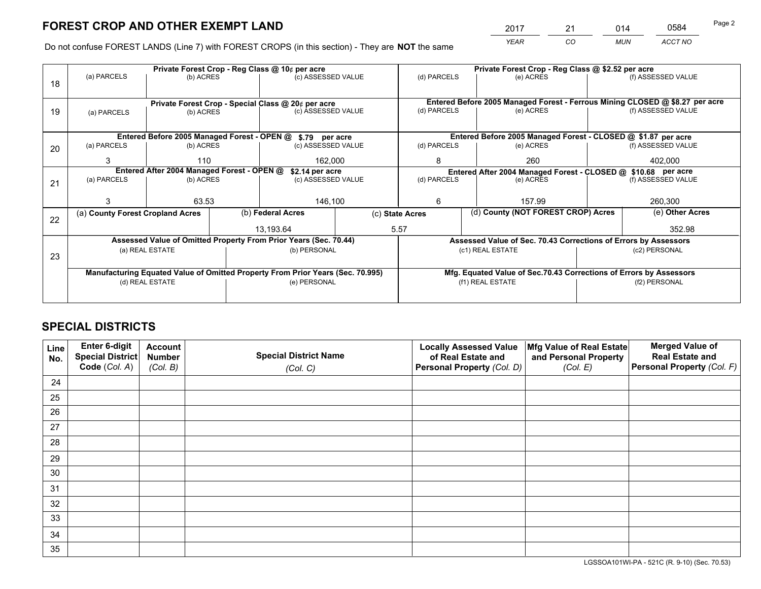# FOREST CROP AND OTHER EXEMPT LAND

| 2017 | 21 | 014 | 0584 |
|---|---|---|---|
| YEAR | CO | MUN | ACCT NO |

Do not confuse FOREST LANDS (Line 7) with FOREST CROPS (in this section) - They are **NOT** the same

| Line | Private Forest Crop - Reg Class @ 10¢ per acre | | | Private Forest Crop - Reg Class @ $2.52 per acre | | |
|---|---|---|---|---|---|---|
| 18 | (a) PARCELS | (b) ACRES | (c) ASSESSED VALUE | (d) PARCELS | (e) ACRES | (f) ASSESSED VALUE |
| | | | | | | |
| | **Private Forest Crop - Special Class @ 20¢ per acre** | | | **Entered Before 2005 Managed Forest - Ferrous Mining CLOSED @ $8.27 per acre** | | |
| 19 | (a) PARCELS | (b) ACRES | (c) ASSESSED VALUE | (d) PARCELS | (e) ACRES | (f) ASSESSED VALUE |
| | | | | | | |
| | **Entered Before 2005 Managed Forest - OPEN @ $.79 per acre** | | | **Entered Before 2005 Managed Forest - CLOSED @ $1.87 per acre** | | |
| 20 | (a) PARCELS | (b) ACRES | (c) ASSESSED VALUE | (d) PARCELS | (e) ACRES | (f) ASSESSED VALUE |
| | 3 | 110 | 162,000 | 8 | 260 | 402,000 |
| | **Entered After 2004 Managed Forest - OPEN @ $2.14 per acre** | | | **Entered After 2004 Managed Forest - CLOSED @ $10.68 per acre** | | |
| 21 | (a) PARCELS | (b) ACRES | (c) ASSESSED VALUE | (d) PARCELS | (e) ACRES | (f) ASSESSED VALUE |
| | 3 | 63.53 | 146,100 | 6 | 157.99 | 260,300 |

| Line | (a) County Forest Cropland Acres | (b) Federal Acres | (c) State Acres | (d) County (NOT FOREST CROP) Acres | (e) Other Acres |
|---|---|---|---|---|---|
| 22 | | 13,193.64 | 5.57 | | 352.98 |

| Line | Assessed Value of Omitted Property From Prior Years (Sec. 70.44) | | Assessed Value of Sec. 70.43 Corrections of Errors by Assessors | |
|---|---|---|---|---|
| 23 | (a) REAL ESTATE | (b) PERSONAL | (c1) REAL ESTATE | (c2) PERSONAL |
| | | | | |
| | **Manufacturing Equated Value of Omitted Property From Prior Years (Sec. 70.995)** | | **Mfg. Equated Value of Sec.70.43 Corrections of Errors by Assessors** | |
| | (d) REAL ESTATE | (e) PERSONAL | (f1) REAL ESTATE | (f2) PERSONAL |
| | | | | |

# SPECIAL DISTRICTS

| Line No. | Enter 6-digit Special District Code (Col. A) | Account Number (Col. B) | Special District Name (Col. C) | Locally Assessed Value of Real Estate and Personal Property (Col. D) | Mfg Value of Real Estate and Personal Property (Col. E) | Merged Value of Real Estate and Personal Property (Col. F) |
|---|---|---|---|---|---|---|
| 24 | | | | | | |
| 25 | | | | | | |
| 26 | | | | | | |
| 27 | | | | | | |
| 28 | | | | | | |
| 29 | | | | | | |
| 30 | | | | | | |
| 31 | | | | | | |
| 32 | | | | | | |
| 33 | | | | | | |
| 34 | | | | | | |
| 35 | | | | | | |

LGSSOA101WI-PA - 521C (R. 9-10) (Sec. 70.53)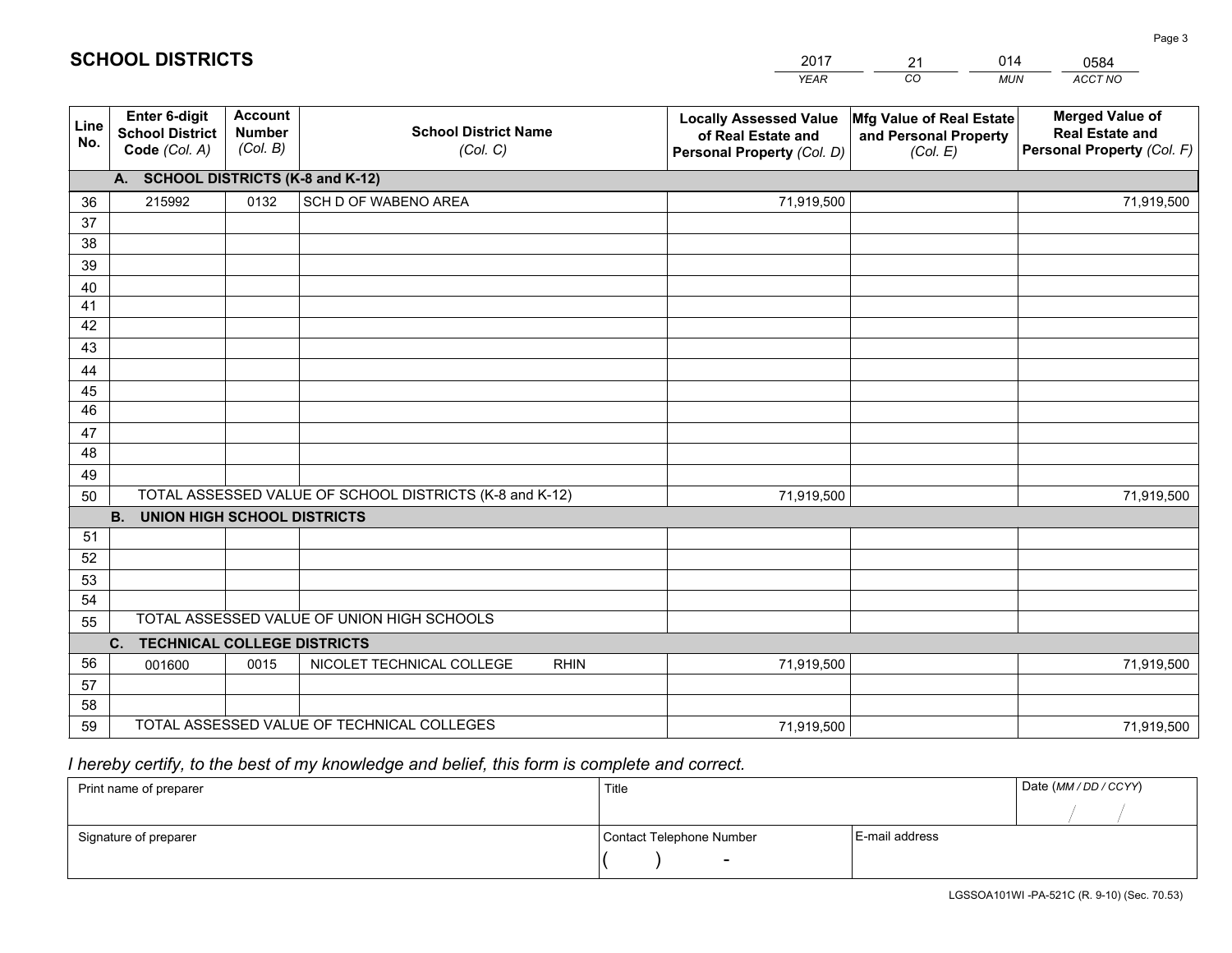# SCHOOL DISTRICTS

| 2017 | 21 | 014 | 0584 |
|---|---|---|---|
| *YEAR* | *CO* | *MUN* | *ACCT NO* |

| Line No. | Enter 6-digit School District Code *(Col. A)* | Account Number *(Col. B)* | School District Name *(Col. C)* | Locally Assessed Value of Real Estate and Personal Property *(Col. D)* | Mfg Value of Real Estate and Personal Property *(Col. E)* | Merged Value of Real Estate and Personal Property *(Col. F)* |
|---|---|---|---|---|---|---|
| | **A. SCHOOL DISTRICTS (K-8 and K-12)** | | | | | |
| 36 | 215992 | 0132 | SCH D OF WABENO AREA | 71,919,500 | | 71,919,500 |
| 37 | | | | | | |
| 38 | | | | | | |
| 39 | | | | | | |
| 40 | | | | | | |
| 41 | | | | | | |
| 42 | | | | | | |
| 43 | | | | | | |
| 44 | | | | | | |
| 45 | | | | | | |
| 46 | | | | | | |
| 47 | | | | | | |
| 48 | | | | | | |
| 49 | | | | | | |
| 50 | TOTAL ASSESSED VALUE OF SCHOOL DISTRICTS (K-8 and K-12) | | | 71,919,500 | | 71,919,500 |
| | **B. UNION HIGH SCHOOL DISTRICTS** | | | | | |
| 51 | | | | | | |
| 52 | | | | | | |
| 53 | | | | | | |
| 54 | | | | | | |
| 55 | TOTAL ASSESSED VALUE OF UNION HIGH SCHOOLS | | | | | |
| | **C. TECHNICAL COLLEGE DISTRICTS** | | | | | |
| 56 | 001600 | 0015 | NICOLET TECHNICAL COLLEGE RHIN | 71,919,500 | | 71,919,500 |
| 57 | | | | | | |
| 58 | | | | | | |
| 59 | TOTAL ASSESSED VALUE OF TECHNICAL COLLEGES | | | 71,919,500 | | 71,919,500 |

*I hereby certify, to the best of my knowledge and belief, this form is complete and correct.*

| Print name of preparer | Title | | Date *(MM / DD / CCYY)* |
|---|---|---|---|
| | | | / / |
| Signature of preparer | Contact Telephone Number | E-mail address | |
| | ( ) - | | |

LGSSOA101WI -PA-521C (R. 9-10) (Sec. 70.53)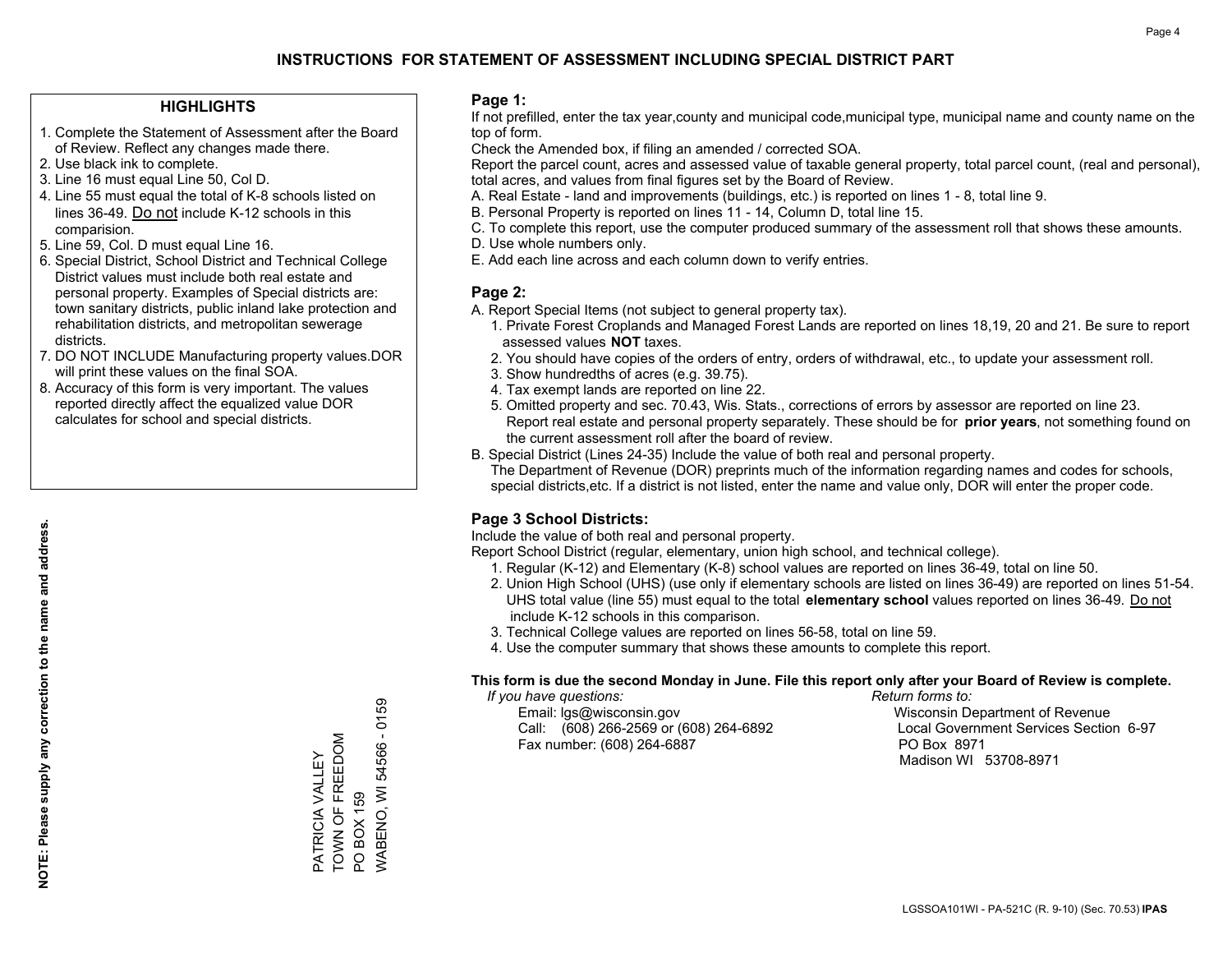# INSTRUCTIONS FOR STATEMENT OF ASSESSMENT INCLUDING SPECIAL DISTRICT PART

## HIGHLIGHTS

1. Complete the Statement of Assessment after the Board of Review. Reflect any changes made there.
2. Use black ink to complete.
3. Line 16 must equal Line 50, Col D.
4. Line 55 must equal the total of K-8 schools listed on lines 36-49. Do not include K-12 schools in this comparision.
5. Line 59, Col. D must equal Line 16.
6. Special District, School District and Technical College District values must include both real estate and personal property. Examples of Special districts are: town sanitary districts, public inland lake protection and rehabilitation districts, and metropolitan sewerage districts.
7. DO NOT INCLUDE Manufacturing property values.DOR will print these values on the final SOA.
8. Accuracy of this form is very important. The values reported directly affect the equalized value DOR calculates for school and special districts.

**NOTE: Please supply any correction to the name and address.**

PATRICIA VALLEY
TOWN OF FREEDOM
PO BOX 159
WABENO, WI 54566 - 0159

## Page 1:

If not prefilled, enter the tax year,county and municipal code,municipal type, municipal name and county name on the top of form.

Check the Amended box, if filing an amended / corrected SOA.

Report the parcel count, acres and assessed value of taxable general property, total parcel count, (real and personal), total acres, and values from final figures set by the Board of Review.

A. Real Estate - land and improvements (buildings, etc.) is reported on lines 1 - 8, total line 9.
B. Personal Property is reported on lines 11 - 14, Column D, total line 15.
C. To complete this report, use the computer produced summary of the assessment roll that shows these amounts.
D. Use whole numbers only.
E. Add each line across and each column down to verify entries.

## Page 2:

A. Report Special Items (not subject to general property tax).
   1. Private Forest Croplands and Managed Forest Lands are reported on lines 18,19, 20 and 21. Be sure to report assessed values **NOT** taxes.
   2. You should have copies of the orders of entry, orders of withdrawal, etc., to update your assessment roll.
   3. Show hundredths of acres (e.g. 39.75).
   4. Tax exempt lands are reported on line 22.
   5. Omitted property and sec. 70.43, Wis. Stats., corrections of errors by assessor are reported on line 23. Report real estate and personal property separately. These should be for **prior years**, not something found on the current assessment roll after the board of review.
B. Special District (Lines 24-35) Include the value of both real and personal property.
   The Department of Revenue (DOR) preprints much of the information regarding names and codes for schools, special districts,etc. If a district is not listed, enter the name and value only, DOR will enter the proper code.

## Page 3 School Districts:

Include the value of both real and personal property.

Report School District (regular, elementary, union high school, and technical college).

1. Regular (K-12) and Elementary (K-8) school values are reported on lines 36-49, total on line 50.
2. Union High School (UHS) (use only if elementary schools are listed on lines 36-49) are reported on lines 51-54. UHS total value (line 55) must equal to the total **elementary school** values reported on lines 36-49. Do not include K-12 schools in this comparison.
3. Technical College values are reported on lines 56-58, total on line 59.
4. Use the computer summary that shows these amounts to complete this report.

**This form is due the second Monday in June. File this report only after your Board of Review is complete.**

*If you have questions:*
Email: lgs@wisconsin.gov
Call: (608) 266-2569 or (608) 264-6892
Fax number: (608) 264-6887

*Return forms to:*
Wisconsin Department of Revenue
Local Government Services Section 6-97
PO Box 8971
Madison WI 53708-8971

LGSSOA101WI - PA-521C (R. 9-10) (Sec. 70.53) **IPAS**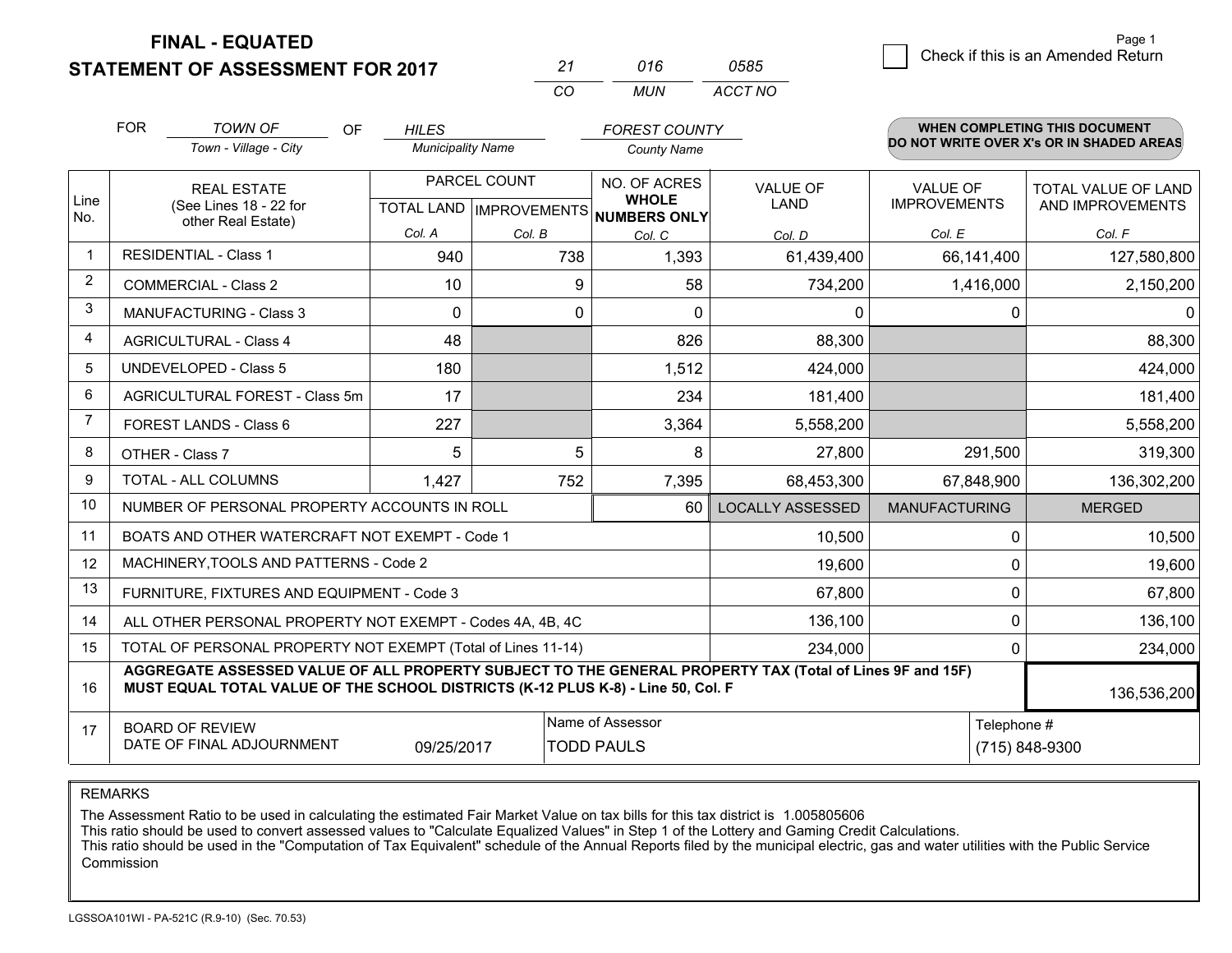# FINAL - EQUATED
## STATEMENT OF ASSESSMENT FOR 2017

| 21 | 016 | 0585 |
|---|---|---|
| CO | MUN | ACCT NO |

Page 1

☐ Check if this is an Amended Return

FOR *TOWN OF* (Town - Village - City) OF *HILES* (Municipality Name) *FOREST COUNTY* (County Name)

**WHEN COMPLETING THIS DOCUMENT DO NOT WRITE OVER X's OR IN SHADED AREAS**

| Line No. | REAL ESTATE (See Lines 18 - 22 for other Real Estate) | PARCEL COUNT TOTAL LAND Col. A | PARCEL COUNT IMPROVEMENTS Col. B | NO. OF ACRES WHOLE NUMBERS ONLY Col. C | VALUE OF LAND Col. D | VALUE OF IMPROVEMENTS Col. E | TOTAL VALUE OF LAND AND IMPROVEMENTS Col. F |
|---|---|---|---|---|---|---|---|
| 1 | RESIDENTIAL - Class 1 | 940 | 738 | 1,393 | 61,439,400 | 66,141,400 | 127,580,800 |
| 2 | COMMERCIAL - Class 2 | 10 | 9 | 58 | 734,200 | 1,416,000 | 2,150,200 |
| 3 | MANUFACTURING - Class 3 | 0 | 0 | 0 | 0 | 0 | 0 |
| 4 | AGRICULTURAL - Class 4 | 48 | | 826 | 88,300 | | 88,300 |
| 5 | UNDEVELOPED - Class 5 | 180 | | 1,512 | 424,000 | | 424,000 |
| 6 | AGRICULTURAL FOREST - Class 5m | 17 | | 234 | 181,400 | | 181,400 |
| 7 | FOREST LANDS - Class 6 | 227 | | 3,364 | 5,558,200 | | 5,558,200 |
| 8 | OTHER - Class 7 | 5 | 5 | 8 | 27,800 | 291,500 | 319,300 |
| 9 | TOTAL - ALL COLUMNS | 1,427 | 752 | 7,395 | 68,453,300 | 67,848,900 | 136,302,200 |
| 10 | NUMBER OF PERSONAL PROPERTY ACCOUNTS IN ROLL | | | 60 | LOCALLY ASSESSED | MANUFACTURING | MERGED |
| 11 | BOATS AND OTHER WATERCRAFT NOT EXEMPT - Code 1 | | | | 10,500 | 0 | 10,500 |
| 12 | MACHINERY,TOOLS AND PATTERNS - Code 2 | | | | 19,600 | 0 | 19,600 |
| 13 | FURNITURE, FIXTURES AND EQUIPMENT - Code 3 | | | | 67,800 | 0 | 67,800 |
| 14 | ALL OTHER PERSONAL PROPERTY NOT EXEMPT - Codes 4A, 4B, 4C | | | | 136,100 | 0 | 136,100 |
| 15 | TOTAL OF PERSONAL PROPERTY NOT EXEMPT (Total of Lines 11-14) | | | | 234,000 | 0 | 234,000 |
| 16 | **AGGREGATE ASSESSED VALUE OF ALL PROPERTY SUBJECT TO THE GENERAL PROPERTY TAX (Total of Lines 9F and 15F) MUST EQUAL TOTAL VALUE OF THE SCHOOL DISTRICTS (K-12 PLUS K-8) - Line 50, Col. F** | | | | | | 136,536,200 |
| 17 | BOARD OF REVIEW DATE OF FINAL ADJOURNMENT | 09/25/2017 | Name of Assessor: TODD PAULS | | | Telephone #: (715) 848-9300 | |

REMARKS

The Assessment Ratio to be used in calculating the estimated Fair Market Value on tax bills for this tax district is 1.005805606
This ratio should be used to convert assessed values to "Calculate Equalized Values" in Step 1 of the Lottery and Gaming Credit Calculations.
This ratio should be used in the "Computation of Tax Equivalent" schedule of the Annual Reports filed by the municipal electric, gas and water utilities with the Public Service Commission

LGSSOA101WI - PA-521C (R.9-10) (Sec. 70.53)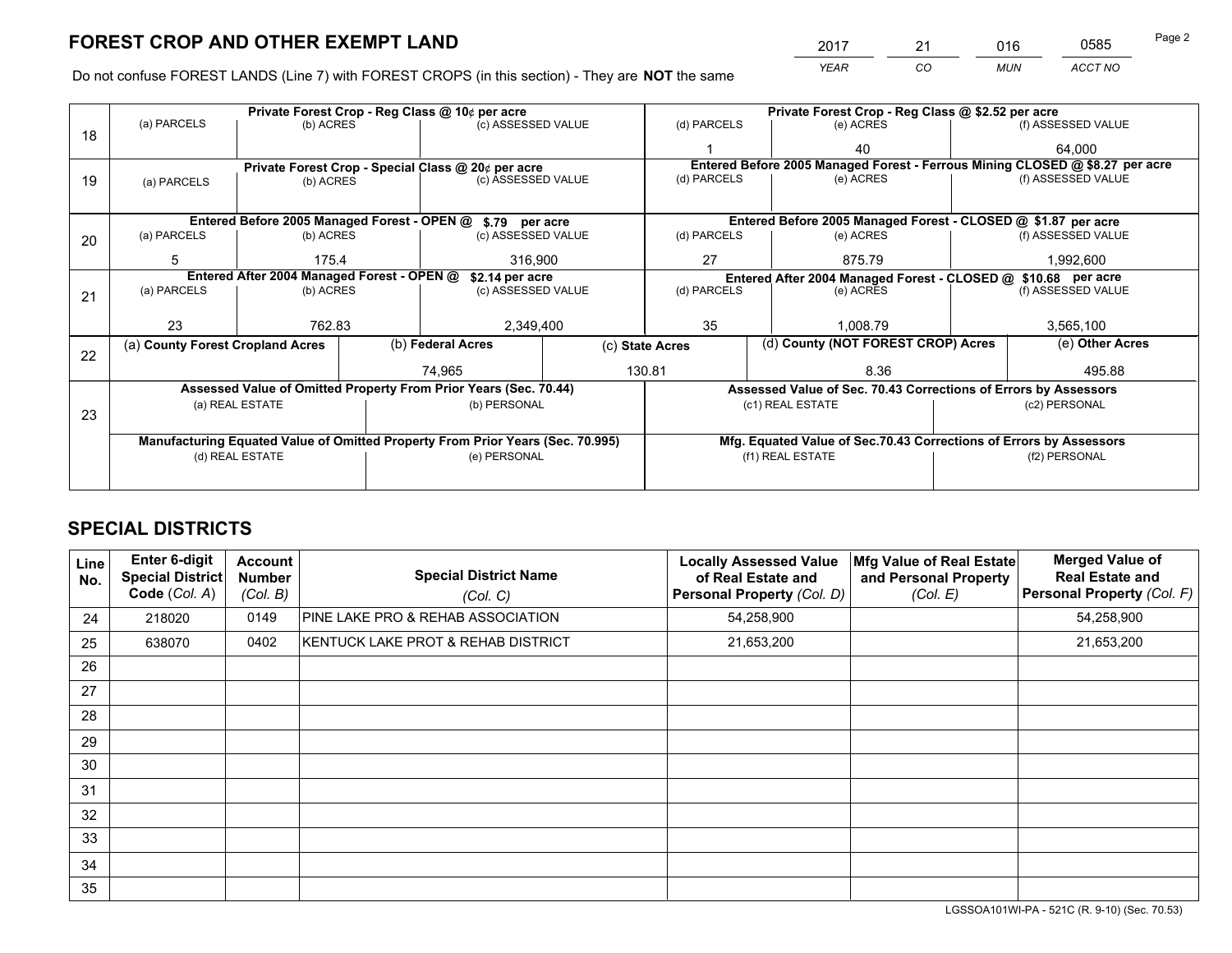# FOREST CROP AND OTHER EXEMPT LAND

| 2017 | 21 | 016 | 0585 |
|---|---|---|---|
| YEAR | CO | MUN | ACCT NO |

Do not confuse FOREST LANDS (Line 7) with FOREST CROPS (in this section) - They are **NOT** the same

| Line | Private Forest Crop - Reg Class @ 10¢ per acre | | | Private Forest Crop - Reg Class @ $2.52 per acre | | |
|---|---|---|---|---|---|---|
| 18 | (a) PARCELS | (b) ACRES | (c) ASSESSED VALUE | (d) PARCELS | (e) ACRES | (f) ASSESSED VALUE |
| | | | | 1 | 40 | 64,000 |
| | **Private Forest Crop - Special Class @ 20¢ per acre** | | | **Entered Before 2005 Managed Forest - Ferrous Mining CLOSED @ $8.27 per acre** | | |
| 19 | (a) PARCELS | (b) ACRES | (c) ASSESSED VALUE | (d) PARCELS | (e) ACRES | (f) ASSESSED VALUE |
| | | | | | | |
| | **Entered Before 2005 Managed Forest - OPEN @ $.79 per acre** | | | **Entered Before 2005 Managed Forest - CLOSED @ $1.87 per acre** | | |
| 20 | (a) PARCELS | (b) ACRES | (c) ASSESSED VALUE | (d) PARCELS | (e) ACRES | (f) ASSESSED VALUE |
| | 5 | 175.4 | 316,900 | 27 | 875.79 | 1,992,600 |
| | **Entered After 2004 Managed Forest - OPEN @ $2.14 per acre** | | | **Entered After 2004 Managed Forest - CLOSED @ $10.68 per acre** | | |
| 21 | (a) PARCELS | (b) ACRES | (c) ASSESSED VALUE | (d) PARCELS | (e) ACRES | (f) ASSESSED VALUE |
| | 23 | 762.83 | 2,349,400 | 35 | 1,008.79 | 3,565,100 |

| Line | (a) County Forest Cropland Acres | (b) Federal Acres | (c) State Acres | (d) County (NOT FOREST CROP) Acres | (e) Other Acres |
|---|---|---|---|---|---|
| 22 | | 74,965 | 130.81 | 8.36 | 495.88 |

| Line | Assessed Value of Omitted Property From Prior Years (Sec. 70.44) | | Assessed Value of Sec. 70.43 Corrections of Errors by Assessors | |
|---|---|---|---|---|
| 23 | (a) REAL ESTATE | (b) PERSONAL | (c1) REAL ESTATE | (c2) PERSONAL |
| | | | | |
| | **Manufacturing Equated Value of Omitted Property From Prior Years (Sec. 70.995)** | | **Mfg. Equated Value of Sec.70.43 Corrections of Errors by Assessors** | |
| | (d) REAL ESTATE | (e) PERSONAL | (f1) REAL ESTATE | (f2) PERSONAL |
| | | | | |

# SPECIAL DISTRICTS

| Line No. | Enter 6-digit Special District Code (Col. A) | Account Number (Col. B) | Special District Name (Col. C) | Locally Assessed Value of Real Estate and Personal Property (Col. D) | Mfg Value of Real Estate and Personal Property (Col. E) | Merged Value of Real Estate and Personal Property (Col. F) |
|---|---|---|---|---|---|---|
| 24 | 218020 | 0149 | PINE LAKE PRO & REHAB ASSOCIATION | 54,258,900 | | 54,258,900 |
| 25 | 638070 | 0402 | KENTUCK LAKE PROT & REHAB DISTRICT | 21,653,200 | | 21,653,200 |
| 26 | | | | | | |
| 27 | | | | | | |
| 28 | | | | | | |
| 29 | | | | | | |
| 30 | | | | | | |
| 31 | | | | | | |
| 32 | | | | | | |
| 33 | | | | | | |
| 34 | | | | | | |
| 35 | | | | | | |

LGSSOA101WI-PA - 521C (R. 9-10) (Sec. 70.53)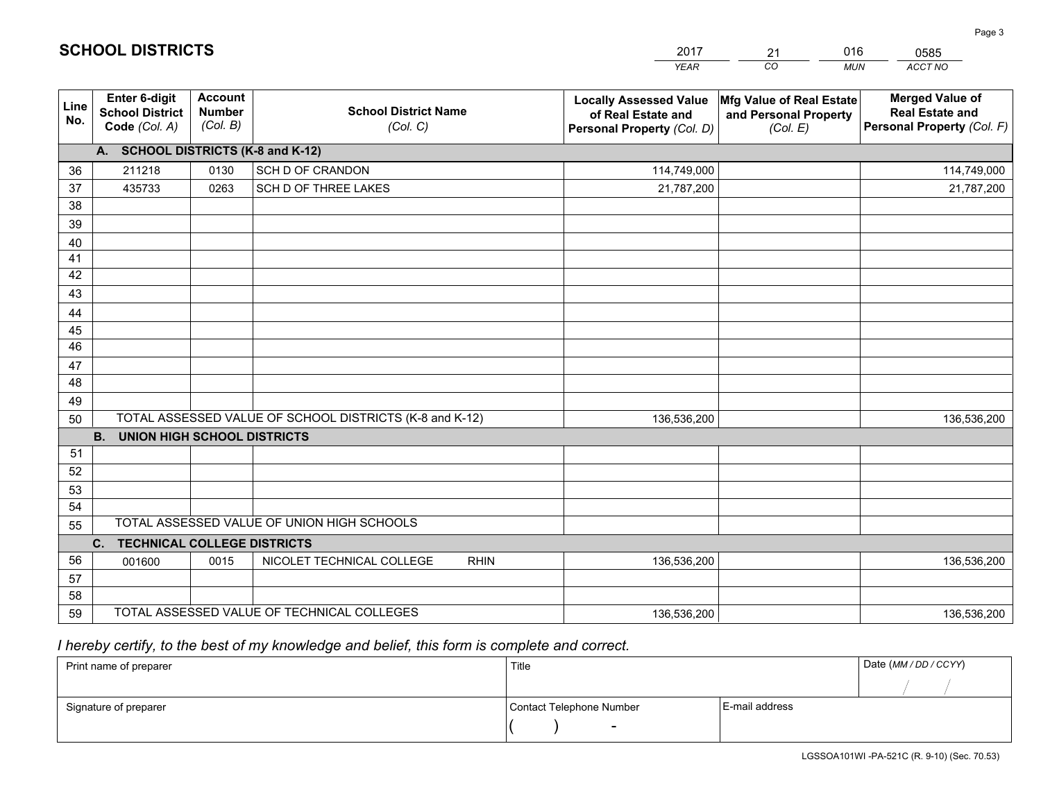# SCHOOL DISTRICTS

| 2017 | 21 | 016 | 0585 |
|---|---|---|---|
| *YEAR* | *CO* | *MUN* | *ACCT NO* |

| Line No. | Enter 6-digit School District Code *(Col. A)* | Account Number *(Col. B)* | School District Name *(Col. C)* | Locally Assessed Value of Real Estate and Personal Property *(Col. D)* | Mfg Value of Real Estate and Personal Property *(Col. E)* | Merged Value of Real Estate and Personal Property *(Col. F)* |
|---|---|---|---|---|---|---|
| | **A. SCHOOL DISTRICTS (K-8 and K-12)** | | | | | |
| 36 | 211218 | 0130 | SCH D OF CRANDON | 114,749,000 | | 114,749,000 |
| 37 | 435733 | 0263 | SCH D OF THREE LAKES | 21,787,200 | | 21,787,200 |
| 38 | | | | | | |
| 39 | | | | | | |
| 40 | | | | | | |
| 41 | | | | | | |
| 42 | | | | | | |
| 43 | | | | | | |
| 44 | | | | | | |
| 45 | | | | | | |
| 46 | | | | | | |
| 47 | | | | | | |
| 48 | | | | | | |
| 49 | | | | | | |
| 50 | TOTAL ASSESSED VALUE OF SCHOOL DISTRICTS (K-8 and K-12) | | | 136,536,200 | | 136,536,200 |
| | **B. UNION HIGH SCHOOL DISTRICTS** | | | | | |
| 51 | | | | | | |
| 52 | | | | | | |
| 53 | | | | | | |
| 54 | | | | | | |
| 55 | TOTAL ASSESSED VALUE OF UNION HIGH SCHOOLS | | | | | |
| | **C. TECHNICAL COLLEGE DISTRICTS** | | | | | |
| 56 | 001600 | 0015 | NICOLET TECHNICAL COLLEGE RHIN | 136,536,200 | | 136,536,200 |
| 57 | | | | | | |
| 58 | | | | | | |
| 59 | TOTAL ASSESSED VALUE OF TECHNICAL COLLEGES | | | 136,536,200 | | 136,536,200 |

*I hereby certify, to the best of my knowledge and belief, this form is complete and correct.*

| Print name of preparer | Title | | Date *(MM / DD / CCYY)* |
|---|---|---|---|
| | | | / / |
| Signature of preparer | Contact Telephone Number | E-mail address | |
| | ( ) - | | |

LGSSOA101WI -PA-521C (R. 9-10) (Sec. 70.53)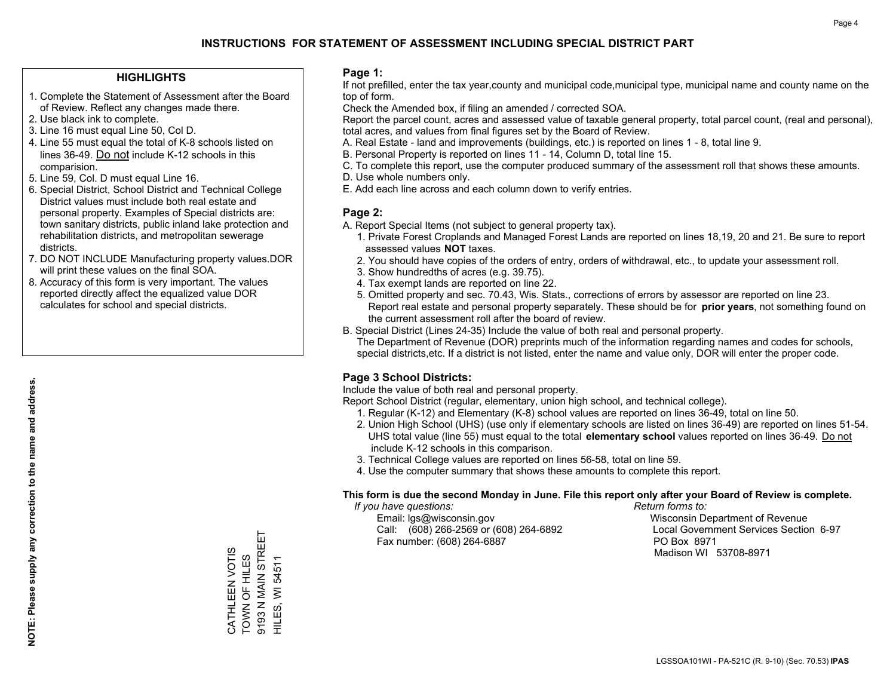# INSTRUCTIONS FOR STATEMENT OF ASSESSMENT INCLUDING SPECIAL DISTRICT PART

## HIGHLIGHTS

1. Complete the Statement of Assessment after the Board of Review. Reflect any changes made there.
2. Use black ink to complete.
3. Line 16 must equal Line 50, Col D.
4. Line 55 must equal the total of K-8 schools listed on lines 36-49. Do not include K-12 schools in this comparision.
5. Line 59, Col. D must equal Line 16.
6. Special District, School District and Technical College District values must include both real estate and personal property. Examples of Special districts are: town sanitary districts, public inland lake protection and rehabilitation districts, and metropolitan sewerage districts.
7. DO NOT INCLUDE Manufacturing property values.DOR will print these values on the final SOA.
8. Accuracy of this form is very important. The values reported directly affect the equalized value DOR calculates for school and special districts.

**NOTE: Please supply any correction to the name and address.**

CATHLEEN VOTIS
TOWN OF HILES
9193 N MAIN STREET
HILES, WI 54511

## Page 1:

If not prefilled, enter the tax year,county and municipal code,municipal type, municipal name and county name on the top of form.

Check the Amended box, if filing an amended / corrected SOA.

Report the parcel count, acres and assessed value of taxable general property, total parcel count, (real and personal), total acres, and values from final figures set by the Board of Review.

A. Real Estate - land and improvements (buildings, etc.) is reported on lines 1 - 8, total line 9.
B. Personal Property is reported on lines 11 - 14, Column D, total line 15.
C. To complete this report, use the computer produced summary of the assessment roll that shows these amounts.
D. Use whole numbers only.
E. Add each line across and each column down to verify entries.

## Page 2:

A. Report Special Items (not subject to general property tax).
   1. Private Forest Croplands and Managed Forest Lands are reported on lines 18,19, 20 and 21. Be sure to report assessed values **NOT** taxes.
   2. You should have copies of the orders of entry, orders of withdrawal, etc., to update your assessment roll.
   3. Show hundredths of acres (e.g. 39.75).
   4. Tax exempt lands are reported on line 22.
   5. Omitted property and sec. 70.43, Wis. Stats., corrections of errors by assessor are reported on line 23. Report real estate and personal property separately. These should be for **prior years**, not something found on the current assessment roll after the board of review.
B. Special District (Lines 24-35) Include the value of both real and personal property.
   The Department of Revenue (DOR) preprints much of the information regarding names and codes for schools, special districts,etc. If a district is not listed, enter the name and value only, DOR will enter the proper code.

## Page 3 School Districts:

Include the value of both real and personal property.

Report School District (regular, elementary, union high school, and technical college).

1. Regular (K-12) and Elementary (K-8) school values are reported on lines 36-49, total on line 50.
2. Union High School (UHS) (use only if elementary schools are listed on lines 36-49) are reported on lines 51-54. UHS total value (line 55) must equal to the total **elementary school** values reported on lines 36-49. Do not include K-12 schools in this comparison.
3. Technical College values are reported on lines 56-58, total on line 59.
4. Use the computer summary that shows these amounts to complete this report.

**This form is due the second Monday in June. File this report only after your Board of Review is complete.**

*If you have questions:*
Email: lgs@wisconsin.gov
Call: (608) 266-2569 or (608) 264-6892
Fax number: (608) 264-6887

*Return forms to:*
Wisconsin Department of Revenue
Local Government Services Section 6-97
PO Box 8971
Madison WI 53708-8971

LGSSOA101WI - PA-521C (R. 9-10) (Sec. 70.53) **IPAS**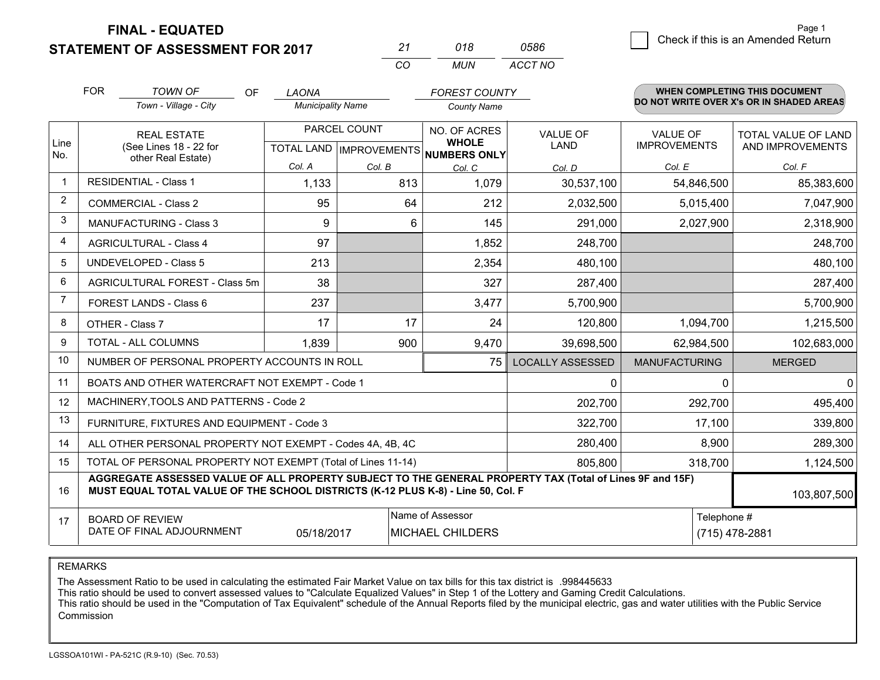# FINAL - EQUATED
## STATEMENT OF ASSESSMENT FOR 2017

| 21 | 018 | 0586 |
|---|---|---|
| CO | MUN | ACCT NO |

Check if this is an Amended Return

FOR *TOWN OF* (Town - Village - City) OF *LAONA* (Municipality Name) *FOREST COUNTY* (County Name)

**WHEN COMPLETING THIS DOCUMENT DO NOT WRITE OVER X's OR IN SHADED AREAS**

| Line No. | REAL ESTATE (See Lines 18 - 22 for other Real Estate) | PARCEL COUNT TOTAL LAND Col. A | PARCEL COUNT IMPROVEMENTS Col. B | NO. OF ACRES WHOLE NUMBERS ONLY Col. C | VALUE OF LAND Col. D | VALUE OF IMPROVEMENTS Col. E | TOTAL VALUE OF LAND AND IMPROVEMENTS Col. F |
|---|---|---|---|---|---|---|---|
| 1 | RESIDENTIAL - Class 1 | 1,133 | 813 | 1,079 | 30,537,100 | 54,846,500 | 85,383,600 |
| 2 | COMMERCIAL - Class 2 | 95 | 64 | 212 | 2,032,500 | 5,015,400 | 7,047,900 |
| 3 | MANUFACTURING - Class 3 | 9 | 6 | 145 | 291,000 | 2,027,900 | 2,318,900 |
| 4 | AGRICULTURAL - Class 4 | 97 | | 1,852 | 248,700 | | 248,700 |
| 5 | UNDEVELOPED - Class 5 | 213 | | 2,354 | 480,100 | | 480,100 |
| 6 | AGRICULTURAL FOREST - Class 5m | 38 | | 327 | 287,400 | | 287,400 |
| 7 | FOREST LANDS - Class 6 | 237 | | 3,477 | 5,700,900 | | 5,700,900 |
| 8 | OTHER - Class 7 | 17 | 17 | 24 | 120,800 | 1,094,700 | 1,215,500 |
| 9 | TOTAL - ALL COLUMNS | 1,839 | 900 | 9,470 | 39,698,500 | 62,984,500 | 102,683,000 |
| 10 | NUMBER OF PERSONAL PROPERTY ACCOUNTS IN ROLL | | | 75 | LOCALLY ASSESSED | MANUFACTURING | MERGED |
| 11 | BOATS AND OTHER WATERCRAFT NOT EXEMPT - Code 1 | | | | 0 | 0 | 0 |
| 12 | MACHINERY,TOOLS AND PATTERNS - Code 2 | | | | 202,700 | 292,700 | 495,400 |
| 13 | FURNITURE, FIXTURES AND EQUIPMENT - Code 3 | | | | 322,700 | 17,100 | 339,800 |
| 14 | ALL OTHER PERSONAL PROPERTY NOT EXEMPT - Codes 4A, 4B, 4C | | | | 280,400 | 8,900 | 289,300 |
| 15 | TOTAL OF PERSONAL PROPERTY NOT EXEMPT (Total of Lines 11-14) | | | | 805,800 | 318,700 | 1,124,500 |
| 16 | **AGGREGATE ASSESSED VALUE OF ALL PROPERTY SUBJECT TO THE GENERAL PROPERTY TAX (Total of Lines 9F and 15F) MUST EQUAL TOTAL VALUE OF THE SCHOOL DISTRICTS (K-12 PLUS K-8) - Line 50, Col. F** | | | | | | 103,807,500 |
| 17 | BOARD OF REVIEW DATE OF FINAL ADJOURNMENT | 05/18/2017 | Name of Assessor | MICHAEL CHILDERS | | Telephone # | (715) 478-2881 |

REMARKS

The Assessment Ratio to be used in calculating the estimated Fair Market Value on tax bills for this tax district is .998445633
This ratio should be used to convert assessed values to "Calculate Equalized Values" in Step 1 of the Lottery and Gaming Credit Calculations.
This ratio should be used in the "Computation of Tax Equivalent" schedule of the Annual Reports filed by the municipal electric, gas and water utilities with the Public Service Commission

LGSSOA101WI - PA-521C (R.9-10) (Sec. 70.53)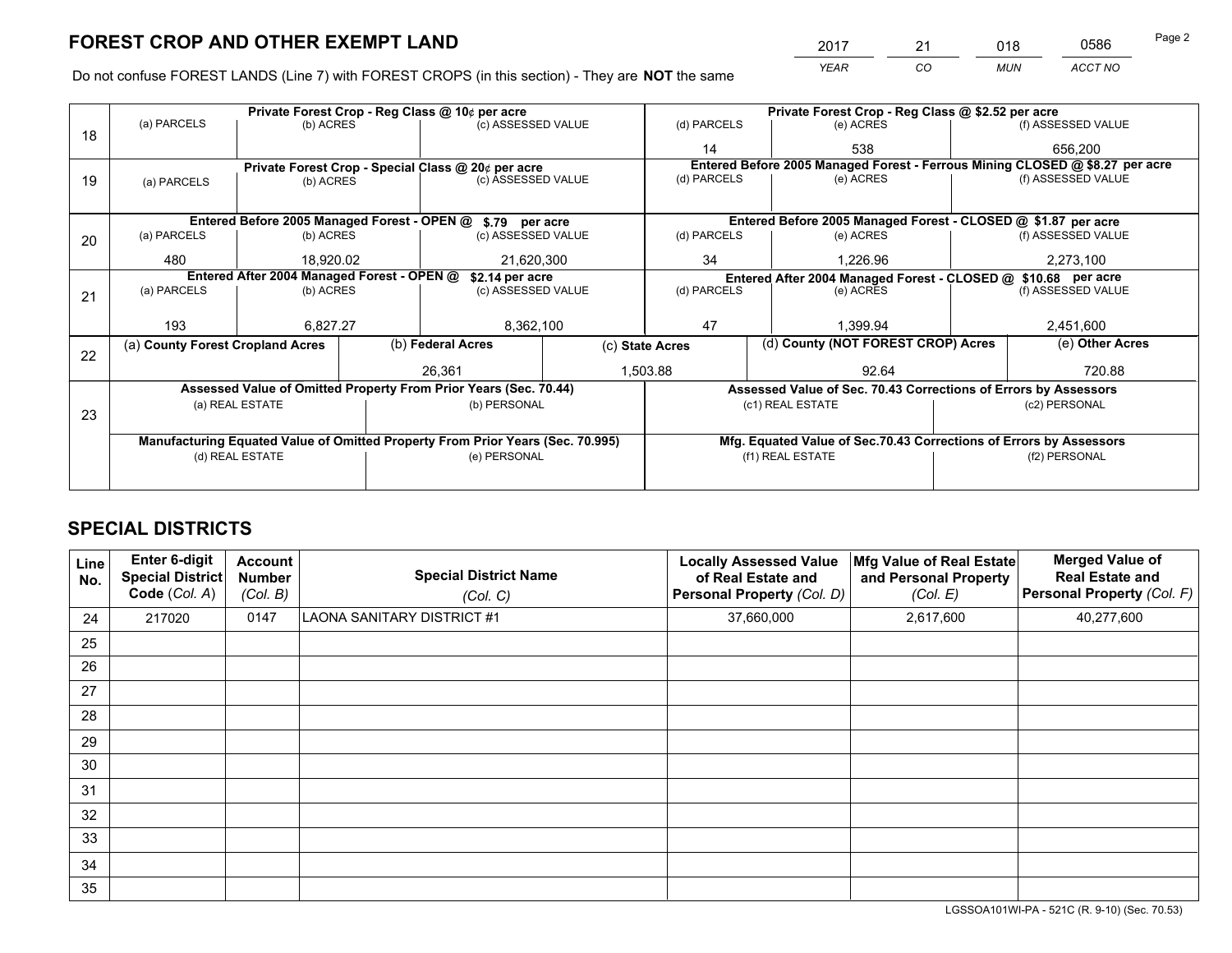# FOREST CROP AND OTHER EXEMPT LAND

| YEAR | CO | MUN | ACCT NO |
|---|---|---|---|
| 2017 | 21 | 018 | 0586 |

Do not confuse FOREST LANDS (Line 7) with FOREST CROPS (in this section) - They are **NOT** the same

| Line | Private Forest Crop - Reg Class @ 10¢ per acre | | | Private Forest Crop - Reg Class @ $2.52 per acre | | |
|---|---|---|---|---|---|---|
| 18 | (a) PARCELS | (b) ACRES | (c) ASSESSED VALUE | (d) PARCELS | (e) ACRES | (f) ASSESSED VALUE |
| | | | | 14 | 538 | 656,200 |
| | **Private Forest Crop - Special Class @ 20¢ per acre** | | | **Entered Before 2005 Managed Forest - Ferrous Mining CLOSED @ $8.27 per acre** | | |
| 19 | (a) PARCELS | (b) ACRES | (c) ASSESSED VALUE | (d) PARCELS | (e) ACRES | (f) ASSESSED VALUE |
| | | | | | | |
| | **Entered Before 2005 Managed Forest - OPEN @ $.79 per acre** | | | **Entered Before 2005 Managed Forest - CLOSED @ $1.87 per acre** | | |
| 20 | (a) PARCELS | (b) ACRES | (c) ASSESSED VALUE | (d) PARCELS | (e) ACRES | (f) ASSESSED VALUE |
| | 480 | 18,920.02 | 21,620,300 | 34 | 1,226.96 | 2,273,100 |
| | **Entered After 2004 Managed Forest - OPEN @ $2.14 per acre** | | | **Entered After 2004 Managed Forest - CLOSED @ $10.68 per acre** | | |
| 21 | (a) PARCELS | (b) ACRES | (c) ASSESSED VALUE | (d) PARCELS | (e) ACRES | (f) ASSESSED VALUE |
| | 193 | 6,827.27 | 8,362,100 | 47 | 1,399.94 | 2,451,600 |

| Line | (a) County Forest Cropland Acres | (b) Federal Acres | (c) State Acres | (d) County (NOT FOREST CROP) Acres | (e) Other Acres |
|---|---|---|---|---|---|
| 22 | | 26,361 | 1,503.88 | 92.64 | 720.88 |

| Line | Assessed Value of Omitted Property From Prior Years (Sec. 70.44) | | Assessed Value of Sec. 70.43 Corrections of Errors by Assessors | |
|---|---|---|---|---|
| 23 | (a) REAL ESTATE | (b) PERSONAL | (c1) REAL ESTATE | (c2) PERSONAL |
| | | | | |
| | **Manufacturing Equated Value of Omitted Property From Prior Years (Sec. 70.995)** | | **Mfg. Equated Value of Sec.70.43 Corrections of Errors by Assessors** | |
| | (d) REAL ESTATE | (e) PERSONAL | (f1) REAL ESTATE | (f2) PERSONAL |
| | | | | |

# SPECIAL DISTRICTS

| Line No. | Enter 6-digit Special District Code (Col. A) | Account Number (Col. B) | Special District Name (Col. C) | Locally Assessed Value of Real Estate and Personal Property (Col. D) | Mfg Value of Real Estate and Personal Property (Col. E) | Merged Value of Real Estate and Personal Property (Col. F) |
|---|---|---|---|---|---|---|
| 24 | 217020 | 0147 | LAONA SANITARY DISTRICT #1 | 37,660,000 | 2,617,600 | 40,277,600 |
| 25 | | | | | | |
| 26 | | | | | | |
| 27 | | | | | | |
| 28 | | | | | | |
| 29 | | | | | | |
| 30 | | | | | | |
| 31 | | | | | | |
| 32 | | | | | | |
| 33 | | | | | | |
| 34 | | | | | | |
| 35 | | | | | | |

LGSSOA101WI-PA - 521C (R. 9-10) (Sec. 70.53)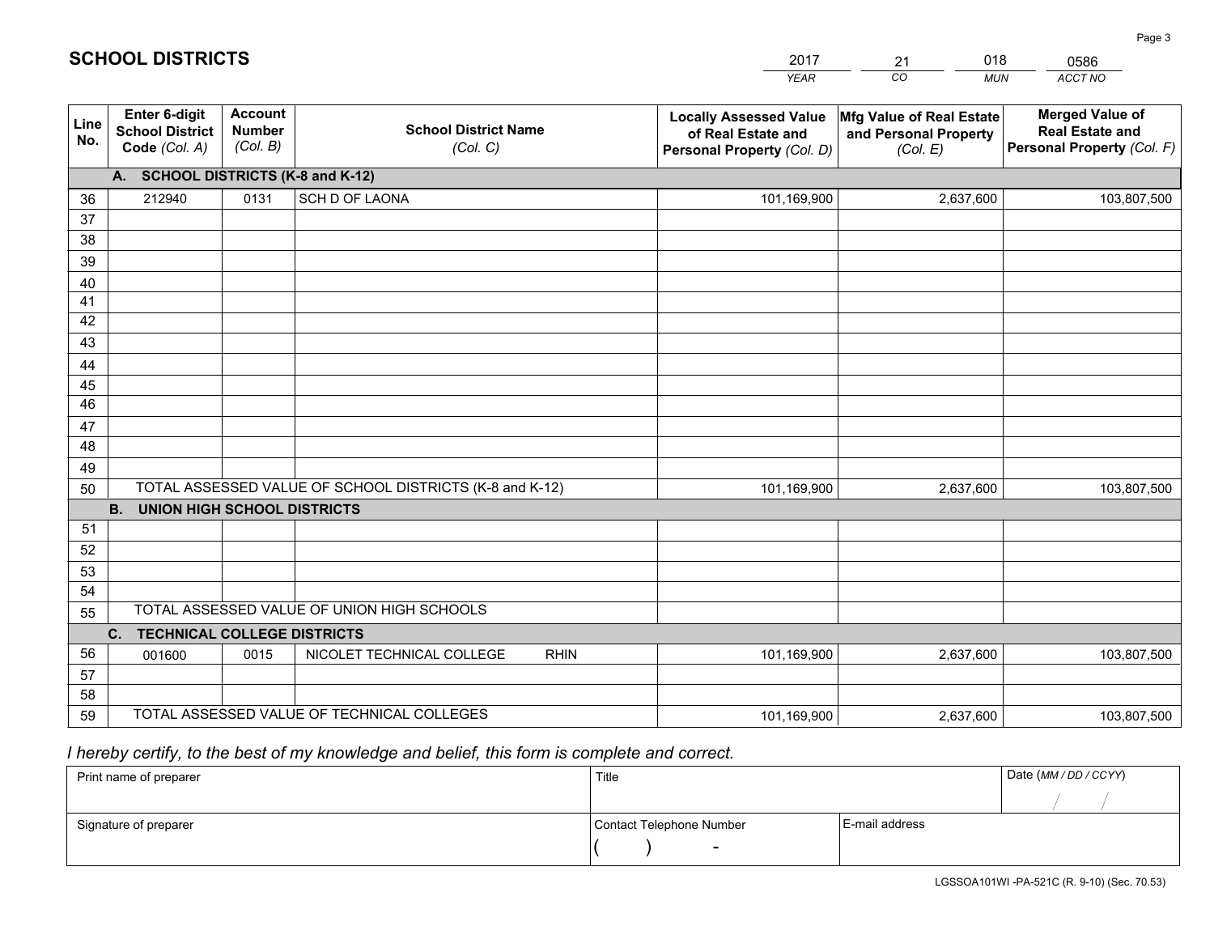# SCHOOL DISTRICTS

| 2017 | 21 | 018 | 0586 |
|---|---|---|---|
| *YEAR* | *CO* | *MUN* | *ACCT NO* |

| Line No. | Enter 6-digit School District Code *(Col. A)* | Account Number *(Col. B)* | School District Name *(Col. C)* | Locally Assessed Value of Real Estate and Personal Property *(Col. D)* | Mfg Value of Real Estate and Personal Property *(Col. E)* | Merged Value of Real Estate and Personal Property *(Col. F)* |
|---|---|---|---|---|---|---|
| | **A. SCHOOL DISTRICTS (K-8 and K-12)** | | | | | |
| 36 | 212940 | 0131 | SCH D OF LAONA | 101,169,900 | 2,637,600 | 103,807,500 |
| 37 | | | | | | |
| 38 | | | | | | |
| 39 | | | | | | |
| 40 | | | | | | |
| 41 | | | | | | |
| 42 | | | | | | |
| 43 | | | | | | |
| 44 | | | | | | |
| 45 | | | | | | |
| 46 | | | | | | |
| 47 | | | | | | |
| 48 | | | | | | |
| 49 | | | | | | |
| 50 | TOTAL ASSESSED VALUE OF SCHOOL DISTRICTS (K-8 and K-12) | | | 101,169,900 | 2,637,600 | 103,807,500 |
| | **B. UNION HIGH SCHOOL DISTRICTS** | | | | | |
| 51 | | | | | | |
| 52 | | | | | | |
| 53 | | | | | | |
| 54 | | | | | | |
| 55 | TOTAL ASSESSED VALUE OF UNION HIGH SCHOOLS | | | | | |
| | **C. TECHNICAL COLLEGE DISTRICTS** | | | | | |
| 56 | 001600 | 0015 | NICOLET TECHNICAL COLLEGE RHIN | 101,169,900 | 2,637,600 | 103,807,500 |
| 57 | | | | | | |
| 58 | | | | | | |
| 59 | TOTAL ASSESSED VALUE OF TECHNICAL COLLEGES | | | 101,169,900 | 2,637,600 | 103,807,500 |

*I hereby certify, to the best of my knowledge and belief, this form is complete and correct.*

| Print name of preparer | Title | | Date *(MM / DD / CCYY)* |
|---|---|---|---|
| | | | / / |
| Signature of preparer | Contact Telephone Number | E-mail address | |
| | ( ) - | | |

LGSSOA101WI -PA-521C (R. 9-10) (Sec. 70.53)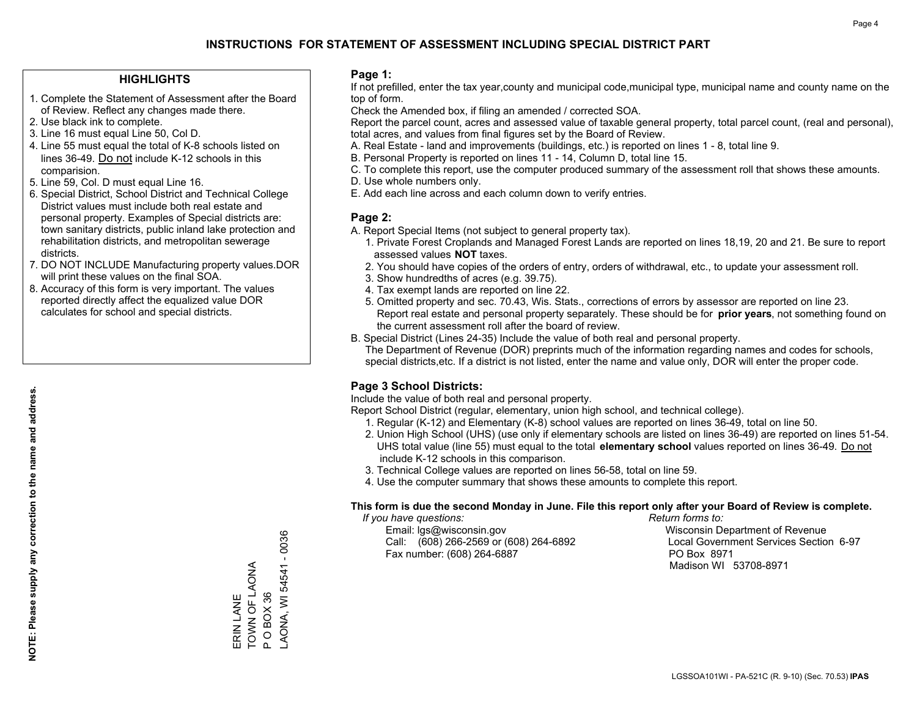# INSTRUCTIONS FOR STATEMENT OF ASSESSMENT INCLUDING SPECIAL DISTRICT PART

## HIGHLIGHTS

1. Complete the Statement of Assessment after the Board of Review. Reflect any changes made there.
2. Use black ink to complete.
3. Line 16 must equal Line 50, Col D.
4. Line 55 must equal the total of K-8 schools listed on lines 36-49. Do not include K-12 schools in this comparision.
5. Line 59, Col. D must equal Line 16.
6. Special District, School District and Technical College District values must include both real estate and personal property. Examples of Special districts are: town sanitary districts, public inland lake protection and rehabilitation districts, and metropolitan sewerage districts.
7. DO NOT INCLUDE Manufacturing property values.DOR will print these values on the final SOA.
8. Accuracy of this form is very important. The values reported directly affect the equalized value DOR calculates for school and special districts.

**NOTE: Please supply any correction to the name and address.**

ERIN LANE
TOWN OF LAONA
P O BOX 36
LAONA, WI 54541 - 0036

### Page 1:

If not prefilled, enter the tax year,county and municipal code,municipal type, municipal name and county name on the top of form.

Check the Amended box, if filing an amended / corrected SOA.

Report the parcel count, acres and assessed value of taxable general property, total parcel count, (real and personal), total acres, and values from final figures set by the Board of Review.

A. Real Estate - land and improvements (buildings, etc.) is reported on lines 1 - 8, total line 9.
B. Personal Property is reported on lines 11 - 14, Column D, total line 15.
C. To complete this report, use the computer produced summary of the assessment roll that shows these amounts.
D. Use whole numbers only.
E. Add each line across and each column down to verify entries.

### Page 2:

A. Report Special Items (not subject to general property tax).
   1. Private Forest Croplands and Managed Forest Lands are reported on lines 18,19, 20 and 21. Be sure to report assessed values **NOT** taxes.
   2. You should have copies of the orders of entry, orders of withdrawal, etc., to update your assessment roll.
   3. Show hundredths of acres (e.g. 39.75).
   4. Tax exempt lands are reported on line 22.
   5. Omitted property and sec. 70.43, Wis. Stats., corrections of errors by assessor are reported on line 23. Report real estate and personal property separately. These should be for **prior years**, not something found on the current assessment roll after the board of review.
B. Special District (Lines 24-35) Include the value of both real and personal property.
   The Department of Revenue (DOR) preprints much of the information regarding names and codes for schools, special districts,etc. If a district is not listed, enter the name and value only, DOR will enter the proper code.

### Page 3 School Districts:

Include the value of both real and personal property.

Report School District (regular, elementary, union high school, and technical college).

1. Regular (K-12) and Elementary (K-8) school values are reported on lines 36-49, total on line 50.
2. Union High School (UHS) (use only if elementary schools are listed on lines 36-49) are reported on lines 51-54. UHS total value (line 55) must equal to the total **elementary school** values reported on lines 36-49. Do not include K-12 schools in this comparison.
3. Technical College values are reported on lines 56-58, total on line 59.
4. Use the computer summary that shows these amounts to complete this report.

**This form is due the second Monday in June. File this report only after your Board of Review is complete.**

*If you have questions:*
Email: lgs@wisconsin.gov
Call: (608) 266-2569 or (608) 264-6892
Fax number: (608) 264-6887

*Return forms to:*
Wisconsin Department of Revenue
Local Government Services Section 6-97
PO Box 8971
Madison WI 53708-8971

LGSSOA101WI - PA-521C (R. 9-10) (Sec. 70.53) **IPAS**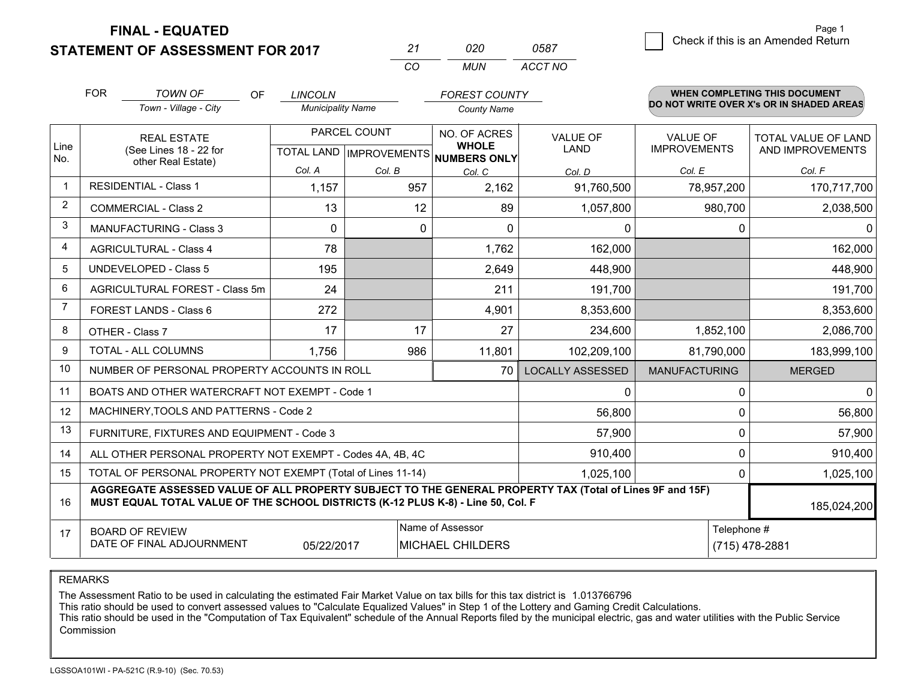# FINAL - EQUATED
# STATEMENT OF ASSESSMENT FOR 2017

| 21 | 020 | 0587 |
|---|---|---|
| CO | MUN | ACCT NO |

Page 1

☐ Check if this is an Amended Return

FOR *TOWN OF* (Town - Village - City) OF *LINCOLN* (Municipality Name) *FOREST COUNTY* (County Name)

**WHEN COMPLETING THIS DOCUMENT DO NOT WRITE OVER X's OR IN SHADED AREAS**

| Line No. | REAL ESTATE (See Lines 18 - 22 for other Real Estate) | PARCEL COUNT | | NO. OF ACRES **WHOLE NUMBERS ONLY** | VALUE OF LAND | VALUE OF IMPROVEMENTS | TOTAL VALUE OF LAND AND IMPROVEMENTS |
|---|---|---|---|---|---|---|---|
| | | TOTAL LAND | IMPROVEMENTS | | | | |
| | | Col. A | Col. B | Col. C | Col. D | Col. E | Col. F |
| 1 | RESIDENTIAL - Class 1 | 1,157 | 957 | 2,162 | 91,760,500 | 78,957,200 | 170,717,700 |
| 2 | COMMERCIAL - Class 2 | 13 | 12 | 89 | 1,057,800 | 980,700 | 2,038,500 |
| 3 | MANUFACTURING - Class 3 | 0 | 0 | 0 | 0 | 0 | 0 |
| 4 | AGRICULTURAL - Class 4 | 78 | | 1,762 | 162,000 | | 162,000 |
| 5 | UNDEVELOPED - Class 5 | 195 | | 2,649 | 448,900 | | 448,900 |
| 6 | AGRICULTURAL FOREST - Class 5m | 24 | | 211 | 191,700 | | 191,700 |
| 7 | FOREST LANDS - Class 6 | 272 | | 4,901 | 8,353,600 | | 8,353,600 |
| 8 | OTHER - Class 7 | 17 | 17 | 27 | 234,600 | 1,852,100 | 2,086,700 |
| 9 | TOTAL - ALL COLUMNS | 1,756 | 986 | 11,801 | 102,209,100 | 81,790,000 | 183,999,100 |
| 10 | NUMBER OF PERSONAL PROPERTY ACCOUNTS IN ROLL | | | 70 | LOCALLY ASSESSED | MANUFACTURING | MERGED |
| 11 | BOATS AND OTHER WATERCRAFT NOT EXEMPT - Code 1 | | | | 0 | 0 | 0 |
| 12 | MACHINERY,TOOLS AND PATTERNS - Code 2 | | | | 56,800 | 0 | 56,800 |
| 13 | FURNITURE, FIXTURES AND EQUIPMENT - Code 3 | | | | 57,900 | 0 | 57,900 |
| 14 | ALL OTHER PERSONAL PROPERTY NOT EXEMPT - Codes 4A, 4B, 4C | | | | 910,400 | 0 | 910,400 |
| 15 | TOTAL OF PERSONAL PROPERTY NOT EXEMPT (Total of Lines 11-14) | | | | 1,025,100 | 0 | 1,025,100 |
| 16 | **AGGREGATE ASSESSED VALUE OF ALL PROPERTY SUBJECT TO THE GENERAL PROPERTY TAX (Total of Lines 9F and 15F) MUST EQUAL TOTAL VALUE OF THE SCHOOL DISTRICTS (K-12 PLUS K-8) - Line 50, Col. F** | | | | | | 185,024,200 |
| 17 | BOARD OF REVIEW DATE OF FINAL ADJOURNMENT | 05/22/2017 | | Name of Assessor: MICHAEL CHILDERS | | Telephone #: (715) 478-2881 | |

REMARKS

The Assessment Ratio to be used in calculating the estimated Fair Market Value on tax bills for this tax district is 1.013766796
This ratio should be used to convert assessed values to "Calculate Equalized Values" in Step 1 of the Lottery and Gaming Credit Calculations.
This ratio should be used in the "Computation of Tax Equivalent" schedule of the Annual Reports filed by the municipal electric, gas and water utilities with the Public Service Commission

LGSSOA101WI - PA-521C (R.9-10) (Sec. 70.53)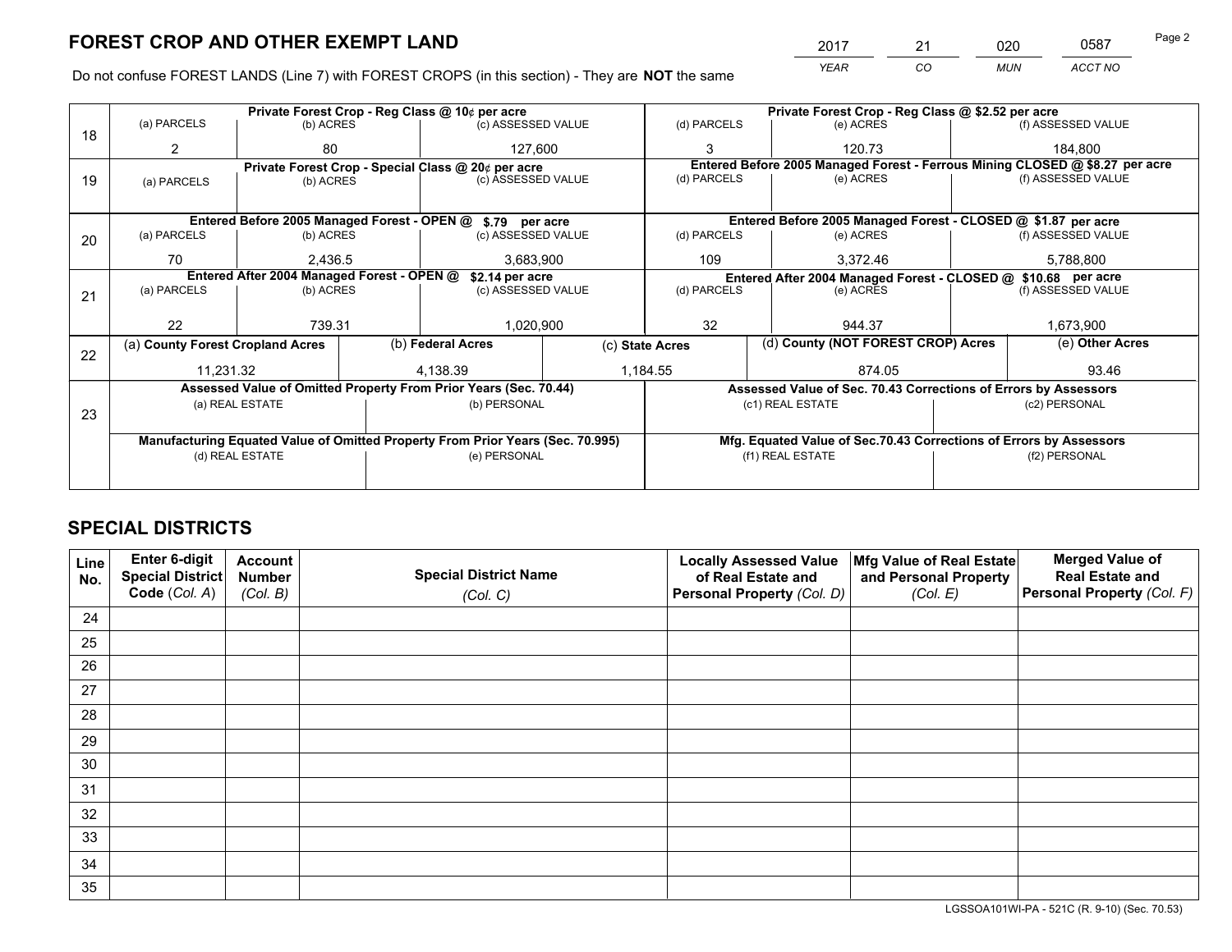# FOREST CROP AND OTHER EXEMPT LAND

| 2017 | 21 | 020 | 0587 |
|---|---|---|---|
| YEAR | CO | MUN | ACCT NO |

Do not confuse FOREST LANDS (Line 7) with FOREST CROPS (in this section) - They are **NOT** the same

| Line | Private Forest Crop - Reg Class @ 10¢ per acre | | | Private Forest Crop - Reg Class @ $2.52 per acre | | |
|---|---|---|---|---|---|---|
| 18 | (a) PARCELS | (b) ACRES | (c) ASSESSED VALUE | (d) PARCELS | (e) ACRES | (f) ASSESSED VALUE |
| | 2 | 80 | 127,600 | 3 | 120.73 | 184,800 |
| | **Private Forest Crop - Special Class @ 20¢ per acre** | | | **Entered Before 2005 Managed Forest - Ferrous Mining CLOSED @ $8.27 per acre** | | |
| 19 | (a) PARCELS | (b) ACRES | (c) ASSESSED VALUE | (d) PARCELS | (e) ACRES | (f) ASSESSED VALUE |
| | | | | | | |
| | **Entered Before 2005 Managed Forest - OPEN @ $.79 per acre** | | | **Entered Before 2005 Managed Forest - CLOSED @ $1.87 per acre** | | |
| 20 | (a) PARCELS | (b) ACRES | (c) ASSESSED VALUE | (d) PARCELS | (e) ACRES | (f) ASSESSED VALUE |
| | 70 | 2,436.5 | 3,683,900 | 109 | 3,372.46 | 5,788,800 |
| | **Entered After 2004 Managed Forest - OPEN @ $2.14 per acre** | | | **Entered After 2004 Managed Forest - CLOSED @ $10.68 per acre** | | |
| 21 | (a) PARCELS | (b) ACRES | (c) ASSESSED VALUE | (d) PARCELS | (e) ACRES | (f) ASSESSED VALUE |
| | 22 | 739.31 | 1,020,900 | 32 | 944.37 | 1,673,900 |

| Line | (a) County Forest Cropland Acres | (b) Federal Acres | (c) State Acres | (d) County (NOT FOREST CROP) Acres | (e) Other Acres |
|---|---|---|---|---|---|
| 22 | 11,231.32 | 4,138.39 | 1,184.55 | 874.05 | 93.46 |

| Line | Assessed Value of Omitted Property From Prior Years (Sec. 70.44) | | Assessed Value of Sec. 70.43 Corrections of Errors by Assessors | |
|---|---|---|---|---|
| 23 | (a) REAL ESTATE | (b) PERSONAL | (c1) REAL ESTATE | (c2) PERSONAL |
| | | | | |
| | **Manufacturing Equated Value of Omitted Property From Prior Years (Sec. 70.995)** | | **Mfg. Equated Value of Sec.70.43 Corrections of Errors by Assessors** | |
| | (d) REAL ESTATE | (e) PERSONAL | (f1) REAL ESTATE | (f2) PERSONAL |
| | | | | |

# SPECIAL DISTRICTS

| Line No. | Enter 6-digit Special District Code (Col. A) | Account Number (Col. B) | Special District Name (Col. C) | Locally Assessed Value of Real Estate and Personal Property (Col. D) | Mfg Value of Real Estate and Personal Property (Col. E) | Merged Value of Real Estate and Personal Property (Col. F) |
|---|---|---|---|---|---|---|
| 24 | | | | | | |
| 25 | | | | | | |
| 26 | | | | | | |
| 27 | | | | | | |
| 28 | | | | | | |
| 29 | | | | | | |
| 30 | | | | | | |
| 31 | | | | | | |
| 32 | | | | | | |
| 33 | | | | | | |
| 34 | | | | | | |
| 35 | | | | | | |

LGSSOA101WI-PA - 521C (R. 9-10) (Sec. 70.53)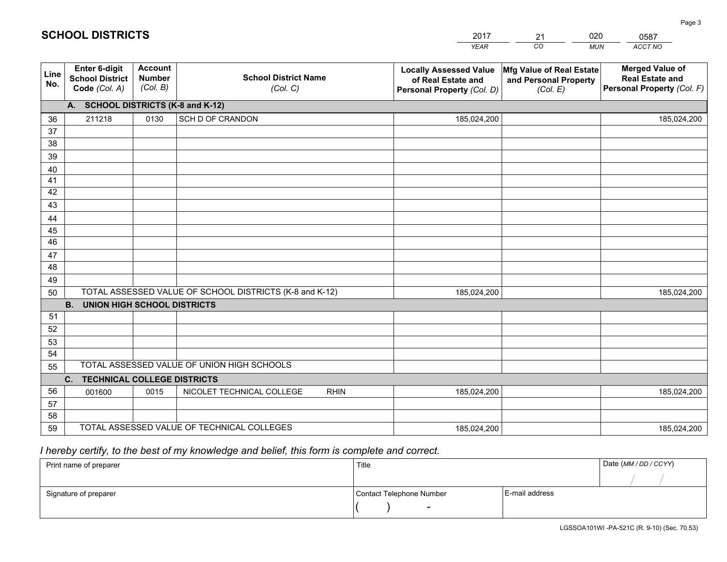# SCHOOL DISTRICTS

| 2017 | 21 | 020 | 0587 |
|---|---|---|---|
| *YEAR* | *CO* | *MUN* | *ACCT NO* |

| Line No. | Enter 6-digit School District Code *(Col. A)* | Account Number *(Col. B)* | School District Name *(Col. C)* | Locally Assessed Value of Real Estate and Personal Property *(Col. D)* | Mfg Value of Real Estate and Personal Property *(Col. E)* | Merged Value of Real Estate and Personal Property *(Col. F)* |
|---|---|---|---|---|---|---|
| | **A. SCHOOL DISTRICTS (K-8 and K-12)** | | | | | |
| 36 | 211218 | 0130 | SCH D OF CRANDON | 185,024,200 | | 185,024,200 |
| 37 | | | | | | |
| 38 | | | | | | |
| 39 | | | | | | |
| 40 | | | | | | |
| 41 | | | | | | |
| 42 | | | | | | |
| 43 | | | | | | |
| 44 | | | | | | |
| 45 | | | | | | |
| 46 | | | | | | |
| 47 | | | | | | |
| 48 | | | | | | |
| 49 | | | | | | |
| 50 | TOTAL ASSESSED VALUE OF SCHOOL DISTRICTS (K-8 and K-12) | | | 185,024,200 | | 185,024,200 |
| | **B. UNION HIGH SCHOOL DISTRICTS** | | | | | |
| 51 | | | | | | |
| 52 | | | | | | |
| 53 | | | | | | |
| 54 | | | | | | |
| 55 | TOTAL ASSESSED VALUE OF UNION HIGH SCHOOLS | | | | | |
| | **C. TECHNICAL COLLEGE DISTRICTS** | | | | | |
| 56 | 001600 | 0015 | NICOLET TECHNICAL COLLEGE RHIN | 185,024,200 | | 185,024,200 |
| 57 | | | | | | |
| 58 | | | | | | |
| 59 | TOTAL ASSESSED VALUE OF TECHNICAL COLLEGES | | | 185,024,200 | | 185,024,200 |

*I hereby certify, to the best of my knowledge and belief, this form is complete and correct.*

| Print name of preparer | Title | | Date *(MM / DD / CCYY)* |
|---|---|---|---|
| | | | / / |
| Signature of preparer | Contact Telephone Number | E-mail address | |
| | ( ) - | | |

LGSSOA101WI -PA-521C (R. 9-10) (Sec. 70.53)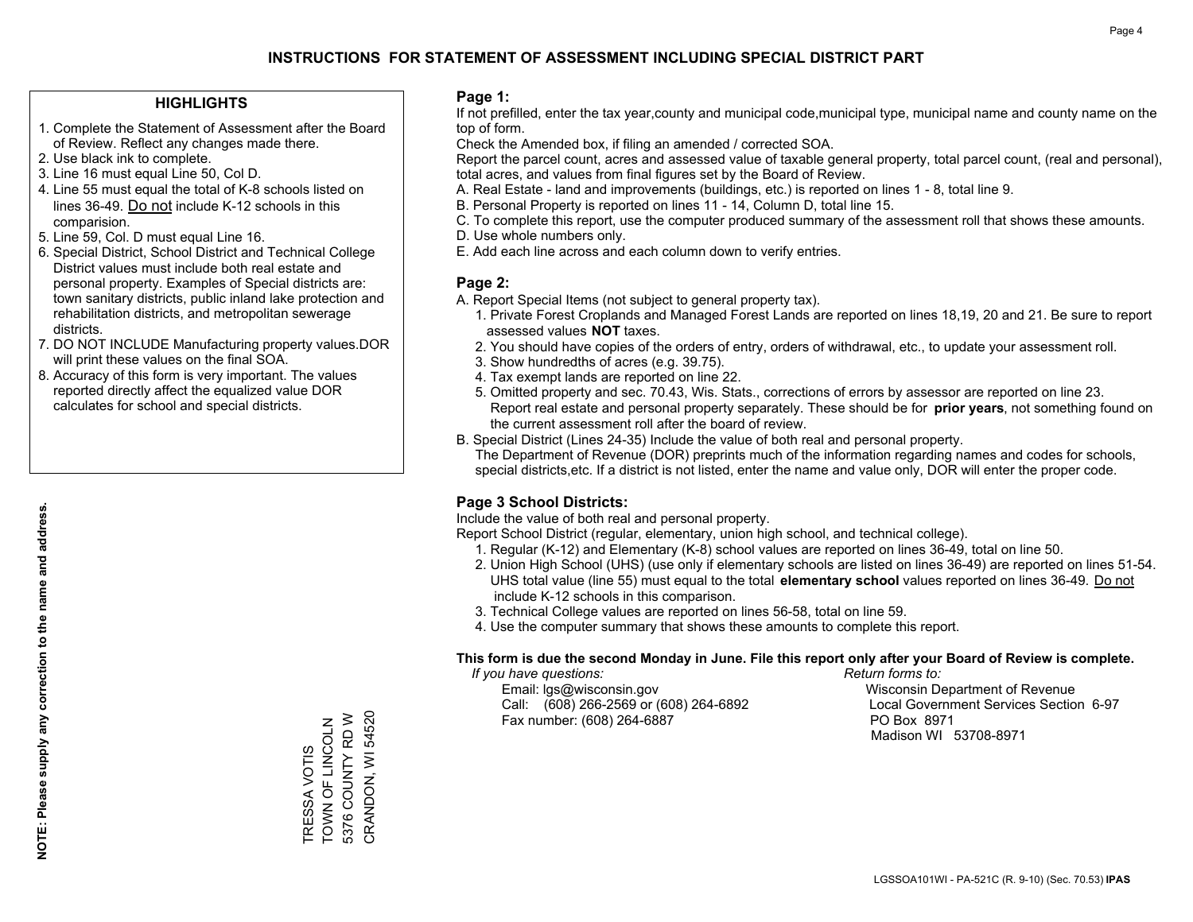# INSTRUCTIONS FOR STATEMENT OF ASSESSMENT INCLUDING SPECIAL DISTRICT PART

## HIGHLIGHTS

1. Complete the Statement of Assessment after the Board of Review. Reflect any changes made there.
2. Use black ink to complete.
3. Line 16 must equal Line 50, Col D.
4. Line 55 must equal the total of K-8 schools listed on lines 36-49. Do not include K-12 schools in this comparision.
5. Line 59, Col. D must equal Line 16.
6. Special District, School District and Technical College District values must include both real estate and personal property. Examples of Special districts are: town sanitary districts, public inland lake protection and rehabilitation districts, and metropolitan sewerage districts.
7. DO NOT INCLUDE Manufacturing property values.DOR will print these values on the final SOA.
8. Accuracy of this form is very important. The values reported directly affect the equalized value DOR calculates for school and special districts.

**NOTE: Please supply any correction to the name and address.**

TRESSA VOTIS
TOWN OF LINCOLN
5376 COUNTY RD W
CRANDON, WI 54520

## Page 1:

If not prefilled, enter the tax year,county and municipal code,municipal type, municipal name and county name on the top of form.

Check the Amended box, if filing an amended / corrected SOA.

Report the parcel count, acres and assessed value of taxable general property, total parcel count, (real and personal), total acres, and values from final figures set by the Board of Review.

A. Real Estate - land and improvements (buildings, etc.) is reported on lines 1 - 8, total line 9.
B. Personal Property is reported on lines 11 - 14, Column D, total line 15.
C. To complete this report, use the computer produced summary of the assessment roll that shows these amounts.
D. Use whole numbers only.
E. Add each line across and each column down to verify entries.

## Page 2:

A. Report Special Items (not subject to general property tax).
   1. Private Forest Croplands and Managed Forest Lands are reported on lines 18,19, 20 and 21. Be sure to report assessed values **NOT** taxes.
   2. You should have copies of the orders of entry, orders of withdrawal, etc., to update your assessment roll.
   3. Show hundredths of acres (e.g. 39.75).
   4. Tax exempt lands are reported on line 22.
   5. Omitted property and sec. 70.43, Wis. Stats., corrections of errors by assessor are reported on line 23. Report real estate and personal property separately. These should be for **prior years**, not something found on the current assessment roll after the board of review.
B. Special District (Lines 24-35) Include the value of both real and personal property.
   The Department of Revenue (DOR) preprints much of the information regarding names and codes for schools, special districts,etc. If a district is not listed, enter the name and value only, DOR will enter the proper code.

## Page 3 School Districts:

Include the value of both real and personal property.

Report School District (regular, elementary, union high school, and technical college).

1. Regular (K-12) and Elementary (K-8) school values are reported on lines 36-49, total on line 50.
2. Union High School (UHS) (use only if elementary schools are listed on lines 36-49) are reported on lines 51-54. UHS total value (line 55) must equal to the total **elementary school** values reported on lines 36-49. Do not include K-12 schools in this comparison.
3. Technical College values are reported on lines 56-58, total on line 59.
4. Use the computer summary that shows these amounts to complete this report.

**This form is due the second Monday in June. File this report only after your Board of Review is complete.**

*If you have questions:*
Email: lgs@wisconsin.gov
Call: (608) 266-2569 or (608) 264-6892
Fax number: (608) 264-6887

*Return forms to:*
Wisconsin Department of Revenue
Local Government Services Section 6-97
PO Box 8971
Madison WI 53708-8971

LGSSOA101WI - PA-521C (R. 9-10) (Sec. 70.53) **IPAS**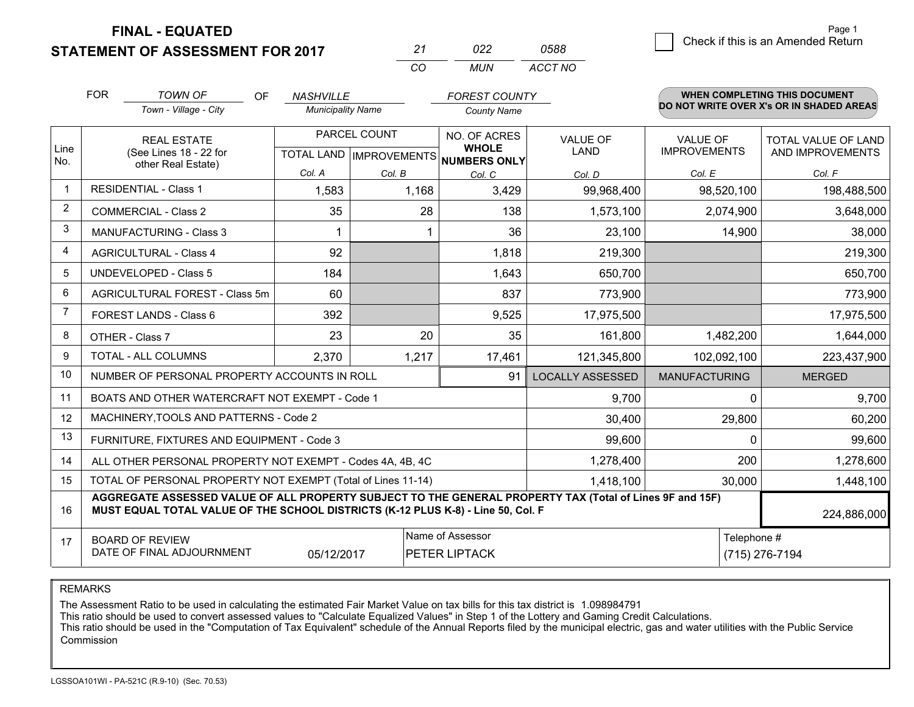# FINAL - EQUATED
## STATEMENT OF ASSESSMENT FOR 2017

| 21 | 022 | 0588 |
|---|---|---|
| CO | MUN | ACCT NO |

Page 1

☐ Check if this is an Amended Return

FOR *TOWN OF* (Town - Village - City) OF *NASHVILLE* (Municipality Name) *FOREST COUNTY* (County Name)

**WHEN COMPLETING THIS DOCUMENT DO NOT WRITE OVER X's OR IN SHADED AREAS**

| Line No. | REAL ESTATE (See Lines 18 - 22 for other Real Estate) | PARCEL COUNT TOTAL LAND Col. A | PARCEL COUNT IMPROVEMENTS Col. B | NO. OF ACRES WHOLE NUMBERS ONLY Col. C | VALUE OF LAND Col. D | VALUE OF IMPROVEMENTS Col. E | TOTAL VALUE OF LAND AND IMPROVEMENTS Col. F |
|---|---|---|---|---|---|---|---|
| 1 | RESIDENTIAL - Class 1 | 1,583 | 1,168 | 3,429 | 99,968,400 | 98,520,100 | 198,488,500 |
| 2 | COMMERCIAL - Class 2 | 35 | 28 | 138 | 1,573,100 | 2,074,900 | 3,648,000 |
| 3 | MANUFACTURING - Class 3 | 1 | 1 | 36 | 23,100 | 14,900 | 38,000 |
| 4 | AGRICULTURAL - Class 4 | 92 | | 1,818 | 219,300 | | 219,300 |
| 5 | UNDEVELOPED - Class 5 | 184 | | 1,643 | 650,700 | | 650,700 |
| 6 | AGRICULTURAL FOREST - Class 5m | 60 | | 837 | 773,900 | | 773,900 |
| 7 | FOREST LANDS - Class 6 | 392 | | 9,525 | 17,975,500 | | 17,975,500 |
| 8 | OTHER - Class 7 | 23 | 20 | 35 | 161,800 | 1,482,200 | 1,644,000 |
| 9 | TOTAL - ALL COLUMNS | 2,370 | 1,217 | 17,461 | 121,345,800 | 102,092,100 | 223,437,900 |
| 10 | NUMBER OF PERSONAL PROPERTY ACCOUNTS IN ROLL | | | 91 | LOCALLY ASSESSED | MANUFACTURING | MERGED |
| 11 | BOATS AND OTHER WATERCRAFT NOT EXEMPT - Code 1 | | | | 9,700 | 0 | 9,700 |
| 12 | MACHINERY,TOOLS AND PATTERNS - Code 2 | | | | 30,400 | 29,800 | 60,200 |
| 13 | FURNITURE, FIXTURES AND EQUIPMENT - Code 3 | | | | 99,600 | 0 | 99,600 |
| 14 | ALL OTHER PERSONAL PROPERTY NOT EXEMPT - Codes 4A, 4B, 4C | | | | 1,278,400 | 200 | 1,278,600 |
| 15 | TOTAL OF PERSONAL PROPERTY NOT EXEMPT (Total of Lines 11-14) | | | | 1,418,100 | 30,000 | 1,448,100 |
| 16 | **AGGREGATE ASSESSED VALUE OF ALL PROPERTY SUBJECT TO THE GENERAL PROPERTY TAX (Total of Lines 9F and 15F) MUST EQUAL TOTAL VALUE OF THE SCHOOL DISTRICTS (K-12 PLUS K-8) - Line 50, Col. F** | | | | | | 224,886,000 |
| 17 | BOARD OF REVIEW DATE OF FINAL ADJOURNMENT | 05/12/2017 | | Name of Assessor: PETER LIPTACK | | Telephone #: (715) 276-7194 | |

REMARKS

The Assessment Ratio to be used in calculating the estimated Fair Market Value on tax bills for this tax district is 1.098984791
This ratio should be used to convert assessed values to "Calculate Equalized Values" in Step 1 of the Lottery and Gaming Credit Calculations.
This ratio should be used in the "Computation of Tax Equivalent" schedule of the Annual Reports filed by the municipal electric, gas and water utilities with the Public Service Commission

LGSSOA101WI - PA-521C (R.9-10) (Sec. 70.53)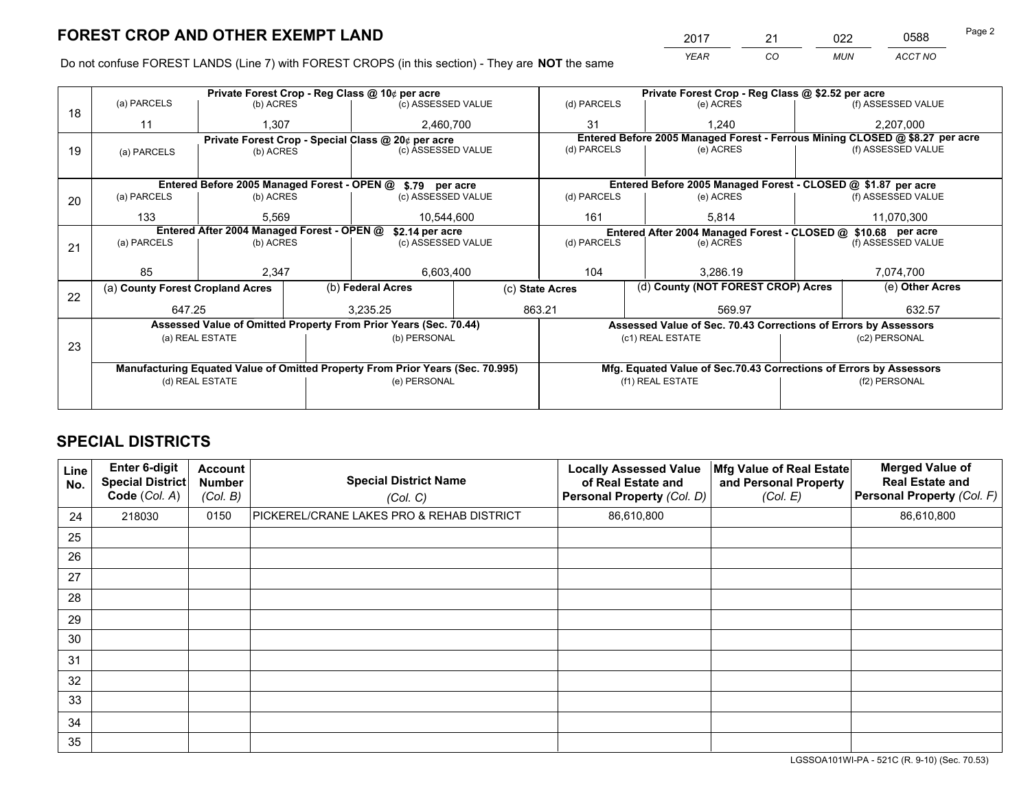# FOREST CROP AND OTHER EXEMPT LAND

| 2017 | 21 | 022 | 0588 |
|---|---|---|---|
| *YEAR* | *CO* | *MUN* | *ACCT NO* |

Do not confuse FOREST LANDS (Line 7) with FOREST CROPS (in this section) - They are **NOT** the same

| Line | Private Forest Crop - Reg Class @ 10¢ per acre | | | Private Forest Crop - Reg Class @ $2.52 per acre | | |
|---|---|---|---|---|---|---|
| | (a) PARCELS | (b) ACRES | (c) ASSESSED VALUE | (d) PARCELS | (e) ACRES | (f) ASSESSED VALUE |
| 18 | 11 | 1,307 | 2,460,700 | 31 | 1,240 | 2,207,000 |
| | **Private Forest Crop - Special Class @ 20¢ per acre** | | | **Entered Before 2005 Managed Forest - Ferrous Mining CLOSED @ $8.27 per acre** | | |
| | (a) PARCELS | (b) ACRES | (c) ASSESSED VALUE | (d) PARCELS | (e) ACRES | (f) ASSESSED VALUE |
| 19 | | | | | | |
| | **Entered Before 2005 Managed Forest - OPEN @ $.79 per acre** | | | **Entered Before 2005 Managed Forest - CLOSED @ $1.87 per acre** | | |
| | (a) PARCELS | (b) ACRES | (c) ASSESSED VALUE | (d) PARCELS | (e) ACRES | (f) ASSESSED VALUE |
| 20 | 133 | 5,569 | 10,544,600 | 161 | 5,814 | 11,070,300 |
| | **Entered After 2004 Managed Forest - OPEN @ $2.14 per acre** | | | **Entered After 2004 Managed Forest - CLOSED @ $10.68 per acre** | | |
| | (a) PARCELS | (b) ACRES | (c) ASSESSED VALUE | (d) PARCELS | (e) ACRES | (f) ASSESSED VALUE |
| 21 | 85 | 2,347 | 6,603,400 | 104 | 3,286.19 | 7,074,700 |

| Line | (a) County Forest Cropland Acres | (b) Federal Acres | (c) State Acres | (d) County (NOT FOREST CROP) Acres | (e) Other Acres |
|---|---|---|---|---|---|
| 22 | 647.25 | 3,235.25 | 863.21 | 569.97 | 632.57 |

| Line | Assessed Value of Omitted Property From Prior Years (Sec. 70.44) | | Assessed Value of Sec. 70.43 Corrections of Errors by Assessors | |
|---|---|---|---|---|
| | (a) REAL ESTATE | (b) PERSONAL | (c1) REAL ESTATE | (c2) PERSONAL |
| 23 | | | | |
| | **Manufacturing Equated Value of Omitted Property From Prior Years (Sec. 70.995)** | | **Mfg. Equated Value of Sec.70.43 Corrections of Errors by Assessors** | |
| | (d) REAL ESTATE | (e) PERSONAL | (f1) REAL ESTATE | (f2) PERSONAL |
| | | | | |

# SPECIAL DISTRICTS

| Line No. | Enter 6-digit Special District Code (*Col. A*) | Account Number (*Col. B*) | Special District Name (*Col. C*) | Locally Assessed Value of Real Estate and Personal Property (*Col. D*) | Mfg Value of Real Estate and Personal Property (*Col. E*) | Merged Value of Real Estate and Personal Property (*Col. F*) |
|---|---|---|---|---|---|---|
| 24 | 218030 | 0150 | PICKEREL/CRANE LAKES PRO & REHAB DISTRICT | 86,610,800 | | 86,610,800 |
| 25 | | | | | | |
| 26 | | | | | | |
| 27 | | | | | | |
| 28 | | | | | | |
| 29 | | | | | | |
| 30 | | | | | | |
| 31 | | | | | | |
| 32 | | | | | | |
| 33 | | | | | | |
| 34 | | | | | | |
| 35 | | | | | | |

LGSSOA101WI-PA - 521C (R. 9-10) (Sec. 70.53)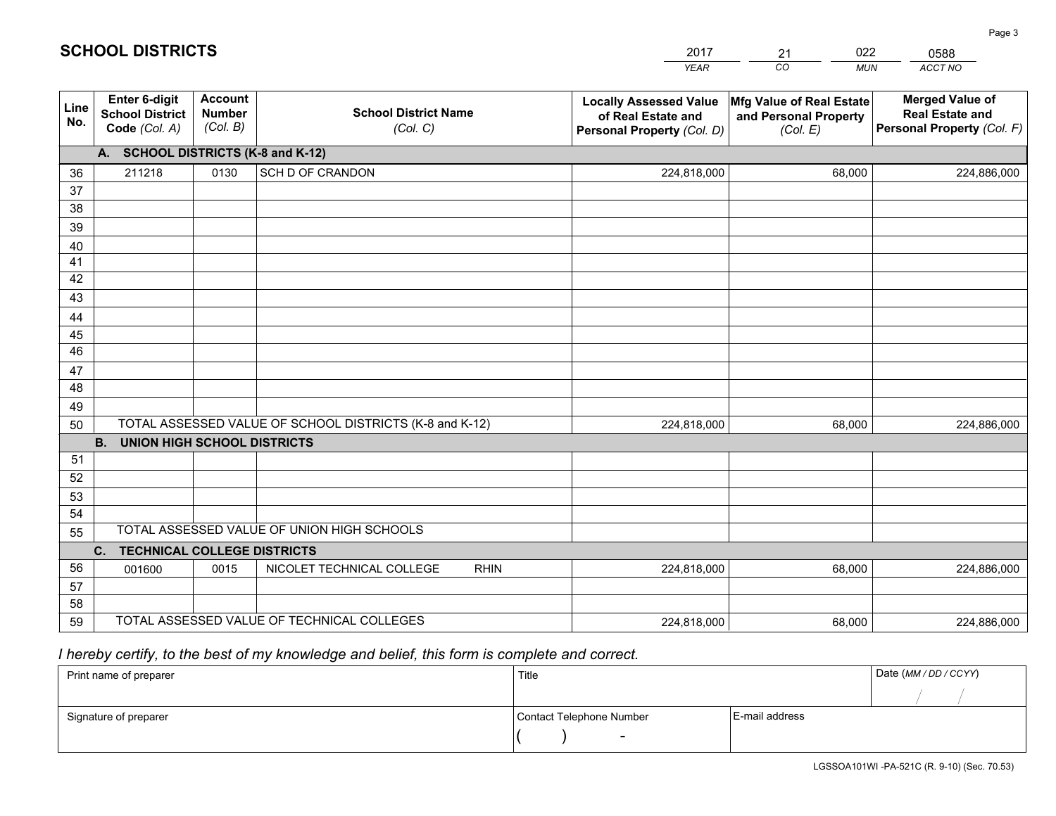# SCHOOL DISTRICTS

| 2017 | 21 | 022 | 0588 |
|---|---|---|---|
| *YEAR* | *CO* | *MUN* | *ACCT NO* |

| Line No. | Enter 6-digit School District Code *(Col. A)* | Account Number *(Col. B)* | School District Name *(Col. C)* | Locally Assessed Value of Real Estate and Personal Property *(Col. D)* | Mfg Value of Real Estate and Personal Property *(Col. E)* | Merged Value of Real Estate and Personal Property *(Col. F)* |
|---|---|---|---|---|---|---|
| | **A. SCHOOL DISTRICTS (K-8 and K-12)** | | | | | |
| 36 | 211218 | 0130 | SCH D OF CRANDON | 224,818,000 | 68,000 | 224,886,000 |
| 37 | | | | | | |
| 38 | | | | | | |
| 39 | | | | | | |
| 40 | | | | | | |
| 41 | | | | | | |
| 42 | | | | | | |
| 43 | | | | | | |
| 44 | | | | | | |
| 45 | | | | | | |
| 46 | | | | | | |
| 47 | | | | | | |
| 48 | | | | | | |
| 49 | | | | | | |
| 50 | TOTAL ASSESSED VALUE OF SCHOOL DISTRICTS (K-8 and K-12) | | | 224,818,000 | 68,000 | 224,886,000 |
| | **B. UNION HIGH SCHOOL DISTRICTS** | | | | | |
| 51 | | | | | | |
| 52 | | | | | | |
| 53 | | | | | | |
| 54 | | | | | | |
| 55 | TOTAL ASSESSED VALUE OF UNION HIGH SCHOOLS | | | | | |
| | **C. TECHNICAL COLLEGE DISTRICTS** | | | | | |
| 56 | 001600 | 0015 | NICOLET TECHNICAL COLLEGE RHIN | 224,818,000 | 68,000 | 224,886,000 |
| 57 | | | | | | |
| 58 | | | | | | |
| 59 | TOTAL ASSESSED VALUE OF TECHNICAL COLLEGES | | | 224,818,000 | 68,000 | 224,886,000 |

*I hereby certify, to the best of my knowledge and belief, this form is complete and correct.*

| Print name of preparer | Title | | Date *(MM / DD / CCYY)* |
|---|---|---|---|
| | | | / / |
| Signature of preparer | Contact Telephone Number | E-mail address | |
| | ( ) - | | |

LGSSOA101WI -PA-521C (R. 9-10) (Sec. 70.53)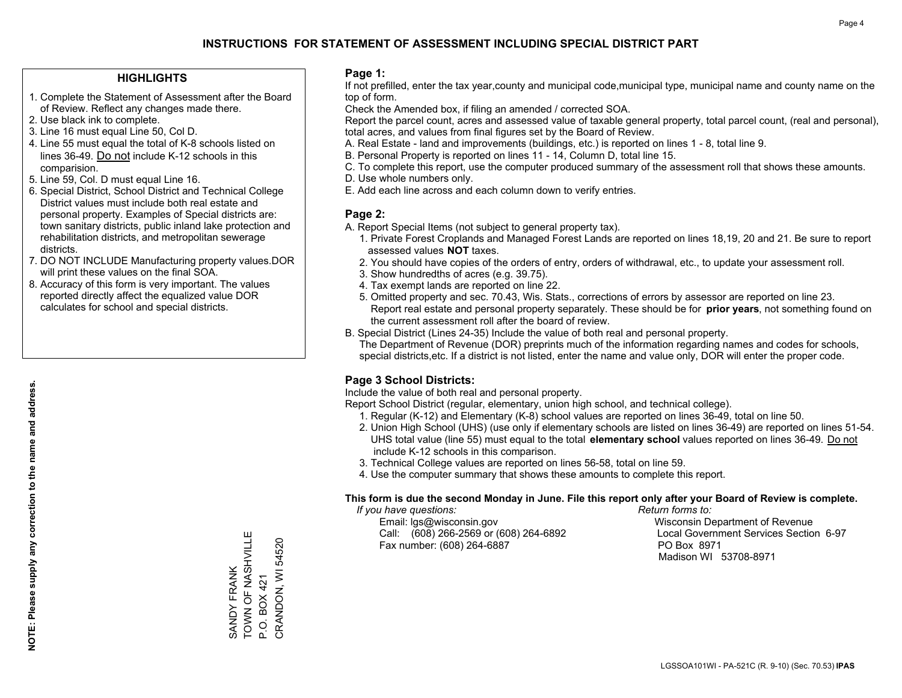# INSTRUCTIONS FOR STATEMENT OF ASSESSMENT INCLUDING SPECIAL DISTRICT PART

## HIGHLIGHTS

1. Complete the Statement of Assessment after the Board of Review. Reflect any changes made there.
2. Use black ink to complete.
3. Line 16 must equal Line 50, Col D.
4. Line 55 must equal the total of K-8 schools listed on lines 36-49. Do not include K-12 schools in this comparision.
5. Line 59, Col. D must equal Line 16.
6. Special District, School District and Technical College District values must include both real estate and personal property. Examples of Special districts are: town sanitary districts, public inland lake protection and rehabilitation districts, and metropolitan sewerage districts.
7. DO NOT INCLUDE Manufacturing property values.DOR will print these values on the final SOA.
8. Accuracy of this form is very important. The values reported directly affect the equalized value DOR calculates for school and special districts.

**NOTE: Please supply any correction to the name and address.**

SANDY FRANK
TOWN OF NASHVILLE
P.O. BOX 421
CRANDON, WI 54520

## Page 1:

If not prefilled, enter the tax year,county and municipal code,municipal type, municipal name and county name on the top of form.

Check the Amended box, if filing an amended / corrected SOA.

Report the parcel count, acres and assessed value of taxable general property, total parcel count, (real and personal), total acres, and values from final figures set by the Board of Review.

A. Real Estate - land and improvements (buildings, etc.) is reported on lines 1 - 8, total line 9.

B. Personal Property is reported on lines 11 - 14, Column D, total line 15.

C. To complete this report, use the computer produced summary of the assessment roll that shows these amounts.

D. Use whole numbers only.

E. Add each line across and each column down to verify entries.

## Page 2:

A. Report Special Items (not subject to general property tax).

1. Private Forest Croplands and Managed Forest Lands are reported on lines 18,19, 20 and 21. Be sure to report assessed values **NOT** taxes.
2. You should have copies of the orders of entry, orders of withdrawal, etc., to update your assessment roll.
3. Show hundredths of acres (e.g. 39.75).
4. Tax exempt lands are reported on line 22.
5. Omitted property and sec. 70.43, Wis. Stats., corrections of errors by assessor are reported on line 23. Report real estate and personal property separately. These should be for **prior years**, not something found on the current assessment roll after the board of review.

B. Special District (Lines 24-35) Include the value of both real and personal property.

The Department of Revenue (DOR) preprints much of the information regarding names and codes for schools, special districts,etc. If a district is not listed, enter the name and value only, DOR will enter the proper code.

## Page 3 School Districts:

Include the value of both real and personal property.

Report School District (regular, elementary, union high school, and technical college).

1. Regular (K-12) and Elementary (K-8) school values are reported on lines 36-49, total on line 50.
2. Union High School (UHS) (use only if elementary schools are listed on lines 36-49) are reported on lines 51-54. UHS total value (line 55) must equal to the total **elementary school** values reported on lines 36-49. Do not include K-12 schools in this comparison.
3. Technical College values are reported on lines 56-58, total on line 59.
4. Use the computer summary that shows these amounts to complete this report.

**This form is due the second Monday in June. File this report only after your Board of Review is complete.**

*If you have questions:*

Email: lgs@wisconsin.gov
Call: (608) 266-2569 or (608) 264-6892
Fax number: (608) 264-6887

*Return forms to:*

Wisconsin Department of Revenue
Local Government Services Section 6-97
PO Box 8971
Madison WI 53708-8971

LGSSOA101WI - PA-521C (R. 9-10) (Sec. 70.53) **IPAS**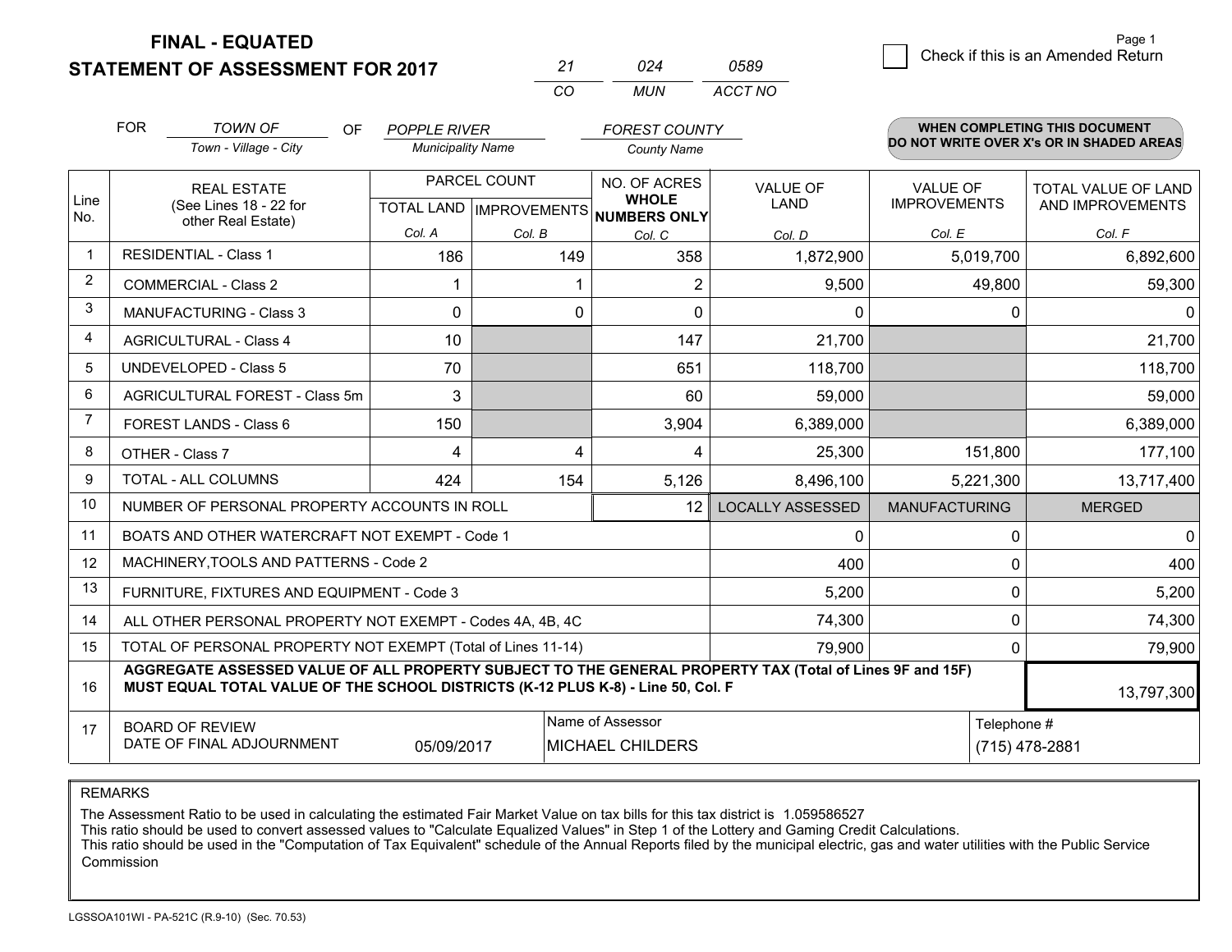# FINAL - EQUATED
## STATEMENT OF ASSESSMENT FOR 2017

| 21 | 024 | 0589 |
|---|---|---|
| CO | MUN | ACCT NO |

Page 1

☐ Check if this is an Amended Return

FOR *TOWN OF* (Town - Village - City) OF *POPPLE RIVER* (Municipality Name) *FOREST COUNTY* (County Name)

**WHEN COMPLETING THIS DOCUMENT DO NOT WRITE OVER X's OR IN SHADED AREAS**

| Line No. | REAL ESTATE (See Lines 18 - 22 for other Real Estate) | PARCEL COUNT TOTAL LAND Col. A | PARCEL COUNT IMPROVEMENTS Col. B | NO. OF ACRES WHOLE NUMBERS ONLY Col. C | VALUE OF LAND Col. D | VALUE OF IMPROVEMENTS Col. E | TOTAL VALUE OF LAND AND IMPROVEMENTS Col. F |
|---|---|---|---|---|---|---|---|
| 1 | RESIDENTIAL - Class 1 | 186 | 149 | 358 | 1,872,900 | 5,019,700 | 6,892,600 |
| 2 | COMMERCIAL - Class 2 | 1 | 1 | 2 | 9,500 | 49,800 | 59,300 |
| 3 | MANUFACTURING - Class 3 | 0 | 0 | 0 | 0 | 0 | 0 |
| 4 | AGRICULTURAL - Class 4 | 10 | | 147 | 21,700 | | 21,700 |
| 5 | UNDEVELOPED - Class 5 | 70 | | 651 | 118,700 | | 118,700 |
| 6 | AGRICULTURAL FOREST - Class 5m | 3 | | 60 | 59,000 | | 59,000 |
| 7 | FOREST LANDS - Class 6 | 150 | | 3,904 | 6,389,000 | | 6,389,000 |
| 8 | OTHER - Class 7 | 4 | 4 | 4 | 25,300 | 151,800 | 177,100 |
| 9 | TOTAL - ALL COLUMNS | 424 | 154 | 5,126 | 8,496,100 | 5,221,300 | 13,717,400 |
| 10 | NUMBER OF PERSONAL PROPERTY ACCOUNTS IN ROLL | | | 12 | LOCALLY ASSESSED | MANUFACTURING | MERGED |
| 11 | BOATS AND OTHER WATERCRAFT NOT EXEMPT - Code 1 | | | | 0 | 0 | 0 |
| 12 | MACHINERY,TOOLS AND PATTERNS - Code 2 | | | | 400 | 0 | 400 |
| 13 | FURNITURE, FIXTURES AND EQUIPMENT - Code 3 | | | | 5,200 | 0 | 5,200 |
| 14 | ALL OTHER PERSONAL PROPERTY NOT EXEMPT - Codes 4A, 4B, 4C | | | | 74,300 | 0 | 74,300 |
| 15 | TOTAL OF PERSONAL PROPERTY NOT EXEMPT (Total of Lines 11-14) | | | | 79,900 | 0 | 79,900 |
| 16 | **AGGREGATE ASSESSED VALUE OF ALL PROPERTY SUBJECT TO THE GENERAL PROPERTY TAX (Total of Lines 9F and 15F) MUST EQUAL TOTAL VALUE OF THE SCHOOL DISTRICTS (K-12 PLUS K-8) - Line 50, Col. F** | | | | | | 13,797,300 |
| 17 | BOARD OF REVIEW DATE OF FINAL ADJOURNMENT | 05/09/2017 | Name of Assessor: MICHAEL CHILDERS | | | Telephone #: (715) 478-2881 | |

REMARKS

The Assessment Ratio to be used in calculating the estimated Fair Market Value on tax bills for this tax district is 1.059586527
This ratio should be used to convert assessed values to "Calculate Equalized Values" in Step 1 of the Lottery and Gaming Credit Calculations.
This ratio should be used in the "Computation of Tax Equivalent" schedule of the Annual Reports filed by the municipal electric, gas and water utilities with the Public Service Commission

LGSSOA101WI - PA-521C (R.9-10) (Sec. 70.53)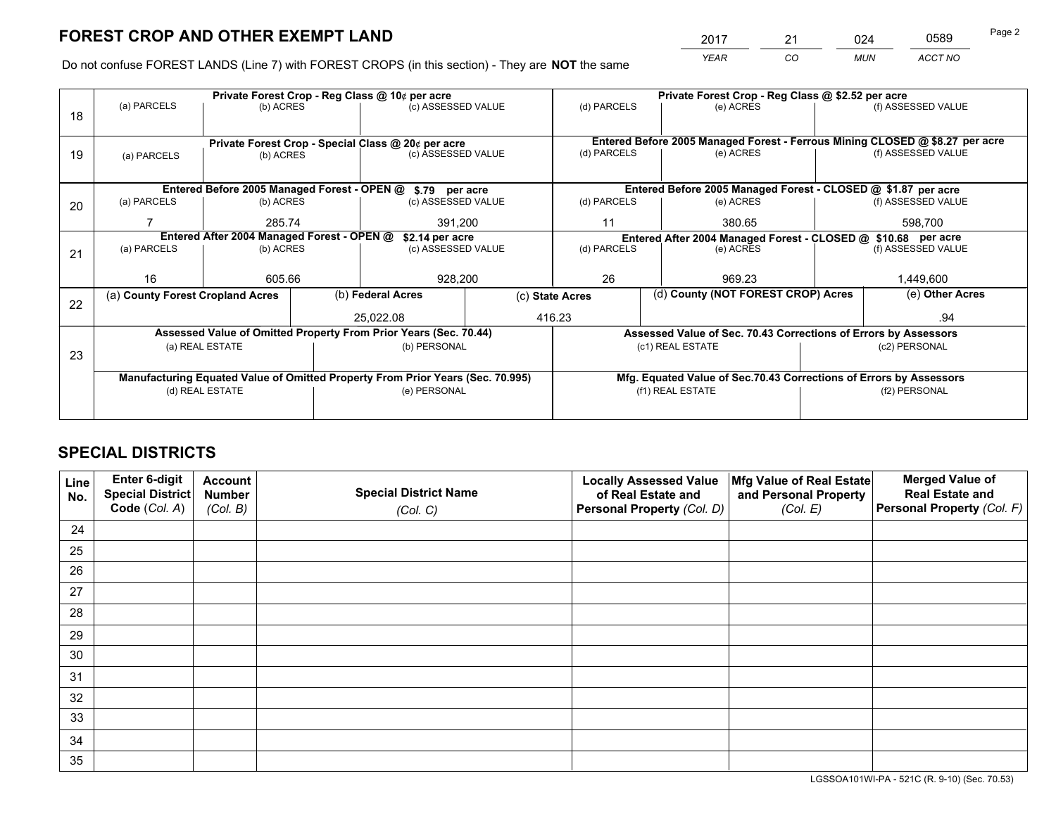# FOREST CROP AND OTHER EXEMPT LAND

| 2017 | 21 | 024 | 0589 |
|---|---|---|---|
| *YEAR* | *CO* | *MUN* | *ACCT NO* |

Do not confuse FOREST LANDS (Line 7) with FOREST CROPS (in this section) - They are **NOT** the same

| Line | Private Forest Crop - Reg Class @ 10¢ per acre | | | Private Forest Crop - Reg Class @ $2.52 per acre | | |
|---|---|---|---|---|---|---|
| | (a) PARCELS | (b) ACRES | (c) ASSESSED VALUE | (d) PARCELS | (e) ACRES | (f) ASSESSED VALUE |
| 18 | | | | | | |
| | **Private Forest Crop - Special Class @ 20¢ per acre** | | | **Entered Before 2005 Managed Forest - Ferrous Mining CLOSED @ $8.27 per acre** | | |
| 19 | (a) PARCELS | (b) ACRES | (c) ASSESSED VALUE | (d) PARCELS | (e) ACRES | (f) ASSESSED VALUE |
| | | | | | | |
| | **Entered Before 2005 Managed Forest - OPEN @ $.79 per acre** | | | **Entered Before 2005 Managed Forest - CLOSED @ $1.87 per acre** | | |
| 20 | (a) PARCELS | (b) ACRES | (c) ASSESSED VALUE | (d) PARCELS | (e) ACRES | (f) ASSESSED VALUE |
| | 7 | 285.74 | 391,200 | 11 | 380.65 | 598,700 |
| | **Entered After 2004 Managed Forest - OPEN @ $2.14 per acre** | | | **Entered After 2004 Managed Forest - CLOSED @ $10.68 per acre** | | |
| 21 | (a) PARCELS | (b) ACRES | (c) ASSESSED VALUE | (d) PARCELS | (e) ACRES | (f) ASSESSED VALUE |
| | 16 | 605.66 | 928,200 | 26 | 969.23 | 1,449,600 |

| Line | (a) County Forest Cropland Acres | (b) Federal Acres | (c) State Acres | (d) County (NOT FOREST CROP) Acres | (e) Other Acres |
|---|---|---|---|---|---|
| 22 | | 25,022.08 | 416.23 | | .94 |

| Line | Assessed Value of Omitted Property From Prior Years (Sec. 70.44) | | Assessed Value of Sec. 70.43 Corrections of Errors by Assessors | |
|---|---|---|---|---|
| 23 | (a) REAL ESTATE | (b) PERSONAL | (c1) REAL ESTATE | (c2) PERSONAL |
| | | | | |
| | **Manufacturing Equated Value of Omitted Property From Prior Years (Sec. 70.995)** | | **Mfg. Equated Value of Sec.70.43 Corrections of Errors by Assessors** | |
| | (d) REAL ESTATE | (e) PERSONAL | (f1) REAL ESTATE | (f2) PERSONAL |
| | | | | |

# SPECIAL DISTRICTS

| Line No. | Enter 6-digit Special District Code (*Col. A*) | Account Number (*Col. B*) | Special District Name (*Col. C*) | Locally Assessed Value of Real Estate and Personal Property (*Col. D*) | Mfg Value of Real Estate and Personal Property (*Col. E*) | Merged Value of Real Estate and Personal Property (*Col. F*) |
|---|---|---|---|---|---|---|
| 24 | | | | | | |
| 25 | | | | | | |
| 26 | | | | | | |
| 27 | | | | | | |
| 28 | | | | | | |
| 29 | | | | | | |
| 30 | | | | | | |
| 31 | | | | | | |
| 32 | | | | | | |
| 33 | | | | | | |
| 34 | | | | | | |
| 35 | | | | | | |

LGSSOA101WI-PA - 521C (R. 9-10) (Sec. 70.53)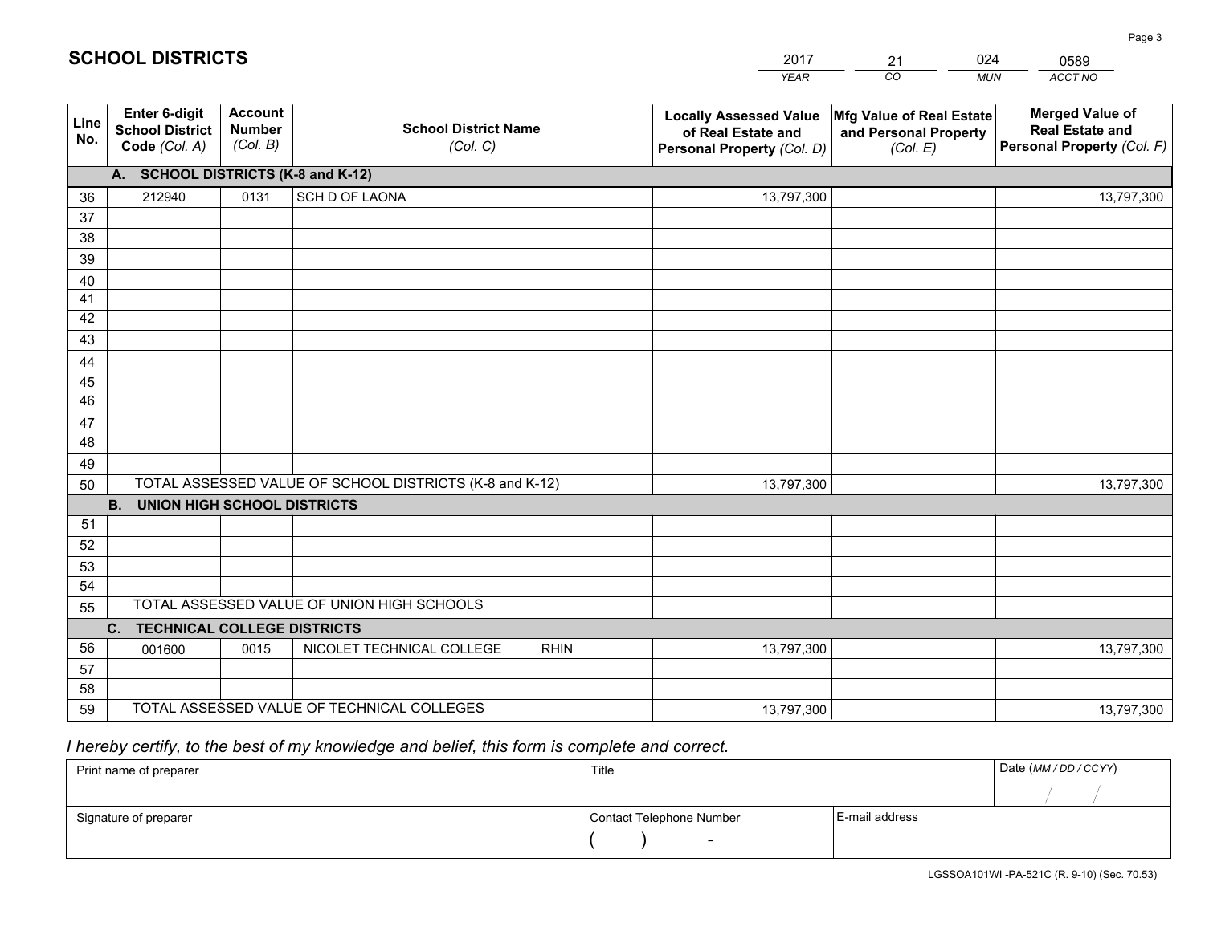# SCHOOL DISTRICTS

| 2017 | 21 | 024 | 0589 |
|---|---|---|---|
| *YEAR* | *CO* | *MUN* | *ACCT NO* |

| Line No. | Enter 6-digit School District Code *(Col. A)* | Account Number *(Col. B)* | School District Name *(Col. C)* | Locally Assessed Value of Real Estate and Personal Property *(Col. D)* | Mfg Value of Real Estate and Personal Property *(Col. E)* | Merged Value of Real Estate and Personal Property *(Col. F)* |
|---|---|---|---|---|---|---|
| | **A. SCHOOL DISTRICTS (K-8 and K-12)** | | | | | |
| 36 | 212940 | 0131 | SCH D OF LAONA | 13,797,300 | | 13,797,300 |
| 37 | | | | | | |
| 38 | | | | | | |
| 39 | | | | | | |
| 40 | | | | | | |
| 41 | | | | | | |
| 42 | | | | | | |
| 43 | | | | | | |
| 44 | | | | | | |
| 45 | | | | | | |
| 46 | | | | | | |
| 47 | | | | | | |
| 48 | | | | | | |
| 49 | | | | | | |
| 50 | TOTAL ASSESSED VALUE OF SCHOOL DISTRICTS (K-8 and K-12) | | | 13,797,300 | | 13,797,300 |
| | **B. UNION HIGH SCHOOL DISTRICTS** | | | | | |
| 51 | | | | | | |
| 52 | | | | | | |
| 53 | | | | | | |
| 54 | | | | | | |
| 55 | TOTAL ASSESSED VALUE OF UNION HIGH SCHOOLS | | | | | |
| | **C. TECHNICAL COLLEGE DISTRICTS** | | | | | |
| 56 | 001600 | 0015 | NICOLET TECHNICAL COLLEGE RHIN | 13,797,300 | | 13,797,300 |
| 57 | | | | | | |
| 58 | | | | | | |
| 59 | TOTAL ASSESSED VALUE OF TECHNICAL COLLEGES | | | 13,797,300 | | 13,797,300 |

*I hereby certify, to the best of my knowledge and belief, this form is complete and correct.*

| Print name of preparer | Title | | Date *(MM / DD / CCYY)* |
|---|---|---|---|
| | | | / / |
| Signature of preparer | Contact Telephone Number | E-mail address | |
| | ( ) - | | |

LGSSOA101WI -PA-521C (R. 9-10) (Sec. 70.53)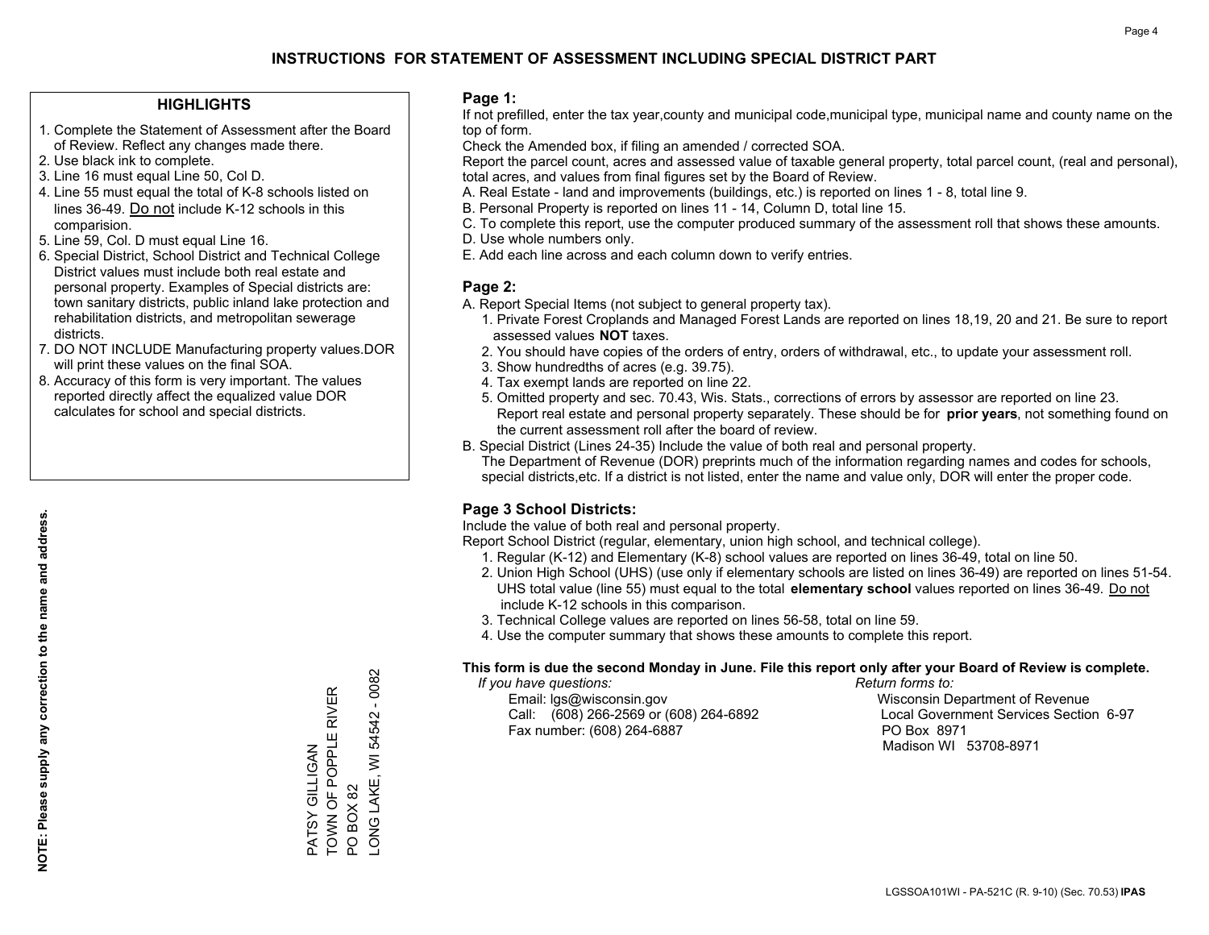# INSTRUCTIONS FOR STATEMENT OF ASSESSMENT INCLUDING SPECIAL DISTRICT PART

## HIGHLIGHTS

1. Complete the Statement of Assessment after the Board of Review. Reflect any changes made there.
2. Use black ink to complete.
3. Line 16 must equal Line 50, Col D.
4. Line 55 must equal the total of K-8 schools listed on lines 36-49. Do not include K-12 schools in this comparision.
5. Line 59, Col. D must equal Line 16.
6. Special District, School District and Technical College District values must include both real estate and personal property. Examples of Special districts are: town sanitary districts, public inland lake protection and rehabilitation districts, and metropolitan sewerage districts.
7. DO NOT INCLUDE Manufacturing property values.DOR will print these values on the final SOA.
8. Accuracy of this form is very important. The values reported directly affect the equalized value DOR calculates for school and special districts.

**NOTE: Please supply any correction to the name and address.**

PATSY GILLIGAN
TOWN OF POPPLE RIVER
PO BOX 82
LONG LAKE, WI 54542 - 0082

## Page 1:

If not prefilled, enter the tax year,county and municipal code,municipal type, municipal name and county name on the top of form.

Check the Amended box, if filing an amended / corrected SOA.

Report the parcel count, acres and assessed value of taxable general property, total parcel count, (real and personal), total acres, and values from final figures set by the Board of Review.

A. Real Estate - land and improvements (buildings, etc.) is reported on lines 1 - 8, total line 9.
B. Personal Property is reported on lines 11 - 14, Column D, total line 15.
C. To complete this report, use the computer produced summary of the assessment roll that shows these amounts.
D. Use whole numbers only.
E. Add each line across and each column down to verify entries.

## Page 2:

A. Report Special Items (not subject to general property tax).
   1. Private Forest Croplands and Managed Forest Lands are reported on lines 18,19, 20 and 21. Be sure to report assessed values **NOT** taxes.
   2. You should have copies of the orders of entry, orders of withdrawal, etc., to update your assessment roll.
   3. Show hundredths of acres (e.g. 39.75).
   4. Tax exempt lands are reported on line 22.
   5. Omitted property and sec. 70.43, Wis. Stats., corrections of errors by assessor are reported on line 23. Report real estate and personal property separately. These should be for **prior years**, not something found on the current assessment roll after the board of review.
B. Special District (Lines 24-35) Include the value of both real and personal property.
   The Department of Revenue (DOR) preprints much of the information regarding names and codes for schools, special districts,etc. If a district is not listed, enter the name and value only, DOR will enter the proper code.

## Page 3 School Districts:

Include the value of both real and personal property.

Report School District (regular, elementary, union high school, and technical college).

1. Regular (K-12) and Elementary (K-8) school values are reported on lines 36-49, total on line 50.
2. Union High School (UHS) (use only if elementary schools are listed on lines 36-49) are reported on lines 51-54. UHS total value (line 55) must equal to the total **elementary school** values reported on lines 36-49. Do not include K-12 schools in this comparison.
3. Technical College values are reported on lines 56-58, total on line 59.
4. Use the computer summary that shows these amounts to complete this report.

**This form is due the second Monday in June. File this report only after your Board of Review is complete.**

*If you have questions:*
Email: lgs@wisconsin.gov
Call: (608) 266-2569 or (608) 264-6892
Fax number: (608) 264-6887

*Return forms to:*
Wisconsin Department of Revenue
Local Government Services Section 6-97
PO Box 8971
Madison WI 53708-8971

LGSSOA101WI - PA-521C (R. 9-10) (Sec. 70.53) **IPAS**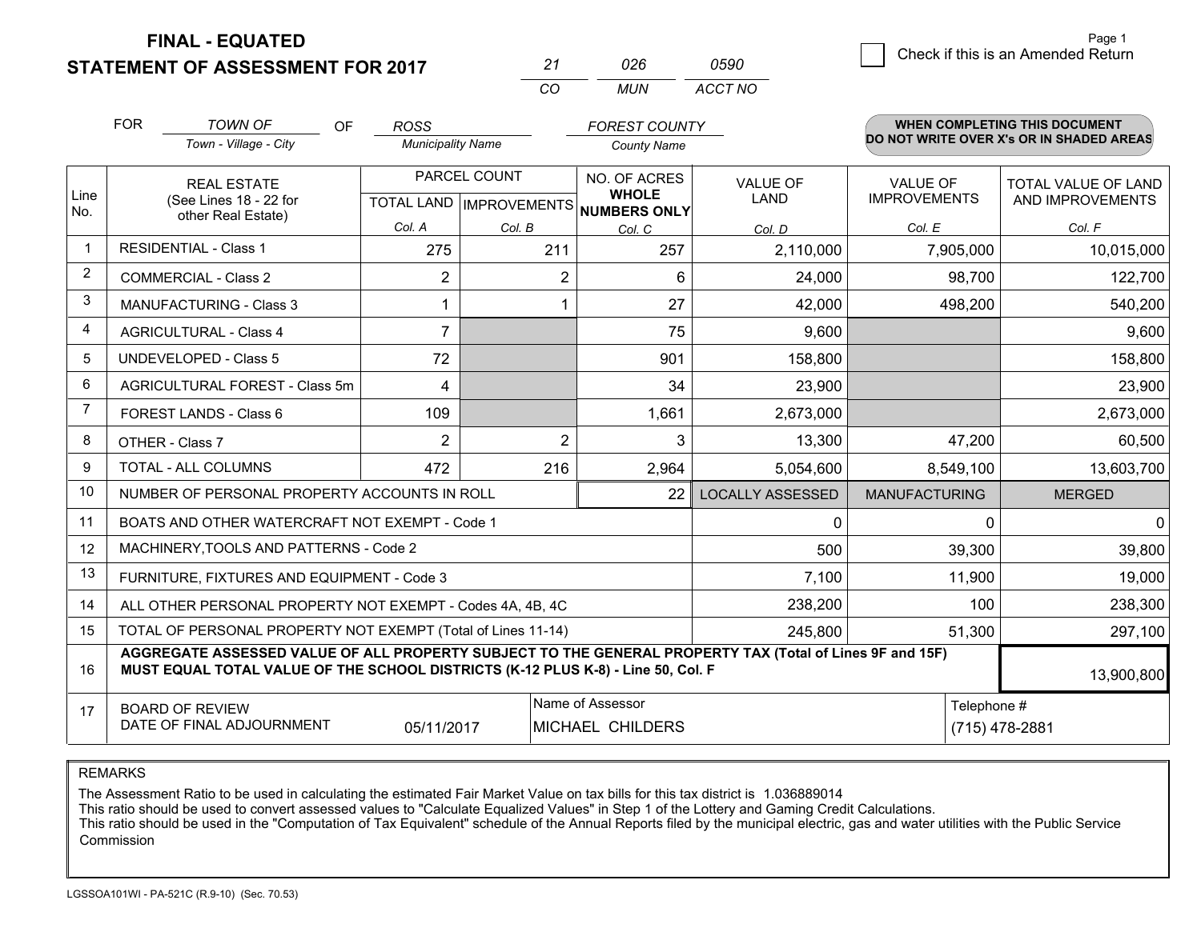**FINAL - EQUATED**

**STATEMENT OF ASSESSMENT FOR 2017**

| 21 | 026 | 0590 |
|---|---|---|
| CO | MUN | ACCT NO |

Page 1

☐ Check if this is an Amended Return

FOR *TOWN OF* (Town - Village - City) OF *ROSS* (Municipality Name) *FOREST COUNTY* (County Name)

**WHEN COMPLETING THIS DOCUMENT DO NOT WRITE OVER X's OR IN SHADED AREAS**

| Line No. | REAL ESTATE (See Lines 18 - 22 for other Real Estate) | PARCEL COUNT | | NO. OF ACRES WHOLE NUMBERS ONLY | VALUE OF LAND | VALUE OF IMPROVEMENTS | TOTAL VALUE OF LAND AND IMPROVEMENTS |
|---|---|---|---|---|---|---|---|
| | | TOTAL LAND Col. A | IMPROVEMENTS Col. B | Col. C | Col. D | Col. E | Col. F |
| 1 | RESIDENTIAL - Class 1 | 275 | 211 | 257 | 2,110,000 | 7,905,000 | 10,015,000 |
| 2 | COMMERCIAL - Class 2 | 2 | 2 | 6 | 24,000 | 98,700 | 122,700 |
| 3 | MANUFACTURING - Class 3 | 1 | 1 | 27 | 42,000 | 498,200 | 540,200 |
| 4 | AGRICULTURAL - Class 4 | 7 | | 75 | 9,600 | | 9,600 |
| 5 | UNDEVELOPED - Class 5 | 72 | | 901 | 158,800 | | 158,800 |
| 6 | AGRICULTURAL FOREST - Class 5m | 4 | | 34 | 23,900 | | 23,900 |
| 7 | FOREST LANDS - Class 6 | 109 | | 1,661 | 2,673,000 | | 2,673,000 |
| 8 | OTHER - Class 7 | 2 | 2 | 3 | 13,300 | 47,200 | 60,500 |
| 9 | TOTAL - ALL COLUMNS | 472 | 216 | 2,964 | 5,054,600 | 8,549,100 | 13,603,700 |
| 10 | NUMBER OF PERSONAL PROPERTY ACCOUNTS IN ROLL | | | 22 | LOCALLY ASSESSED | MANUFACTURING | MERGED |
| 11 | BOATS AND OTHER WATERCRAFT NOT EXEMPT - Code 1 | | | | 0 | 0 | 0 |
| 12 | MACHINERY,TOOLS AND PATTERNS - Code 2 | | | | 500 | 39,300 | 39,800 |
| 13 | FURNITURE, FIXTURES AND EQUIPMENT - Code 3 | | | | 7,100 | 11,900 | 19,000 |
| 14 | ALL OTHER PERSONAL PROPERTY NOT EXEMPT - Codes 4A, 4B, 4C | | | | 238,200 | 100 | 238,300 |
| 15 | TOTAL OF PERSONAL PROPERTY NOT EXEMPT (Total of Lines 11-14) | | | | 245,800 | 51,300 | 297,100 |
| 16 | **AGGREGATE ASSESSED VALUE OF ALL PROPERTY SUBJECT TO THE GENERAL PROPERTY TAX (Total of Lines 9F and 15F) MUST EQUAL TOTAL VALUE OF THE SCHOOL DISTRICTS (K-12 PLUS K-8) - Line 50, Col. F** | | | | | | 13,900,800 |
| 17 | BOARD OF REVIEW DATE OF FINAL ADJOURNMENT | 05/11/2017 | | Name of Assessor: MICHAEL CHILDERS | | | Telephone #: (715) 478-2881 |

REMARKS

The Assessment Ratio to be used in calculating the estimated Fair Market Value on tax bills for this tax district is 1.036889014
This ratio should be used to convert assessed values to "Calculate Equalized Values" in Step 1 of the Lottery and Gaming Credit Calculations.
This ratio should be used in the "Computation of Tax Equivalent" schedule of the Annual Reports filed by the municipal electric, gas and water utilities with the Public Service Commission

LGSSOA101WI - PA-521C (R.9-10) (Sec. 70.53)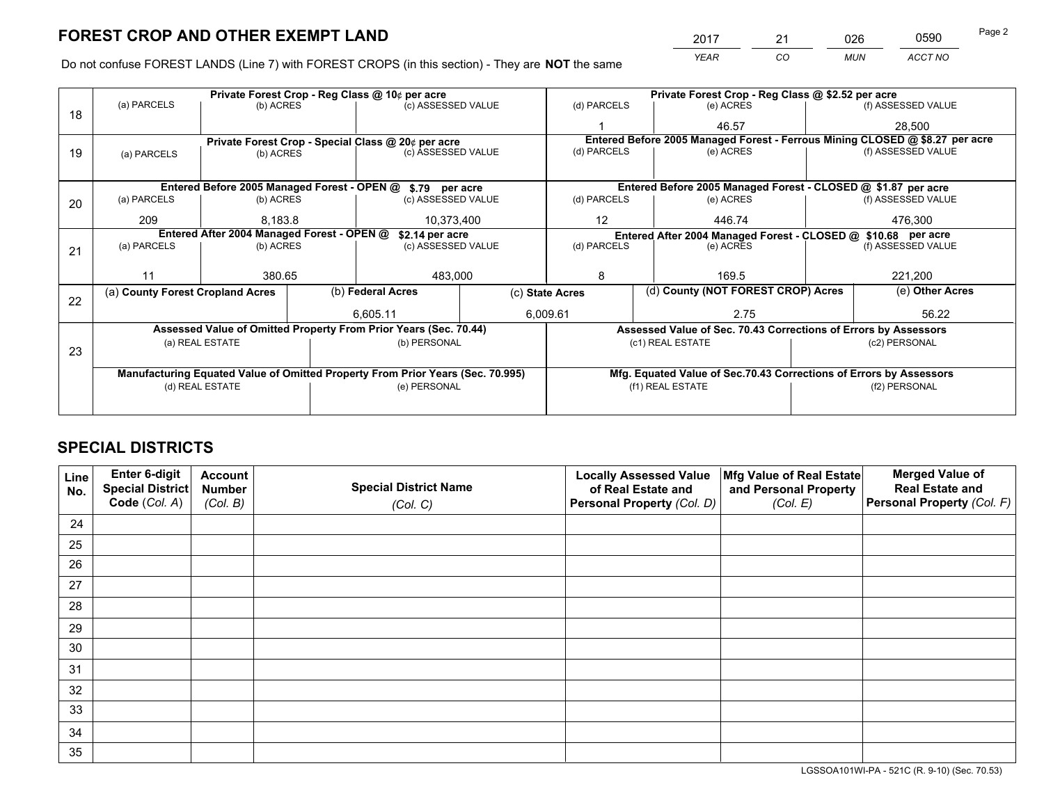# FOREST CROP AND OTHER EXEMPT LAND

| 2017 | 21 | 026 | 0590 |
|---|---|---|---|
| *YEAR* | *CO* | *MUN* | *ACCT NO* |

Do not confuse FOREST LANDS (Line 7) with FOREST CROPS (in this section) - They are **NOT** the same

| Line | Private Forest Crop - Reg Class @ 10¢ per acre | | | Private Forest Crop - Reg Class @ $2.52 per acre | | |
|---|---|---|---|---|---|---|
| | (a) PARCELS | (b) ACRES | (c) ASSESSED VALUE | (d) PARCELS | (e) ACRES | (f) ASSESSED VALUE |
| 18 | | | | 1 | 46.57 | 28,500 |
| | **Private Forest Crop - Special Class @ 20¢ per acre** | | | **Entered Before 2005 Managed Forest - Ferrous Mining CLOSED @ $8.27 per acre** | | |
| | (a) PARCELS | (b) ACRES | (c) ASSESSED VALUE | (d) PARCELS | (e) ACRES | (f) ASSESSED VALUE |
| 19 | | | | | | |
| | **Entered Before 2005 Managed Forest - OPEN @ $.79 per acre** | | | **Entered Before 2005 Managed Forest - CLOSED @ $1.87 per acre** | | |
| | (a) PARCELS | (b) ACRES | (c) ASSESSED VALUE | (d) PARCELS | (e) ACRES | (f) ASSESSED VALUE |
| 20 | 209 | 8,183.8 | 10,373,400 | 12 | 446.74 | 476,300 |
| | **Entered After 2004 Managed Forest - OPEN @ $2.14 per acre** | | | **Entered After 2004 Managed Forest - CLOSED @ $10.68 per acre** | | |
| | (a) PARCELS | (b) ACRES | (c) ASSESSED VALUE | (d) PARCELS | (e) ACRES | (f) ASSESSED VALUE |
| 21 | 11 | 380.65 | 483,000 | 8 | 169.5 | 221,200 |

| Line | (a) County Forest Cropland Acres | (b) Federal Acres | (c) State Acres | (d) County (NOT FOREST CROP) Acres | (e) Other Acres |
|---|---|---|---|---|---|
| 22 | | 6,605.11 | 6,009.61 | 2.75 | 56.22 |

| Line | Assessed Value of Omitted Property From Prior Years (Sec. 70.44) | | Assessed Value of Sec. 70.43 Corrections of Errors by Assessors | |
|---|---|---|---|---|
| | (a) REAL ESTATE | (b) PERSONAL | (c1) REAL ESTATE | (c2) PERSONAL |
| 23 | | | | |
| | **Manufacturing Equated Value of Omitted Property From Prior Years (Sec. 70.995)** | | **Mfg. Equated Value of Sec.70.43 Corrections of Errors by Assessors** | |
| | (d) REAL ESTATE | (e) PERSONAL | (f1) REAL ESTATE | (f2) PERSONAL |
| | | | | |

# SPECIAL DISTRICTS

| Line No. | Enter 6-digit Special District Code (*Col. A*) | Account Number (*Col. B*) | Special District Name (*Col. C*) | Locally Assessed Value of Real Estate and Personal Property (*Col. D*) | Mfg Value of Real Estate and Personal Property (*Col. E*) | Merged Value of Real Estate and Personal Property (*Col. F*) |
|---|---|---|---|---|---|---|
| 24 | | | | | | |
| 25 | | | | | | |
| 26 | | | | | | |
| 27 | | | | | | |
| 28 | | | | | | |
| 29 | | | | | | |
| 30 | | | | | | |
| 31 | | | | | | |
| 32 | | | | | | |
| 33 | | | | | | |
| 34 | | | | | | |
| 35 | | | | | | |

LGSSOA101WI-PA - 521C (R. 9-10) (Sec. 70.53)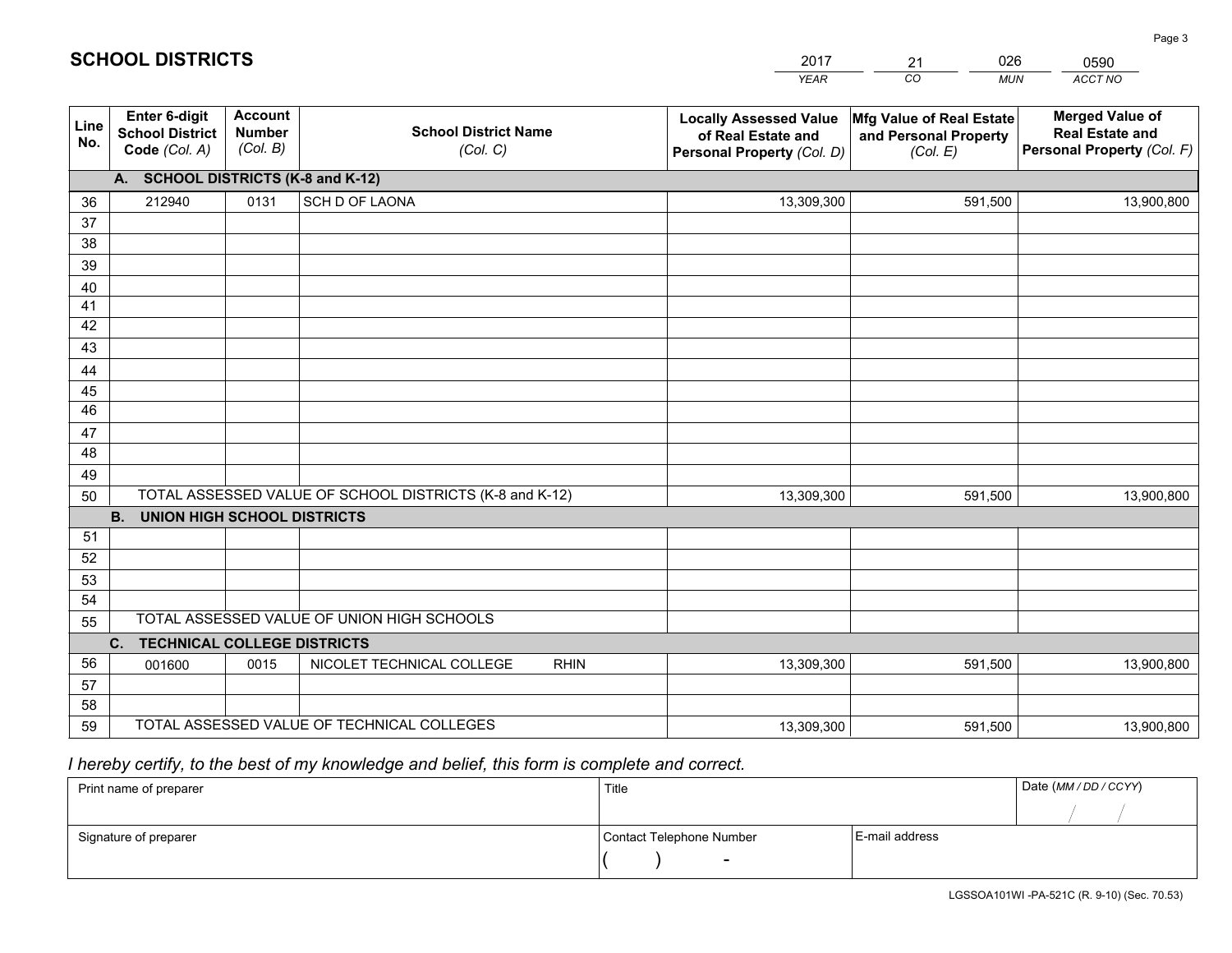# SCHOOL DISTRICTS

| 2017 | 21 | 026 | 0590 |
|---|---|---|---|
| *YEAR* | *CO* | *MUN* | *ACCT NO* |

| Line No. | Enter 6-digit School District Code (Col. A) | Account Number (Col. B) | School District Name (Col. C) | Locally Assessed Value of Real Estate and Personal Property (Col. D) | Mfg Value of Real Estate and Personal Property (Col. E) | Merged Value of Real Estate and Personal Property (Col. F) |
|---|---|---|---|---|---|---|
| | **A. SCHOOL DISTRICTS (K-8 and K-12)** | | | | | |
| 36 | 212940 | 0131 | SCH D OF LAONA | 13,309,300 | 591,500 | 13,900,800 |
| 37 | | | | | | |
| 38 | | | | | | |
| 39 | | | | | | |
| 40 | | | | | | |
| 41 | | | | | | |
| 42 | | | | | | |
| 43 | | | | | | |
| 44 | | | | | | |
| 45 | | | | | | |
| 46 | | | | | | |
| 47 | | | | | | |
| 48 | | | | | | |
| 49 | | | | | | |
| 50 | TOTAL ASSESSED VALUE OF SCHOOL DISTRICTS (K-8 and K-12) | | | 13,309,300 | 591,500 | 13,900,800 |
| | **B. UNION HIGH SCHOOL DISTRICTS** | | | | | |
| 51 | | | | | | |
| 52 | | | | | | |
| 53 | | | | | | |
| 54 | | | | | | |
| 55 | TOTAL ASSESSED VALUE OF UNION HIGH SCHOOLS | | | | | |
| | **C. TECHNICAL COLLEGE DISTRICTS** | | | | | |
| 56 | 001600 | 0015 | NICOLET TECHNICAL COLLEGE RHIN | 13,309,300 | 591,500 | 13,900,800 |
| 57 | | | | | | |
| 58 | | | | | | |
| 59 | TOTAL ASSESSED VALUE OF TECHNICAL COLLEGES | | | 13,309,300 | 591,500 | 13,900,800 |

*I hereby certify, to the best of my knowledge and belief, this form is complete and correct.*

| Print name of preparer | Title | | Date (MM / DD / CCYY) |
|---|---|---|---|
| | | | / / |
| Signature of preparer | Contact Telephone Number | E-mail address | |
| | ( ) - | | |

LGSSOA101WI -PA-521C (R. 9-10) (Sec. 70.53)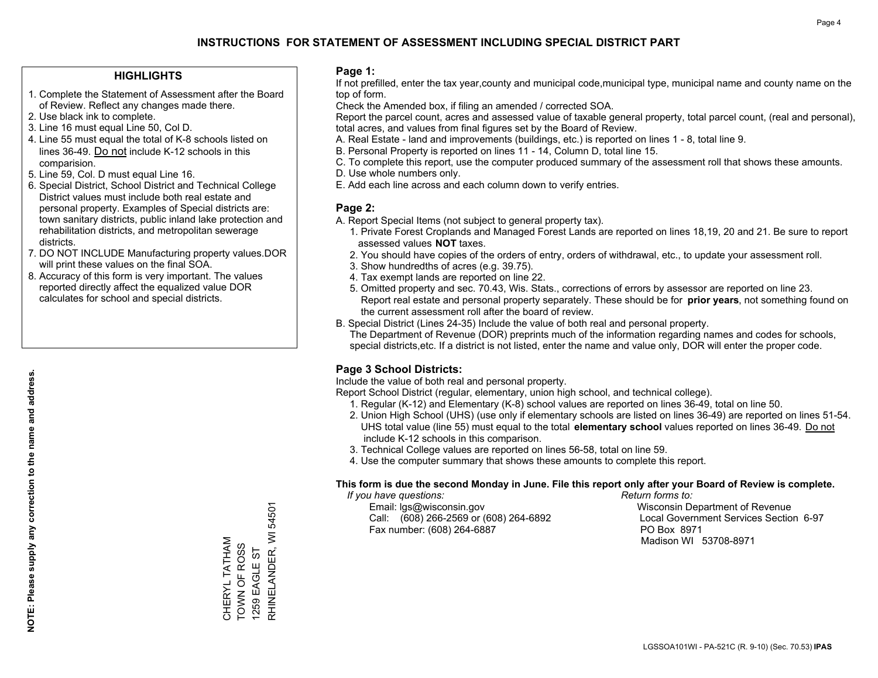# INSTRUCTIONS FOR STATEMENT OF ASSESSMENT INCLUDING SPECIAL DISTRICT PART

## HIGHLIGHTS

1. Complete the Statement of Assessment after the Board of Review. Reflect any changes made there.
2. Use black ink to complete.
3. Line 16 must equal Line 50, Col D.
4. Line 55 must equal the total of K-8 schools listed on lines 36-49. Do not include K-12 schools in this comparision.
5. Line 59, Col. D must equal Line 16.
6. Special District, School District and Technical College District values must include both real estate and personal property. Examples of Special districts are: town sanitary districts, public inland lake protection and rehabilitation districts, and metropolitan sewerage districts.
7. DO NOT INCLUDE Manufacturing property values.DOR will print these values on the final SOA.
8. Accuracy of this form is very important. The values reported directly affect the equalized value DOR calculates for school and special districts.

**NOTE: Please supply any correction to the name and address.**

CHERYL TATHAM
TOWN OF ROSS
1259 EAGLE ST
RHINELANDER, WI 54501

## Page 1:

If not prefilled, enter the tax year,county and municipal code,municipal type, municipal name and county name on the top of form.

Check the Amended box, if filing an amended / corrected SOA.

Report the parcel count, acres and assessed value of taxable general property, total parcel count, (real and personal), total acres, and values from final figures set by the Board of Review.

A. Real Estate - land and improvements (buildings, etc.) is reported on lines 1 - 8, total line 9.
B. Personal Property is reported on lines 11 - 14, Column D, total line 15.
C. To complete this report, use the computer produced summary of the assessment roll that shows these amounts.
D. Use whole numbers only.
E. Add each line across and each column down to verify entries.

## Page 2:

A. Report Special Items (not subject to general property tax).
   1. Private Forest Croplands and Managed Forest Lands are reported on lines 18,19, 20 and 21. Be sure to report assessed values **NOT** taxes.
   2. You should have copies of the orders of entry, orders of withdrawal, etc., to update your assessment roll.
   3. Show hundredths of acres (e.g. 39.75).
   4. Tax exempt lands are reported on line 22.
   5. Omitted property and sec. 70.43, Wis. Stats., corrections of errors by assessor are reported on line 23. Report real estate and personal property separately. These should be for **prior years**, not something found on the current assessment roll after the board of review.

B. Special District (Lines 24-35) Include the value of both real and personal property.
   The Department of Revenue (DOR) preprints much of the information regarding names and codes for schools, special districts,etc. If a district is not listed, enter the name and value only, DOR will enter the proper code.

## Page 3 School Districts:

Include the value of both real and personal property.

Report School District (regular, elementary, union high school, and technical college).

1. Regular (K-12) and Elementary (K-8) school values are reported on lines 36-49, total on line 50.
2. Union High School (UHS) (use only if elementary schools are listed on lines 36-49) are reported on lines 51-54. UHS total value (line 55) must equal to the total **elementary school** values reported on lines 36-49. Do not include K-12 schools in this comparison.
3. Technical College values are reported on lines 56-58, total on line 59.
4. Use the computer summary that shows these amounts to complete this report.

**This form is due the second Monday in June. File this report only after your Board of Review is complete.**

*If you have questions:*
Email: lgs@wisconsin.gov
Call: (608) 266-2569 or (608) 264-6892
Fax number: (608) 264-6887

*Return forms to:*
Wisconsin Department of Revenue
Local Government Services Section 6-97
PO Box 8971
Madison WI 53708-8971

LGSSOA101WI - PA-521C (R. 9-10) (Sec. 70.53) **IPAS**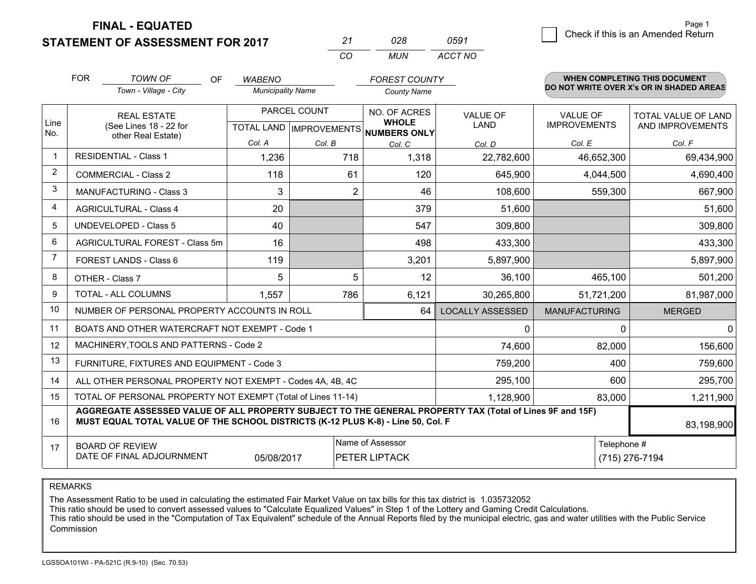**FINAL - EQUATED**
**STATEMENT OF ASSESSMENT FOR 2017**

| 21 | 028 | 0591 |
|---|---|---|
| CO | MUN | ACCT NO |

Page 1

☐ Check if this is an Amended Return

FOR *TOWN OF* (Town - Village - City) OF *WABENO* (Municipality Name) *FOREST COUNTY* (County Name)

**WHEN COMPLETING THIS DOCUMENT DO NOT WRITE OVER X's OR IN SHADED AREAS**

| Line No. | REAL ESTATE (See Lines 18 - 22 for other Real Estate) | PARCEL COUNT TOTAL LAND Col. A | PARCEL COUNT IMPROVEMENTS Col. B | NO. OF ACRES WHOLE NUMBERS ONLY Col. C | VALUE OF LAND Col. D | VALUE OF IMPROVEMENTS Col. E | TOTAL VALUE OF LAND AND IMPROVEMENTS Col. F |
|---|---|---|---|---|---|---|---|
| 1 | RESIDENTIAL - Class 1 | 1,236 | 718 | 1,318 | 22,782,600 | 46,652,300 | 69,434,900 |
| 2 | COMMERCIAL - Class 2 | 118 | 61 | 120 | 645,900 | 4,044,500 | 4,690,400 |
| 3 | MANUFACTURING - Class 3 | 3 | 2 | 46 | 108,600 | 559,300 | 667,900 |
| 4 | AGRICULTURAL - Class 4 | 20 | | 379 | 51,600 | | 51,600 |
| 5 | UNDEVELOPED - Class 5 | 40 | | 547 | 309,800 | | 309,800 |
| 6 | AGRICULTURAL FOREST - Class 5m | 16 | | 498 | 433,300 | | 433,300 |
| 7 | FOREST LANDS - Class 6 | 119 | | 3,201 | 5,897,900 | | 5,897,900 |
| 8 | OTHER - Class 7 | 5 | 5 | 12 | 36,100 | 465,100 | 501,200 |
| 9 | TOTAL - ALL COLUMNS | 1,557 | 786 | 6,121 | 30,265,800 | 51,721,200 | 81,987,000 |
| 10 | NUMBER OF PERSONAL PROPERTY ACCOUNTS IN ROLL | | | 64 | LOCALLY ASSESSED | MANUFACTURING | MERGED |
| 11 | BOATS AND OTHER WATERCRAFT NOT EXEMPT - Code 1 | | | | 0 | 0 | 0 |
| 12 | MACHINERY,TOOLS AND PATTERNS - Code 2 | | | | 74,600 | 82,000 | 156,600 |
| 13 | FURNITURE, FIXTURES AND EQUIPMENT - Code 3 | | | | 759,200 | 400 | 759,600 |
| 14 | ALL OTHER PERSONAL PROPERTY NOT EXEMPT - Codes 4A, 4B, 4C | | | | 295,100 | 600 | 295,700 |
| 15 | TOTAL OF PERSONAL PROPERTY NOT EXEMPT (Total of Lines 11-14) | | | | 1,128,900 | 83,000 | 1,211,900 |
| 16 | **AGGREGATE ASSESSED VALUE OF ALL PROPERTY SUBJECT TO THE GENERAL PROPERTY TAX (Total of Lines 9F and 15F) MUST EQUAL TOTAL VALUE OF THE SCHOOL DISTRICTS (K-12 PLUS K-8) - Line 50, Col. F** | | | | | | 83,198,900 |
| 17 | BOARD OF REVIEW DATE OF FINAL ADJOURNMENT | 05/08/2017 | Name of Assessor: PETER LIPTACK | | | Telephone #: (715) 276-7194 | |

REMARKS

The Assessment Ratio to be used in calculating the estimated Fair Market Value on tax bills for this tax district is 1.035732052
This ratio should be used to convert assessed values to "Calculate Equalized Values" in Step 1 of the Lottery and Gaming Credit Calculations.
This ratio should be used in the "Computation of Tax Equivalent" schedule of the Annual Reports filed by the municipal electric, gas and water utilities with the Public Service Commission

LGSSOA101WI - PA-521C (R.9-10) (Sec. 70.53)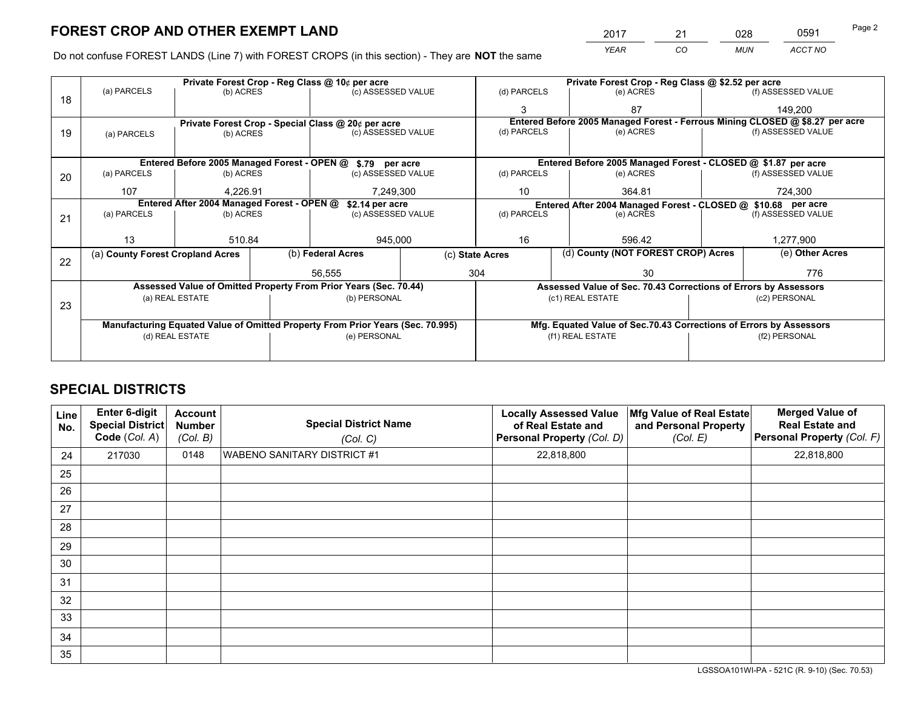# FOREST CROP AND OTHER EXEMPT LAND

| 2017 | 21 | 028 | 0591 |
|---|---|---|---|
| YEAR | CO | MUN | ACCT NO |

Do not confuse FOREST LANDS (Line 7) with FOREST CROPS (in this section) - They are **NOT** the same

| Line | Private Forest Crop - Reg Class @ 10¢ per acre | | | Private Forest Crop - Reg Class @ $2.52 per acre | | |
|---|---|---|---|---|---|---|
| 18 | (a) PARCELS | (b) ACRES | (c) ASSESSED VALUE | (d) PARCELS | (e) ACRES | (f) ASSESSED VALUE |
| | | | | 3 | 87 | 149,200 |
| | **Private Forest Crop - Special Class @ 20¢ per acre** | | | **Entered Before 2005 Managed Forest - Ferrous Mining CLOSED @ $8.27 per acre** | | |
| 19 | (a) PARCELS | (b) ACRES | (c) ASSESSED VALUE | (d) PARCELS | (e) ACRES | (f) ASSESSED VALUE |
| | | | | | | |
| | **Entered Before 2005 Managed Forest - OPEN @ $.79 per acre** | | | **Entered Before 2005 Managed Forest - CLOSED @ $1.87 per acre** | | |
| 20 | (a) PARCELS | (b) ACRES | (c) ASSESSED VALUE | (d) PARCELS | (e) ACRES | (f) ASSESSED VALUE |
| | 107 | 4,226.91 | 7,249,300 | 10 | 364.81 | 724,300 |
| | **Entered After 2004 Managed Forest - OPEN @ $2.14 per acre** | | | **Entered After 2004 Managed Forest - CLOSED @ $10.68 per acre** | | |
| 21 | (a) PARCELS | (b) ACRES | (c) ASSESSED VALUE | (d) PARCELS | (e) ACRES | (f) ASSESSED VALUE |
| | 13 | 510.84 | 945,000 | 16 | 596.42 | 1,277,900 |

| Line | (a) County Forest Cropland Acres | (b) Federal Acres | (c) State Acres | (d) County (NOT FOREST CROP) Acres | (e) Other Acres |
|---|---|---|---|---|---|
| 22 | | 56,555 | 304 | 30 | 776 |

| Line | Assessed Value of Omitted Property From Prior Years (Sec. 70.44) | | Assessed Value of Sec. 70.43 Corrections of Errors by Assessors | |
|---|---|---|---|---|
| 23 | (a) REAL ESTATE | (b) PERSONAL | (c1) REAL ESTATE | (c2) PERSONAL |
| | | | | |
| | **Manufacturing Equated Value of Omitted Property From Prior Years (Sec. 70.995)** | | **Mfg. Equated Value of Sec.70.43 Corrections of Errors by Assessors** | |
| | (d) REAL ESTATE | (e) PERSONAL | (f1) REAL ESTATE | (f2) PERSONAL |
| | | | | |

# SPECIAL DISTRICTS

| Line No. | Enter 6-digit Special District Code (Col. A) | Account Number (Col. B) | Special District Name (Col. C) | Locally Assessed Value of Real Estate and Personal Property (Col. D) | Mfg Value of Real Estate and Personal Property (Col. E) | Merged Value of Real Estate and Personal Property (Col. F) |
|---|---|---|---|---|---|---|
| 24 | 217030 | 0148 | WABENO SANITARY DISTRICT #1 | 22,818,800 | | 22,818,800 |
| 25 | | | | | | |
| 26 | | | | | | |
| 27 | | | | | | |
| 28 | | | | | | |
| 29 | | | | | | |
| 30 | | | | | | |
| 31 | | | | | | |
| 32 | | | | | | |
| 33 | | | | | | |
| 34 | | | | | | |
| 35 | | | | | | |

LGSSOA101WI-PA - 521C (R. 9-10) (Sec. 70.53)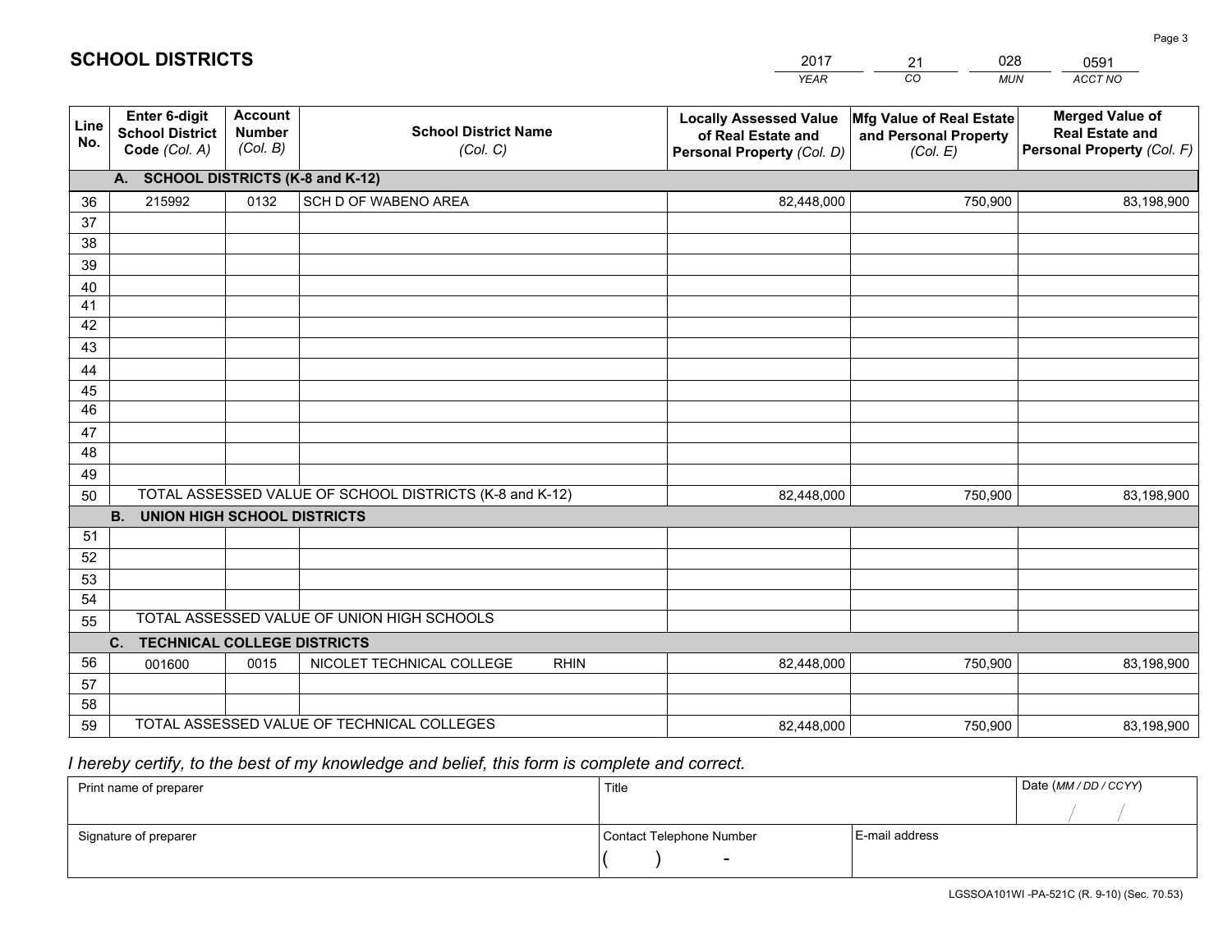# SCHOOL DISTRICTS

| 2017 | 21 | 028 | 0591 |
|---|---|---|---|
| *YEAR* | *CO* | *MUN* | *ACCT NO* |

| Line No. | Enter 6-digit School District Code *(Col. A)* | Account Number *(Col. B)* | School District Name *(Col. C)* | Locally Assessed Value of Real Estate and Personal Property *(Col. D)* | Mfg Value of Real Estate and Personal Property *(Col. E)* | Merged Value of Real Estate and Personal Property *(Col. F)* |
|---|---|---|---|---|---|---|
| | **A. SCHOOL DISTRICTS (K-8 and K-12)** | | | | | |
| 36 | 215992 | 0132 | SCH D OF WABENO AREA | 82,448,000 | 750,900 | 83,198,900 |
| 37 | | | | | | |
| 38 | | | | | | |
| 39 | | | | | | |
| 40 | | | | | | |
| 41 | | | | | | |
| 42 | | | | | | |
| 43 | | | | | | |
| 44 | | | | | | |
| 45 | | | | | | |
| 46 | | | | | | |
| 47 | | | | | | |
| 48 | | | | | | |
| 49 | | | | | | |
| 50 | TOTAL ASSESSED VALUE OF SCHOOL DISTRICTS (K-8 and K-12) | | | 82,448,000 | 750,900 | 83,198,900 |
| | **B. UNION HIGH SCHOOL DISTRICTS** | | | | | |
| 51 | | | | | | |
| 52 | | | | | | |
| 53 | | | | | | |
| 54 | | | | | | |
| 55 | TOTAL ASSESSED VALUE OF UNION HIGH SCHOOLS | | | | | |
| | **C. TECHNICAL COLLEGE DISTRICTS** | | | | | |
| 56 | 001600 | 0015 | NICOLET TECHNICAL COLLEGE RHIN | 82,448,000 | 750,900 | 83,198,900 |
| 57 | | | | | | |
| 58 | | | | | | |
| 59 | TOTAL ASSESSED VALUE OF TECHNICAL COLLEGES | | | 82,448,000 | 750,900 | 83,198,900 |

*I hereby certify, to the best of my knowledge and belief, this form is complete and correct.*

| Print name of preparer | Title | | Date *(MM / DD / CCYY)* |
|---|---|---|---|
| | | | / / |
| Signature of preparer | Contact Telephone Number | E-mail address | |
| | ( ) - | | |

LGSSOA101WI -PA-521C (R. 9-10) (Sec. 70.53)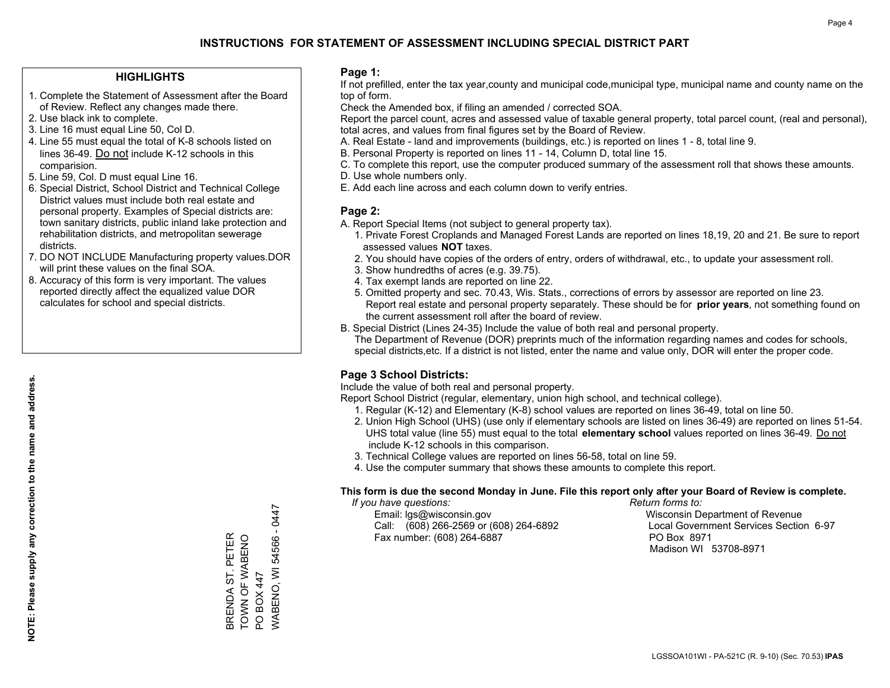# INSTRUCTIONS FOR STATEMENT OF ASSESSMENT INCLUDING SPECIAL DISTRICT PART

## HIGHLIGHTS

1. Complete the Statement of Assessment after the Board of Review. Reflect any changes made there.
2. Use black ink to complete.
3. Line 16 must equal Line 50, Col D.
4. Line 55 must equal the total of K-8 schools listed on lines 36-49. Do not include K-12 schools in this comparision.
5. Line 59, Col. D must equal Line 16.
6. Special District, School District and Technical College District values must include both real estate and personal property. Examples of Special districts are: town sanitary districts, public inland lake protection and rehabilitation districts, and metropolitan sewerage districts.
7. DO NOT INCLUDE Manufacturing property values.DOR will print these values on the final SOA.
8. Accuracy of this form is very important. The values reported directly affect the equalized value DOR calculates for school and special districts.

**NOTE: Please supply any correction to the name and address.**

BRENDA ST. PETER
TOWN OF WABENO
PO BOX 447
WABENO, WI 54566 - 0447

## Page 1:

If not prefilled, enter the tax year,county and municipal code,municipal type, municipal name and county name on the top of form.

Check the Amended box, if filing an amended / corrected SOA.

Report the parcel count, acres and assessed value of taxable general property, total parcel count, (real and personal), total acres, and values from final figures set by the Board of Review.

A. Real Estate - land and improvements (buildings, etc.) is reported on lines 1 - 8, total line 9.
B. Personal Property is reported on lines 11 - 14, Column D, total line 15.
C. To complete this report, use the computer produced summary of the assessment roll that shows these amounts.
D. Use whole numbers only.
E. Add each line across and each column down to verify entries.

## Page 2:

A. Report Special Items (not subject to general property tax).
   1. Private Forest Croplands and Managed Forest Lands are reported on lines 18,19, 20 and 21. Be sure to report assessed values **NOT** taxes.
   2. You should have copies of the orders of entry, orders of withdrawal, etc., to update your assessment roll.
   3. Show hundredths of acres (e.g. 39.75).
   4. Tax exempt lands are reported on line 22.
   5. Omitted property and sec. 70.43, Wis. Stats., corrections of errors by assessor are reported on line 23. Report real estate and personal property separately. These should be for **prior years**, not something found on the current assessment roll after the board of review.
B. Special District (Lines 24-35) Include the value of both real and personal property.
   The Department of Revenue (DOR) preprints much of the information regarding names and codes for schools, special districts,etc. If a district is not listed, enter the name and value only, DOR will enter the proper code.

## Page 3 School Districts:

Include the value of both real and personal property.

Report School District (regular, elementary, union high school, and technical college).

1. Regular (K-12) and Elementary (K-8) school values are reported on lines 36-49, total on line 50.
2. Union High School (UHS) (use only if elementary schools are listed on lines 36-49) are reported on lines 51-54. UHS total value (line 55) must equal to the total **elementary school** values reported on lines 36-49. Do not include K-12 schools in this comparison.
3. Technical College values are reported on lines 56-58, total on line 59.
4. Use the computer summary that shows these amounts to complete this report.

**This form is due the second Monday in June. File this report only after your Board of Review is complete.**

*If you have questions:*
Email: lgs@wisconsin.gov
Call: (608) 266-2569 or (608) 264-6892
Fax number: (608) 264-6887

*Return forms to:*
Wisconsin Department of Revenue
Local Government Services Section 6-97
PO Box 8971
Madison WI 53708-8971

LGSSOA101WI - PA-521C (R. 9-10) (Sec. 70.53) **IPAS**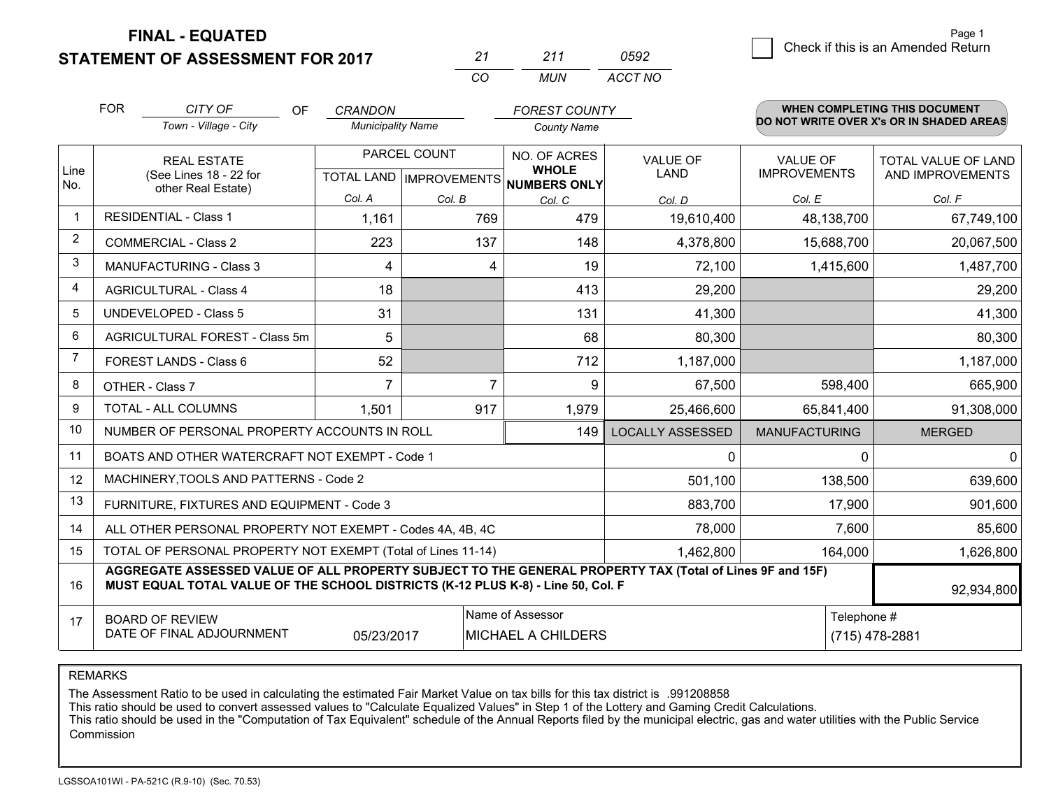# FINAL - EQUATED
# STATEMENT OF ASSESSMENT FOR 2017

| 21 | 211 | 0592 |
|---|---|---|
| CO | MUN | ACCT NO |

Check if this is an Amended Return

FOR *CITY OF* (Town - Village - City) OF *CRANDON* (Municipality Name) *FOREST COUNTY* (County Name)

**WHEN COMPLETING THIS DOCUMENT DO NOT WRITE OVER X's OR IN SHADED AREAS**

| Line No. | REAL ESTATE (See Lines 18 - 22 for other Real Estate) | PARCEL COUNT TOTAL LAND Col. A | PARCEL COUNT IMPROVEMENTS Col. B | NO. OF ACRES WHOLE NUMBERS ONLY Col. C | VALUE OF LAND Col. D | VALUE OF IMPROVEMENTS Col. E | TOTAL VALUE OF LAND AND IMPROVEMENTS Col. F |
|---|---|---|---|---|---|---|---|
| 1 | RESIDENTIAL - Class 1 | 1,161 | 769 | 479 | 19,610,400 | 48,138,700 | 67,749,100 |
| 2 | COMMERCIAL - Class 2 | 223 | 137 | 148 | 4,378,800 | 15,688,700 | 20,067,500 |
| 3 | MANUFACTURING - Class 3 | 4 | 4 | 19 | 72,100 | 1,415,600 | 1,487,700 |
| 4 | AGRICULTURAL - Class 4 | 18 | | 413 | 29,200 | | 29,200 |
| 5 | UNDEVELOPED - Class 5 | 31 | | 131 | 41,300 | | 41,300 |
| 6 | AGRICULTURAL FOREST - Class 5m | 5 | | 68 | 80,300 | | 80,300 |
| 7 | FOREST LANDS - Class 6 | 52 | | 712 | 1,187,000 | | 1,187,000 |
| 8 | OTHER - Class 7 | 7 | 7 | 9 | 67,500 | 598,400 | 665,900 |
| 9 | TOTAL - ALL COLUMNS | 1,501 | 917 | 1,979 | 25,466,600 | 65,841,400 | 91,308,000 |
| 10 | NUMBER OF PERSONAL PROPERTY ACCOUNTS IN ROLL | | | 149 | LOCALLY ASSESSED | MANUFACTURING | MERGED |
| 11 | BOATS AND OTHER WATERCRAFT NOT EXEMPT - Code 1 | | | | 0 | 0 | 0 |
| 12 | MACHINERY,TOOLS AND PATTERNS - Code 2 | | | | 501,100 | 138,500 | 639,600 |
| 13 | FURNITURE, FIXTURES AND EQUIPMENT - Code 3 | | | | 883,700 | 17,900 | 901,600 |
| 14 | ALL OTHER PERSONAL PROPERTY NOT EXEMPT - Codes 4A, 4B, 4C | | | | 78,000 | 7,600 | 85,600 |
| 15 | TOTAL OF PERSONAL PROPERTY NOT EXEMPT (Total of Lines 11-14) | | | | 1,462,800 | 164,000 | 1,626,800 |
| 16 | **AGGREGATE ASSESSED VALUE OF ALL PROPERTY SUBJECT TO THE GENERAL PROPERTY TAX (Total of Lines 9F and 15F) MUST EQUAL TOTAL VALUE OF THE SCHOOL DISTRICTS (K-12 PLUS K-8) - Line 50, Col. F** | | | | | | 92,934,800 |
| 17 | BOARD OF REVIEW DATE OF FINAL ADJOURNMENT | 05/23/2017 | Name of Assessor | MICHAEL A CHILDERS | | Telephone # | (715) 478-2881 |

REMARKS

The Assessment Ratio to be used in calculating the estimated Fair Market Value on tax bills for this tax district is .991208858
This ratio should be used to convert assessed values to "Calculate Equalized Values" in Step 1 of the Lottery and Gaming Credit Calculations.
This ratio should be used in the "Computation of Tax Equivalent" schedule of the Annual Reports filed by the municipal electric, gas and water utilities with the Public Service Commission

LGSSOA101WI - PA-521C (R.9-10) (Sec. 70.53)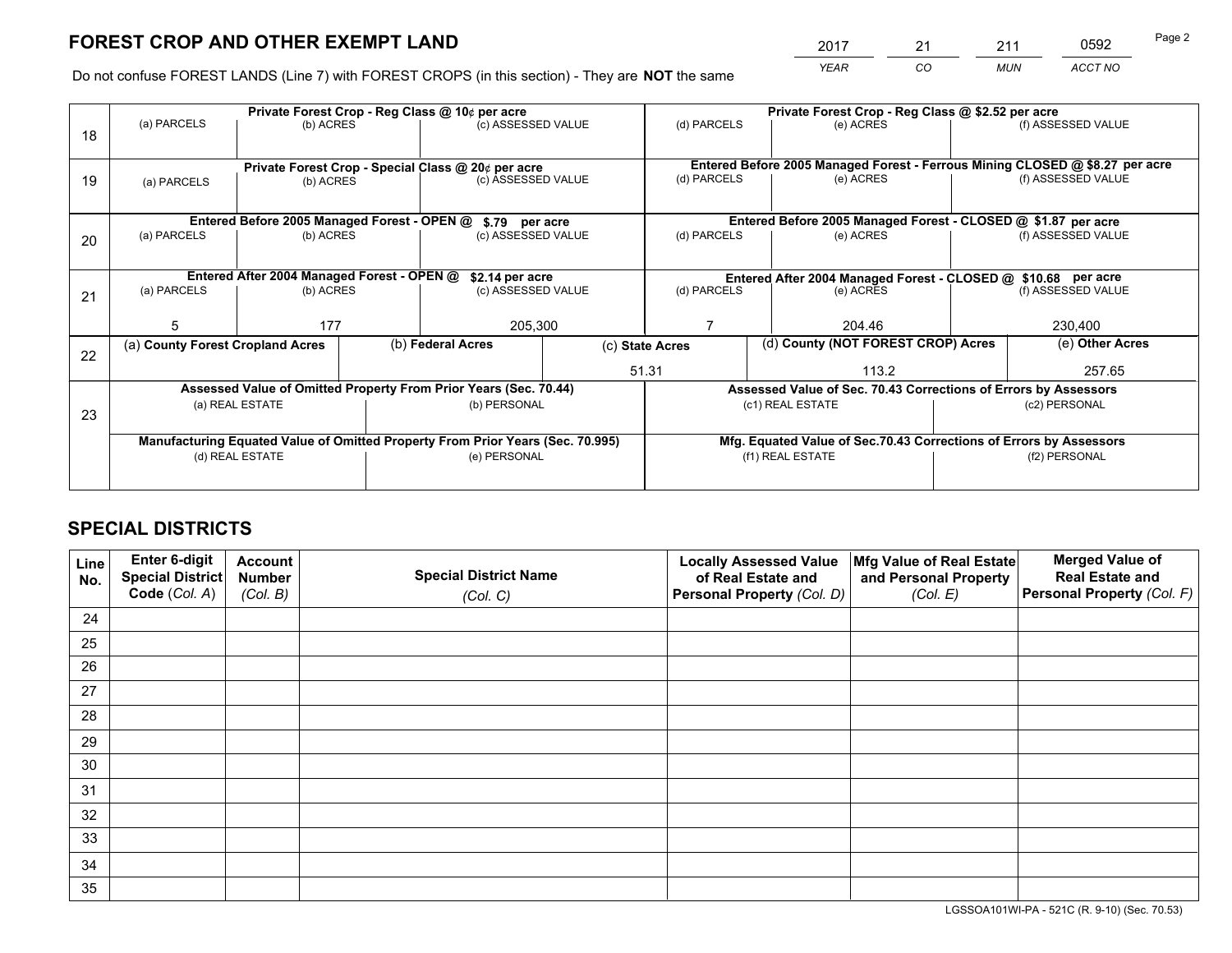# FOREST CROP AND OTHER EXEMPT LAND

| 2017 | 21 | 211 | 0592 |
|---|---|---|---|
| *YEAR* | *CO* | *MUN* | *ACCT NO* |

Do not confuse FOREST LANDS (Line 7) with FOREST CROPS (in this section) - They are **NOT** the same

| Line | (a) PARCELS | (b) ACRES | (c) ASSESSED VALUE | (d) PARCELS | (e) ACRES | (f) ASSESSED VALUE |
|---|---|---|---|---|---|---|
| 18 | Private Forest Crop - Reg Class @ 10¢ per acre | | | Private Forest Crop - Reg Class @ $2.52 per acre | | |
| | | | | | | |
| 19 | Private Forest Crop - Special Class @ 20¢ per acre | | | Entered Before 2005 Managed Forest - Ferrous Mining CLOSED @ $8.27 per acre | | |
| | | | | | | |
| 20 | Entered Before 2005 Managed Forest - OPEN @ $.79 per acre | | | Entered Before 2005 Managed Forest - CLOSED @ $1.87 per acre | | |
| | | | | | | |
| 21 | Entered After 2004 Managed Forest - OPEN @ $2.14 per acre | | | Entered After 2004 Managed Forest - CLOSED @ $10.68 per acre | | |
| | 5 | 177 | 205,300 | 7 | 204.46 | 230,400 |

| Line | (a) County Forest Cropland Acres | (b) Federal Acres | (c) State Acres | (d) County (NOT FOREST CROP) Acres | (e) Other Acres |
|---|---|---|---|---|---|
| 22 | | | 51.31 | 113.2 | 257.65 |

| Line | Assessed Value of Omitted Property From Prior Years (Sec. 70.44) | | Assessed Value of Sec. 70.43 Corrections of Errors by Assessors | |
|---|---|---|---|---|
| 23 | (a) REAL ESTATE | (b) PERSONAL | (c1) REAL ESTATE | (c2) PERSONAL |
| | | | | |
| | Manufacturing Equated Value of Omitted Property From Prior Years (Sec. 70.995) | | Mfg. Equated Value of Sec.70.43 Corrections of Errors by Assessors | |
| | (d) REAL ESTATE | (e) PERSONAL | (f1) REAL ESTATE | (f2) PERSONAL |
| | | | | |

# SPECIAL DISTRICTS

| Line No. | Enter 6-digit Special District Code (*Col. A*) | Account Number (*Col. B*) | Special District Name (*Col. C*) | Locally Assessed Value of Real Estate and Personal Property (*Col. D*) | Mfg Value of Real Estate and Personal Property (*Col. E*) | Merged Value of Real Estate and Personal Property (*Col. F*) |
|---|---|---|---|---|---|---|
| 24 | | | | | | |
| 25 | | | | | | |
| 26 | | | | | | |
| 27 | | | | | | |
| 28 | | | | | | |
| 29 | | | | | | |
| 30 | | | | | | |
| 31 | | | | | | |
| 32 | | | | | | |
| 33 | | | | | | |
| 34 | | | | | | |
| 35 | | | | | | |

LGSSOA101WI-PA - 521C (R. 9-10) (Sec. 70.53)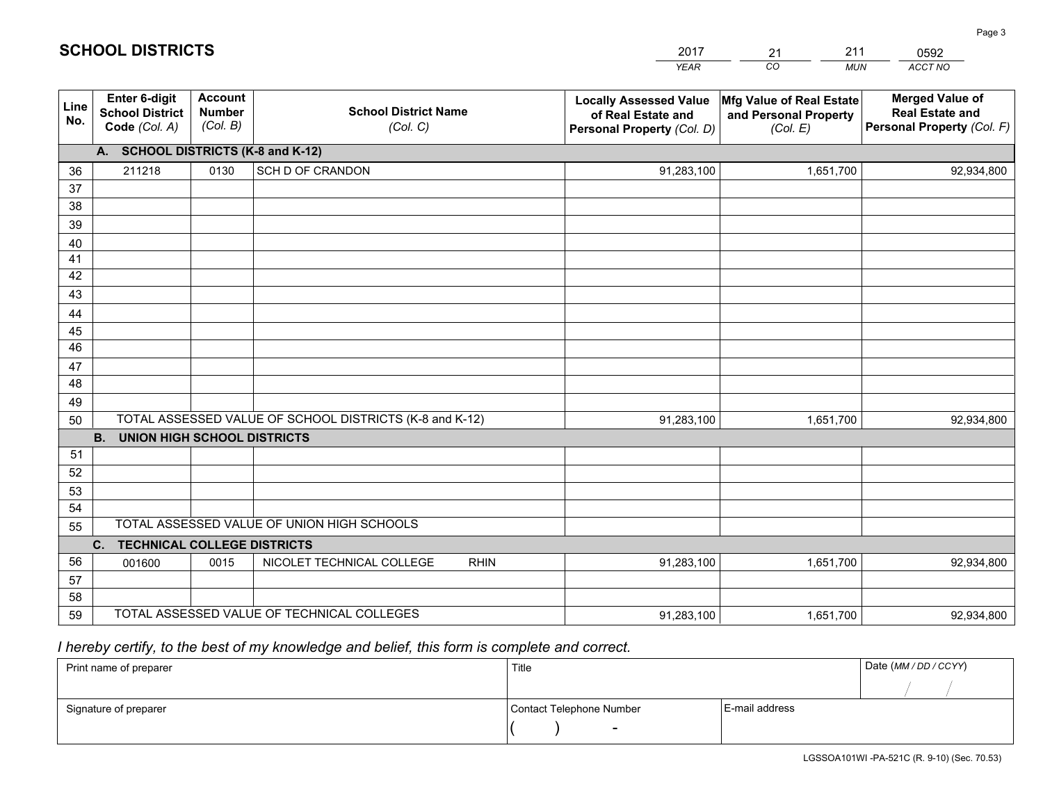## SCHOOL DISTRICTS

| 2017 | 21 | 211 | 0592 |
|---|---|---|---|
| YEAR | CO | MUN | ACCT NO |

| Line No. | Enter 6-digit School District Code (Col. A) | Account Number (Col. B) | School District Name (Col. C) | Locally Assessed Value of Real Estate and Personal Property (Col. D) | Mfg Value of Real Estate and Personal Property (Col. E) | Merged Value of Real Estate and Personal Property (Col. F) |
|---|---|---|---|---|---|---|
| | **A. SCHOOL DISTRICTS (K-8 and K-12)** | | | | | |
| 36 | 211218 | 0130 | SCH D OF CRANDON | 91,283,100 | 1,651,700 | 92,934,800 |
| 37 | | | | | | |
| 38 | | | | | | |
| 39 | | | | | | |
| 40 | | | | | | |
| 41 | | | | | | |
| 42 | | | | | | |
| 43 | | | | | | |
| 44 | | | | | | |
| 45 | | | | | | |
| 46 | | | | | | |
| 47 | | | | | | |
| 48 | | | | | | |
| 49 | | | | | | |
| 50 | TOTAL ASSESSED VALUE OF SCHOOL DISTRICTS (K-8 and K-12) | | | 91,283,100 | 1,651,700 | 92,934,800 |
| | **B. UNION HIGH SCHOOL DISTRICTS** | | | | | |
| 51 | | | | | | |
| 52 | | | | | | |
| 53 | | | | | | |
| 54 | | | | | | |
| 55 | TOTAL ASSESSED VALUE OF UNION HIGH SCHOOLS | | | | | |
| | **C. TECHNICAL COLLEGE DISTRICTS** | | | | | |
| 56 | 001600 | 0015 | NICOLET TECHNICAL COLLEGE RHIN | 91,283,100 | 1,651,700 | 92,934,800 |
| 57 | | | | | | |
| 58 | | | | | | |
| 59 | TOTAL ASSESSED VALUE OF TECHNICAL COLLEGES | | | 91,283,100 | 1,651,700 | 92,934,800 |

*I hereby certify, to the best of my knowledge and belief, this form is complete and correct.*

| Print name of preparer | Title | | Date (MM / DD / CCYY) |
|---|---|---|---|
| | | | / / |
| Signature of preparer | Contact Telephone Number | E-mail address | |
| | ( ) - | | |

LGSSOA101WI -PA-521C (R. 9-10) (Sec. 70.53)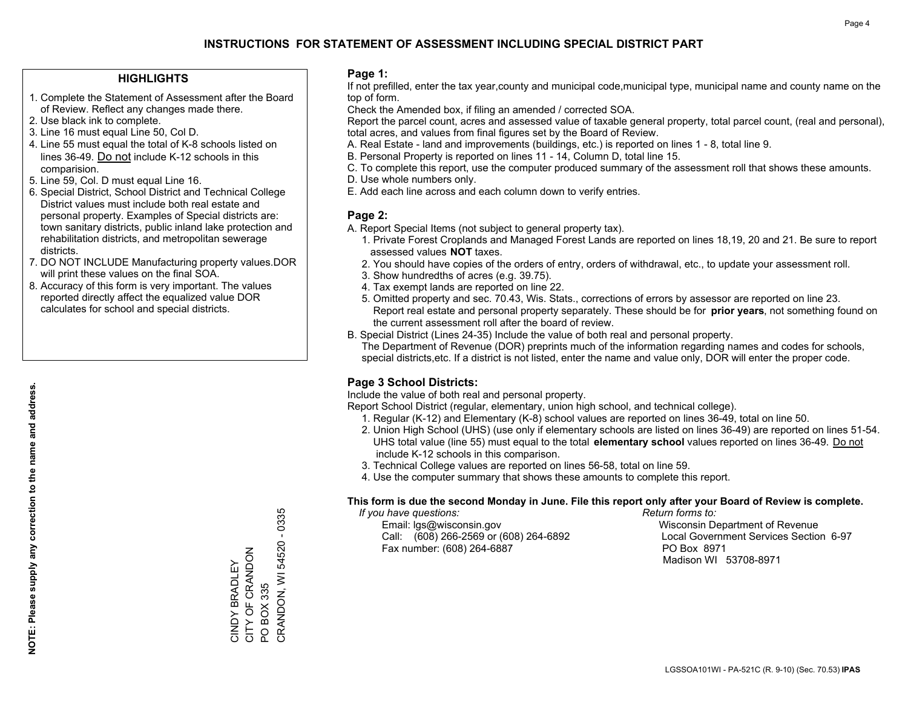# INSTRUCTIONS FOR STATEMENT OF ASSESSMENT INCLUDING SPECIAL DISTRICT PART

## HIGHLIGHTS

1. Complete the Statement of Assessment after the Board of Review. Reflect any changes made there.
2. Use black ink to complete.
3. Line 16 must equal Line 50, Col D.
4. Line 55 must equal the total of K-8 schools listed on lines 36-49. Do not include K-12 schools in this comparision.
5. Line 59, Col. D must equal Line 16.
6. Special District, School District and Technical College District values must include both real estate and personal property. Examples of Special districts are: town sanitary districts, public inland lake protection and rehabilitation districts, and metropolitan sewerage districts.
7. DO NOT INCLUDE Manufacturing property values.DOR will print these values on the final SOA.
8. Accuracy of this form is very important. The values reported directly affect the equalized value DOR calculates for school and special districts.

**NOTE: Please supply any correction to the name and address.**

CINDY BRADLEY
CITY OF CRANDON
PO BOX 335
CRANDON, WI 54520 - 0335

## Page 1:

If not prefilled, enter the tax year,county and municipal code,municipal type, municipal name and county name on the top of form.

Check the Amended box, if filing an amended / corrected SOA.

Report the parcel count, acres and assessed value of taxable general property, total parcel count, (real and personal), total acres, and values from final figures set by the Board of Review.

A. Real Estate - land and improvements (buildings, etc.) is reported on lines 1 - 8, total line 9.
B. Personal Property is reported on lines 11 - 14, Column D, total line 15.
C. To complete this report, use the computer produced summary of the assessment roll that shows these amounts.
D. Use whole numbers only.
E. Add each line across and each column down to verify entries.

## Page 2:

A. Report Special Items (not subject to general property tax).
   1. Private Forest Croplands and Managed Forest Lands are reported on lines 18,19, 20 and 21. Be sure to report assessed values **NOT** taxes.
   2. You should have copies of the orders of entry, orders of withdrawal, etc., to update your assessment roll.
   3. Show hundredths of acres (e.g. 39.75).
   4. Tax exempt lands are reported on line 22.
   5. Omitted property and sec. 70.43, Wis. Stats., corrections of errors by assessor are reported on line 23. Report real estate and personal property separately. These should be for **prior years**, not something found on the current assessment roll after the board of review.
B. Special District (Lines 24-35) Include the value of both real and personal property.
   The Department of Revenue (DOR) preprints much of the information regarding names and codes for schools, special districts,etc. If a district is not listed, enter the name and value only, DOR will enter the proper code.

## Page 3 School Districts:

Include the value of both real and personal property.

Report School District (regular, elementary, union high school, and technical college).

1. Regular (K-12) and Elementary (K-8) school values are reported on lines 36-49, total on line 50.
2. Union High School (UHS) (use only if elementary schools are listed on lines 36-49) are reported on lines 51-54. UHS total value (line 55) must equal to the total **elementary school** values reported on lines 36-49. Do not include K-12 schools in this comparison.
3. Technical College values are reported on lines 56-58, total on line 59.
4. Use the computer summary that shows these amounts to complete this report.

**This form is due the second Monday in June. File this report only after your Board of Review is complete.**

*If you have questions:*
Email: lgs@wisconsin.gov
Call: (608) 266-2569 or (608) 264-6892
Fax number: (608) 264-6887

*Return forms to:*
Wisconsin Department of Revenue
Local Government Services Section 6-97
PO Box 8971
Madison WI 53708-8971

LGSSOA101WI - PA-521C (R. 9-10) (Sec. 70.53) **IPAS**